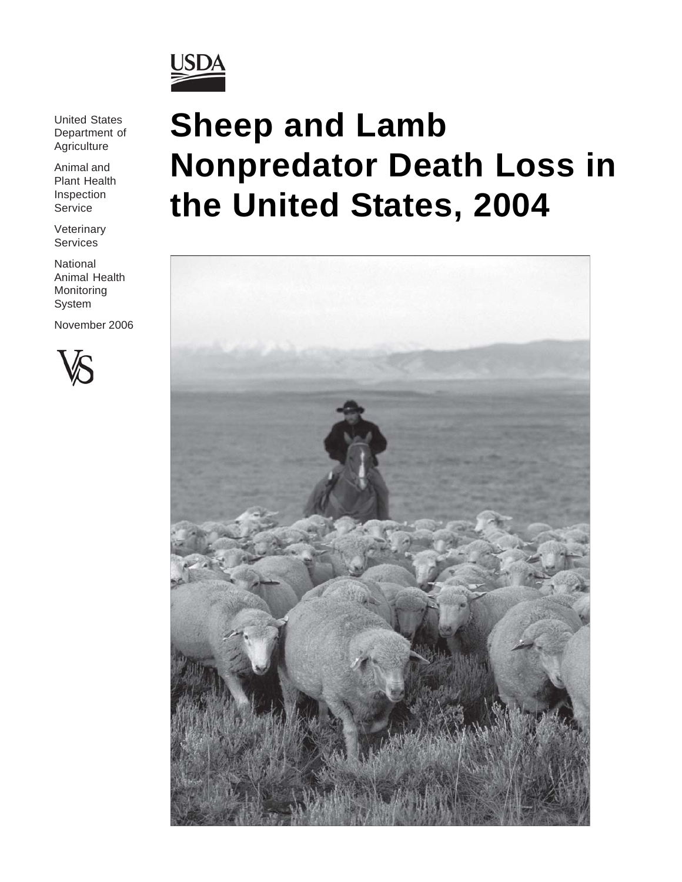USDA

United States Department of Agriculture

Animal and Plant Health Inspection Service

Veterinary Services

National Animal Health Monitoring System

November 2006

# Sheep and Lamb Nonpredator Death Loss in the United States, 2004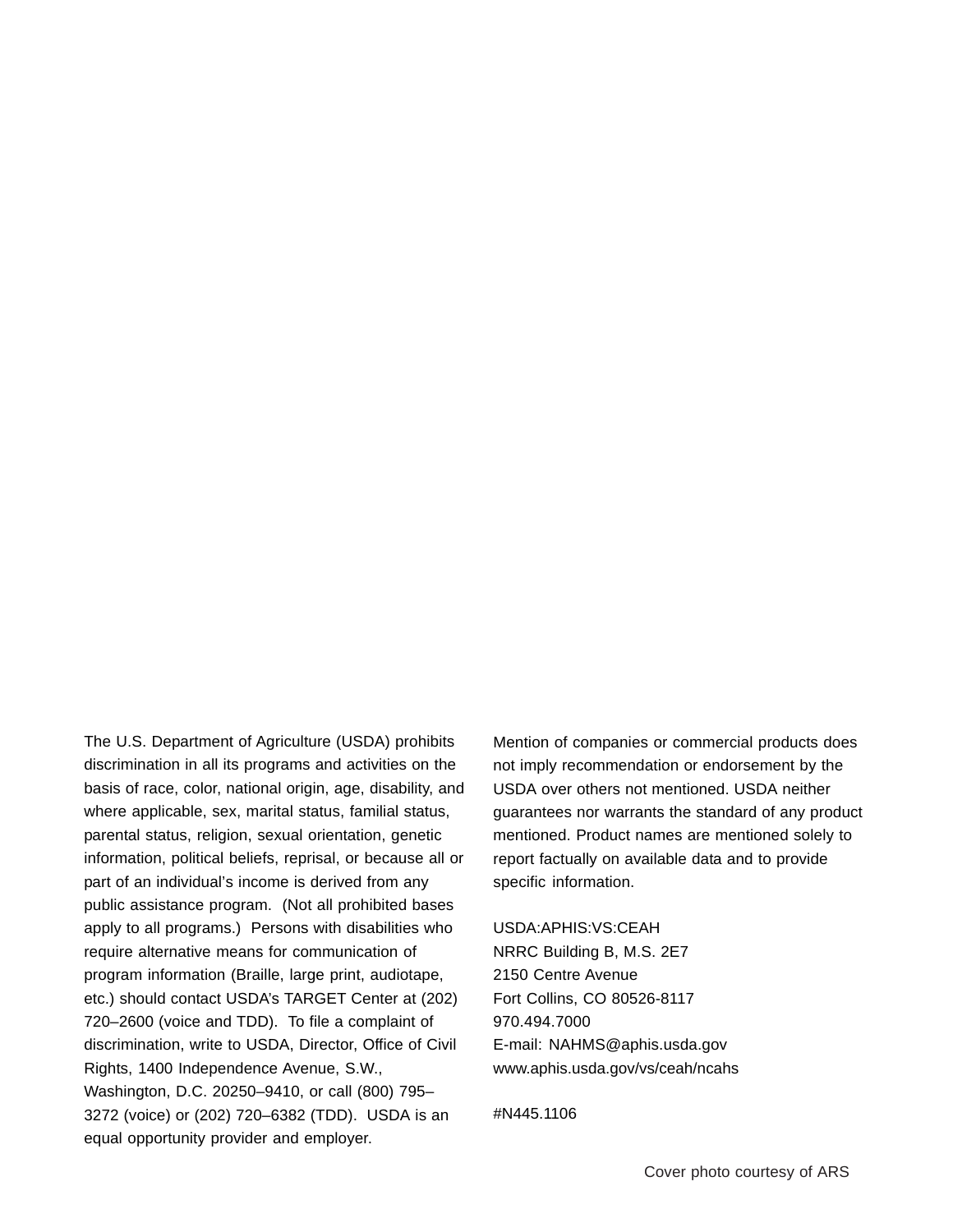The U.S. Department of Agriculture (USDA) prohibits discrimination in all its programs and activities on the basis of race, color, national origin, age, disability, and where applicable, sex, marital status, familial status, parental status, religion, sexual orientation, genetic information, political beliefs, reprisal, or because all or part of an individual's income is derived from any public assistance program. (Not all prohibited bases apply to all programs.) Persons with disabilities who require alternative means for communication of program information (Braille, large print, audiotape, etc.) should contact USDA's TARGET Center at (202) 720–2600 (voice and TDD). To file a complaint of discrimination, write to USDA, Director, Office of Civil Rights, 1400 Independence Avenue, S.W., Washington, D.C. 20250–9410, or call (800) 795–3272 (voice) or (202) 720–6382 (TDD). USDA is an equal opportunity provider and employer.

Mention of companies or commercial products does not imply recommendation or endorsement by the USDA over others not mentioned. USDA neither guarantees nor warrants the standard of any product mentioned. Product names are mentioned solely to report factually on available data and to provide specific information.

USDA:APHIS:VS:CEAH
NRRC Building B, M.S. 2E7
2150 Centre Avenue
Fort Collins, CO 80526-8117
970.494.7000
E-mail: NAHMS@aphis.usda.gov
www.aphis.usda.gov/vs/ceah/ncahs

#N445.1106

Cover photo courtesy of ARS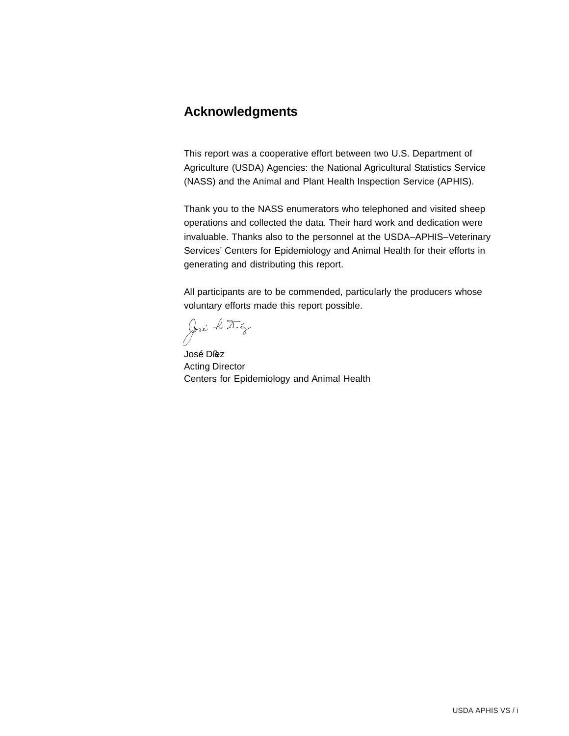## Acknowledgments

This report was a cooperative effort between two U.S. Department of Agriculture (USDA) Agencies: the National Agricultural Statistics Service (NASS) and the Animal and Plant Health Inspection Service (APHIS).

Thank you to the NASS enumerators who telephoned and visited sheep operations and collected the data. Their hard work and dedication were invaluable. Thanks also to the personnel at the USDA–APHIS–Veterinary Services' Centers for Epidemiology and Animal Health for their efforts in generating and distributing this report.

All participants are to be commended, particularly the producers whose voluntary efforts made this report possible.

José Díez
Acting Director
Centers for Epidemiology and Animal Health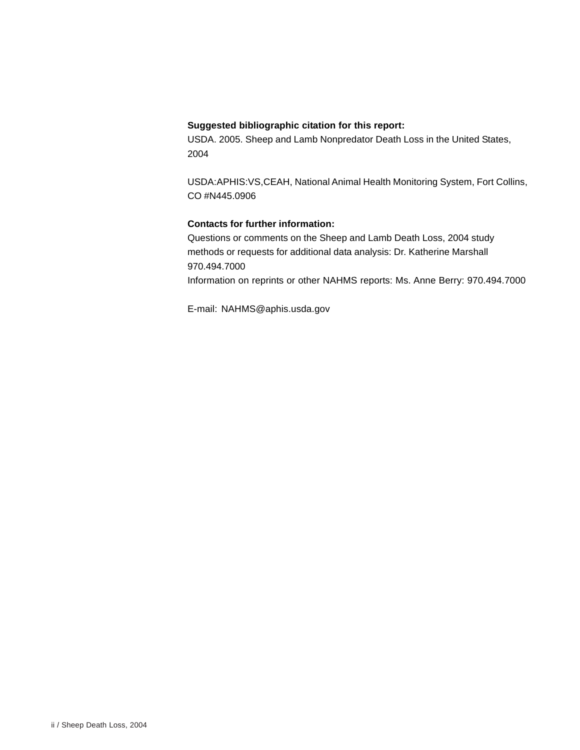**Suggested bibliographic citation for this report:**
USDA. 2005. Sheep and Lamb Nonpredator Death Loss in the United States, 2004

USDA:APHIS:VS,CEAH, National Animal Health Monitoring System, Fort Collins, CO #N445.0906

**Contacts for further information:**
Questions or comments on the Sheep and Lamb Death Loss, 2004 study methods or requests for additional data analysis: Dr. Katherine Marshall 970.494.7000
Information on reprints or other NAHMS reports: Ms. Anne Berry: 970.494.7000

E-mail: NAHMS@aphis.usda.gov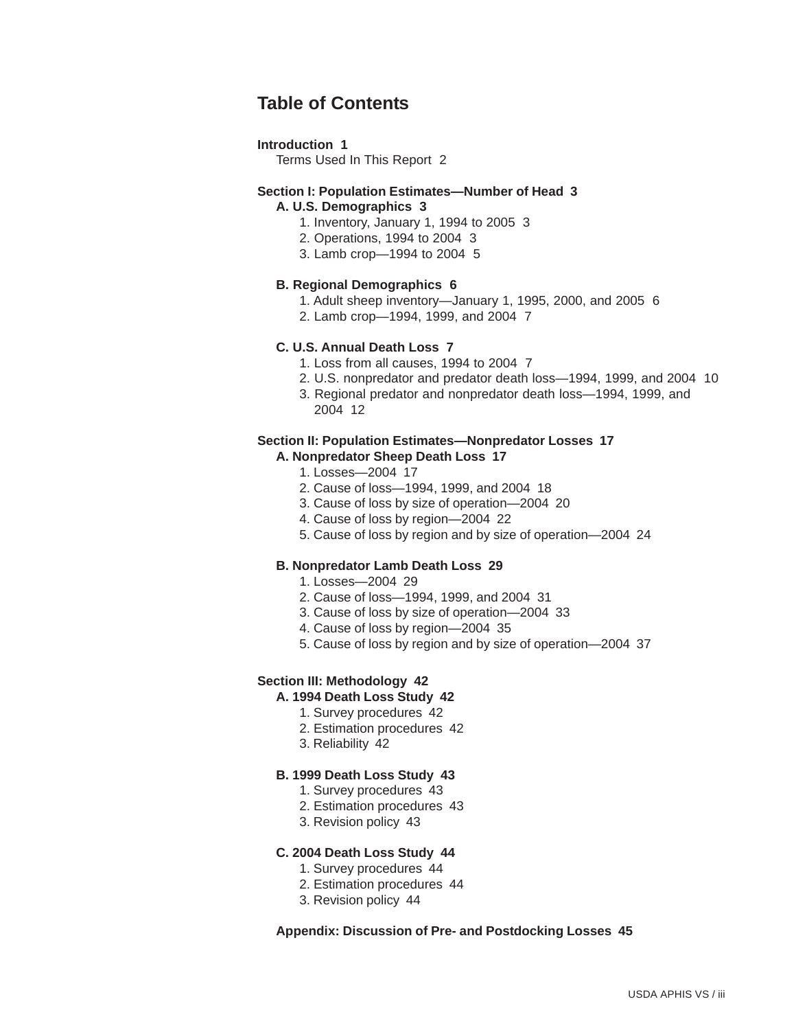# Table of Contents

**Introduction 1**

Terms Used In This Report 2

**Section I: Population Estimates—Number of Head 3**

**A. U.S. Demographics 3**

1. Inventory, January 1, 1994 to 2005 3
2. Operations, 1994 to 2004 3
3. Lamb crop—1994 to 2004 5

**B. Regional Demographics 6**

1. Adult sheep inventory—January 1, 1995, 2000, and 2005 6
2. Lamb crop—1994, 1999, and 2004 7

**C. U.S. Annual Death Loss 7**

1. Loss from all causes, 1994 to 2004 7
2. U.S. nonpredator and predator death loss—1994, 1999, and 2004 10
3. Regional predator and nonpredator death loss—1994, 1999, and 2004 12

**Section II: Population Estimates—Nonpredator Losses 17**

**A. Nonpredator Sheep Death Loss 17**

1. Losses—2004 17
2. Cause of loss—1994, 1999, and 2004 18
3. Cause of loss by size of operation—2004 20
4. Cause of loss by region—2004 22
5. Cause of loss by region and by size of operation—2004 24

**B. Nonpredator Lamb Death Loss 29**

1. Losses—2004 29
2. Cause of loss—1994, 1999, and 2004 31
3. Cause of loss by size of operation—2004 33
4. Cause of loss by region—2004 35
5. Cause of loss by region and by size of operation—2004 37

**Section III: Methodology 42**

**A. 1994 Death Loss Study 42**

1. Survey procedures 42
2. Estimation procedures 42
3. Reliability 42

**B. 1999 Death Loss Study 43**

1. Survey procedures 43
2. Estimation procedures 43
3. Revision policy 43

**C. 2004 Death Loss Study 44**

1. Survey procedures 44
2. Estimation procedures 44
3. Revision policy 44

**Appendix: Discussion of Pre- and Postdocking Losses 45**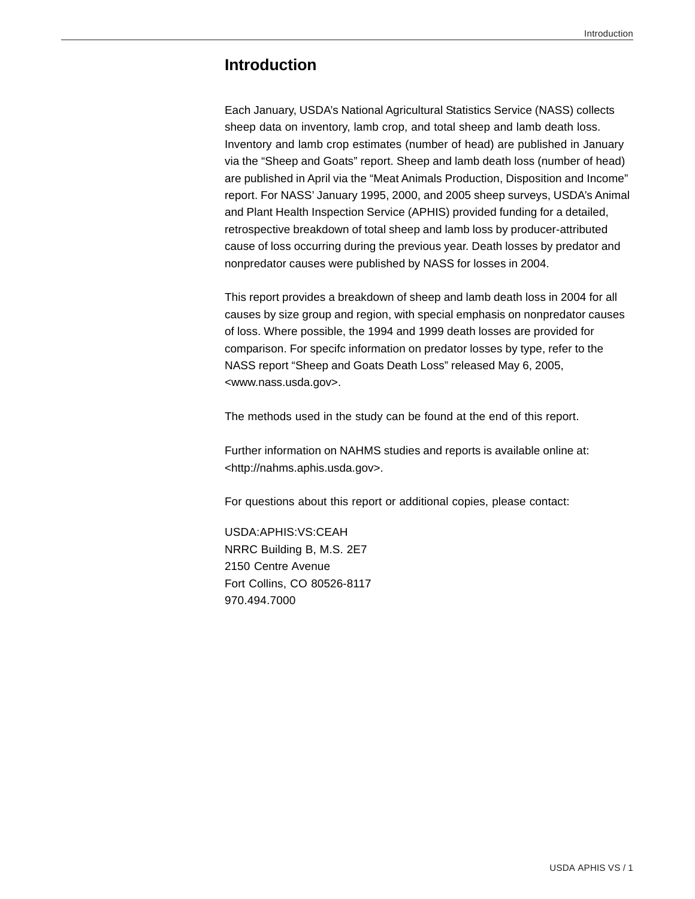# Introduction

Each January, USDA's National Agricultural Statistics Service (NASS) collects sheep data on inventory, lamb crop, and total sheep and lamb death loss. Inventory and lamb crop estimates (number of head) are published in January via the "Sheep and Goats" report. Sheep and lamb death loss (number of head) are published in April via the "Meat Animals Production, Disposition and Income" report. For NASS' January 1995, 2000, and 2005 sheep surveys, USDA's Animal and Plant Health Inspection Service (APHIS) provided funding for a detailed, retrospective breakdown of total sheep and lamb loss by producer-attributed cause of loss occurring during the previous year. Death losses by predator and nonpredator causes were published by NASS for losses in 2004.

This report provides a breakdown of sheep and lamb death loss in 2004 for all causes by size group and region, with special emphasis on nonpredator causes of loss. Where possible, the 1994 and 1999 death losses are provided for comparison. For specifc information on predator losses by type, refer to the NASS report "Sheep and Goats Death Loss" released May 6, 2005, <www.nass.usda.gov>.

The methods used in the study can be found at the end of this report.

Further information on NAHMS studies and reports is available online at: <http://nahms.aphis.usda.gov>.

For questions about this report or additional copies, please contact:

USDA:APHIS:VS:CEAH
NRRC Building B, M.S. 2E7
2150 Centre Avenue
Fort Collins, CO 80526-8117
970.494.7000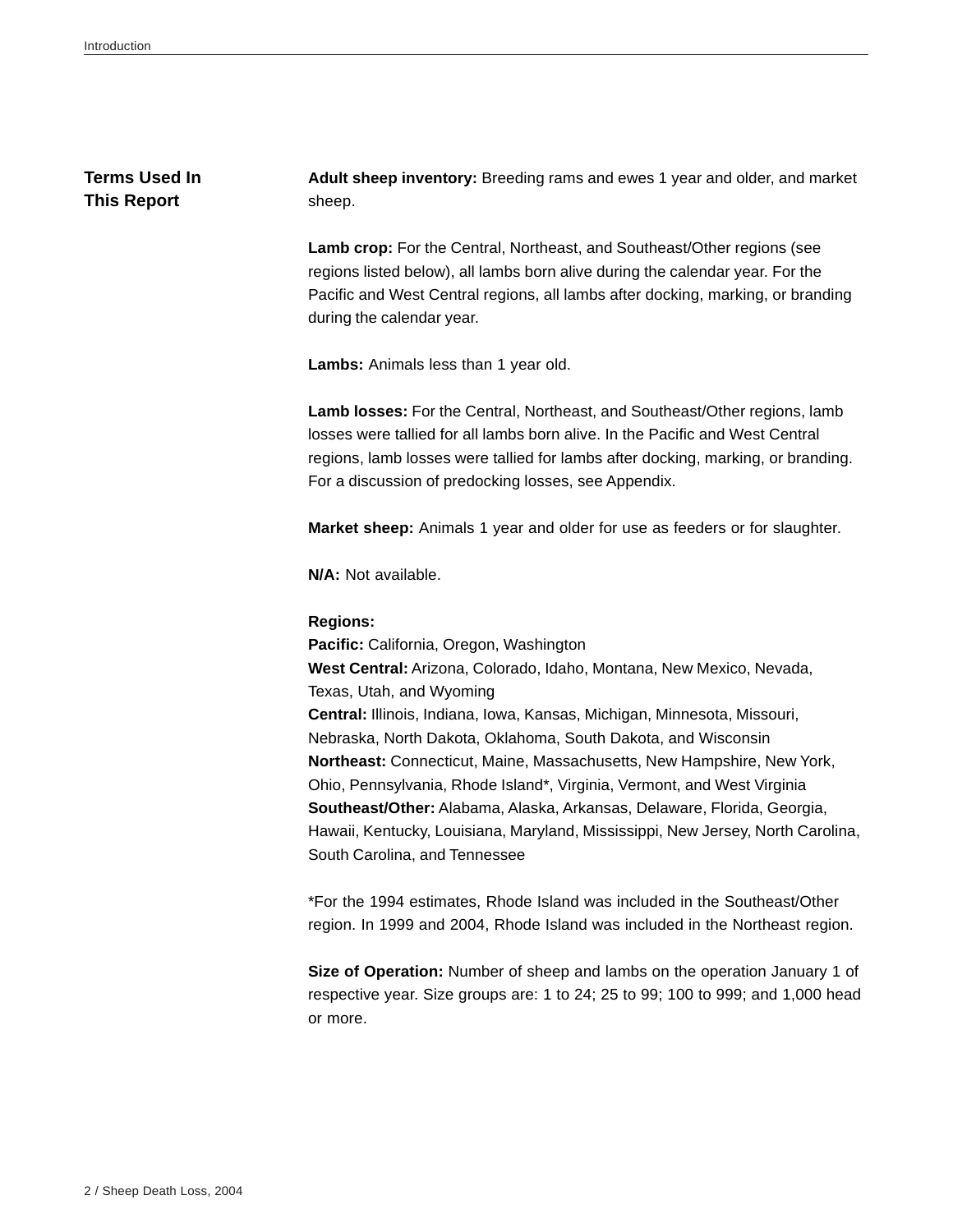## Terms Used In This Report

**Adult sheep inventory:** Breeding rams and ewes 1 year and older, and market sheep.

**Lamb crop:** For the Central, Northeast, and Southeast/Other regions (see regions listed below), all lambs born alive during the calendar year. For the Pacific and West Central regions, all lambs after docking, marking, or branding during the calendar year.

**Lambs:** Animals less than 1 year old.

**Lamb losses:** For the Central, Northeast, and Southeast/Other regions, lamb losses were tallied for all lambs born alive. In the Pacific and West Central regions, lamb losses were tallied for lambs after docking, marking, or branding. For a discussion of predocking losses, see Appendix.

**Market sheep:** Animals 1 year and older for use as feeders or for slaughter.

**N/A:** Not available.

**Regions:**
**Pacific:** California, Oregon, Washington
**West Central:** Arizona, Colorado, Idaho, Montana, New Mexico, Nevada, Texas, Utah, and Wyoming
**Central:** Illinois, Indiana, Iowa, Kansas, Michigan, Minnesota, Missouri, Nebraska, North Dakota, Oklahoma, South Dakota, and Wisconsin
**Northeast:** Connecticut, Maine, Massachusetts, New Hampshire, New York, Ohio, Pennsylvania, Rhode Island*, Virginia, Vermont, and West Virginia
**Southeast/Other:** Alabama, Alaska, Arkansas, Delaware, Florida, Georgia, Hawaii, Kentucky, Louisiana, Maryland, Mississippi, New Jersey, North Carolina, South Carolina, and Tennessee

*For the 1994 estimates, Rhode Island was included in the Southeast/Other region. In 1999 and 2004, Rhode Island was included in the Northeast region.

**Size of Operation:** Number of sheep and lambs on the operation January 1 of respective year. Size groups are: 1 to 24; 25 to 99; 100 to 999; and 1,000 head or more.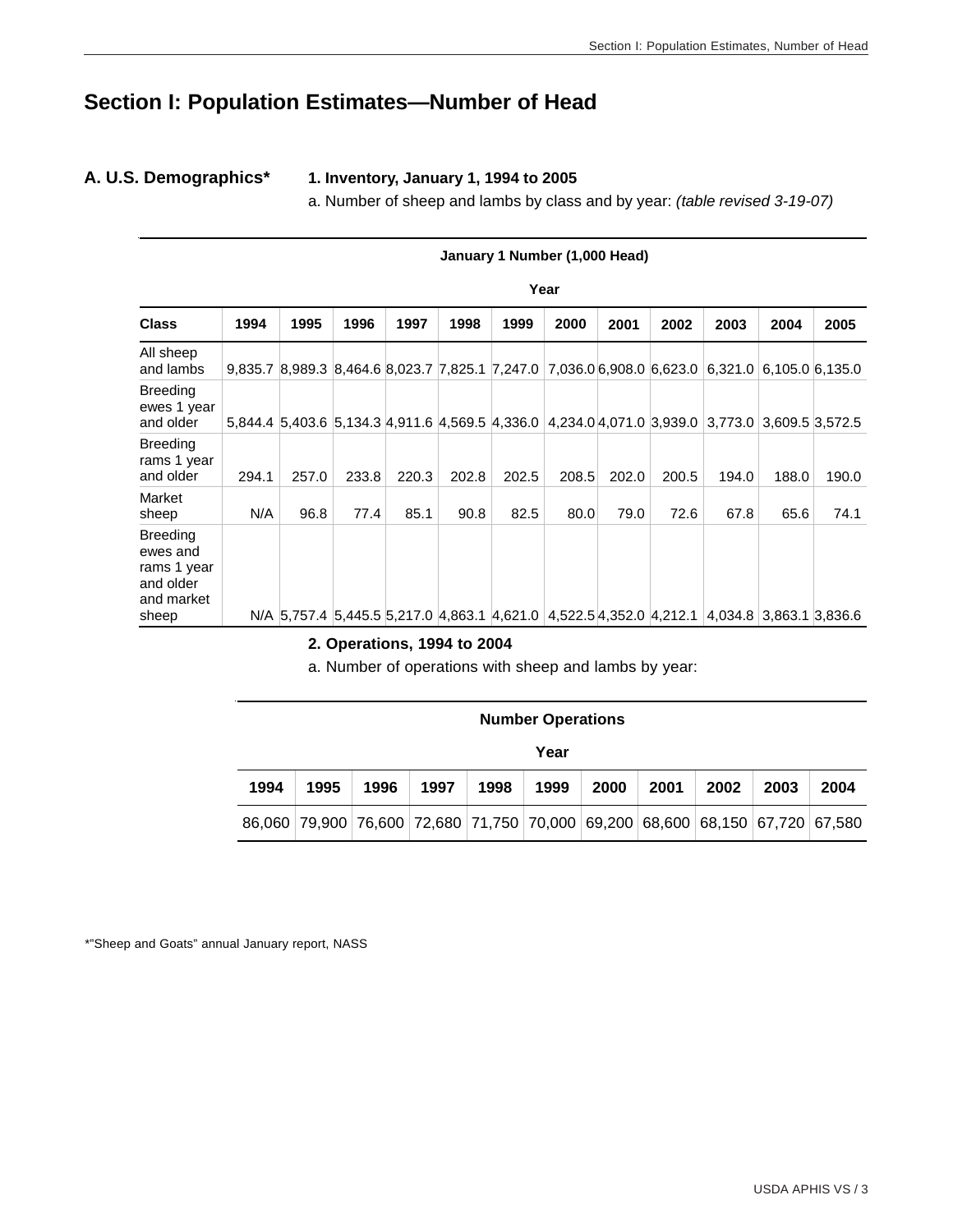# Section I: Population Estimates—Number of Head

## A. U.S. Demographics*

### 1. Inventory, January 1, 1994 to 2005

a. Number of sheep and lambs by class and by year: *(table revised 3-19-07)*

| | January 1 Number (1,000 Head) | | | | | | | | | | | |
|---|---|---|---|---|---|---|---|---|---|---|---|---|
| | Year | | | | | | | | | | | |
| **Class** | **1994** | **1995** | **1996** | **1997** | **1998** | **1999** | **2000** | **2001** | **2002** | **2003** | **2004** | **2005** |
| All sheep and lambs | 9,835.7 | 8,989.3 | 8,464.6 | 8,023.7 | 7,825.1 | 7,247.0 | 7,036.0 | 6,908.0 | 6,623.0 | 6,321.0 | 6,105.0 | 6,135.0 |
| Breeding ewes 1 year and older | 5,844.4 | 5,403.6 | 5,134.3 | 4,911.6 | 4,569.5 | 4,336.0 | 4,234.0 | 4,071.0 | 3,939.0 | 3,773.0 | 3,609.5 | 3,572.5 |
| Breeding rams 1 year and older | 294.1 | 257.0 | 233.8 | 220.3 | 202.8 | 202.5 | 208.5 | 202.0 | 200.5 | 194.0 | 188.0 | 190.0 |
| Market sheep | N/A | 96.8 | 77.4 | 85.1 | 90.8 | 82.5 | 80.0 | 79.0 | 72.6 | 67.8 | 65.6 | 74.1 |
| Breeding ewes and rams 1 year and older and market sheep | N/A | 5,757.4 | 5,445.5 | 5,217.0 | 4,863.1 | 4,621.0 | 4,522.5 | 4,352.0 | 4,212.1 | 4,034.8 | 3,863.1 | 3,836.6 |

### 2. Operations, 1994 to 2004

a. Number of operations with sheep and lambs by year:

| Number Operations | | | | | | | | | | |
|---|---|---|---|---|---|---|---|---|---|---|
| Year | | | | | | | | | | |
| **1994** | **1995** | **1996** | **1997** | **1998** | **1999** | **2000** | **2001** | **2002** | **2003** | **2004** |
| 86,060 | 79,900 | 76,600 | 72,680 | 71,750 | 70,000 | 69,200 | 68,600 | 68,150 | 67,720 | 67,580 |

*"Sheep and Goats" annual January report, NASS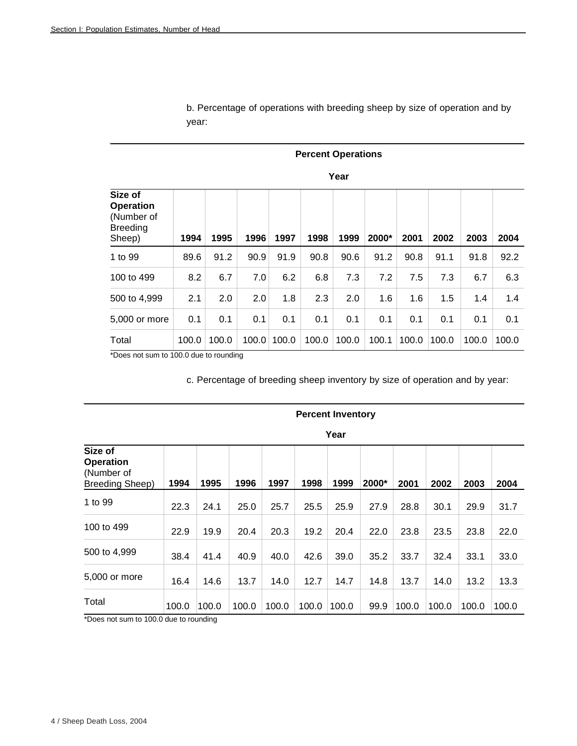b. Percentage of operations with breeding sheep by size of operation and by year:

| | Percent Operations | | | | | | | | | | |
|---|---|---|---|---|---|---|---|---|---|---|---|
| | Year | | | | | | | | | | |
| **Size of Operation** (Number of Breeding Sheep) | **1994** | **1995** | **1996** | **1997** | **1998** | **1999** | **2000*** | **2001** | **2002** | **2003** | **2004** |
| 1 to 99 | 89.6 | 91.2 | 90.9 | 91.9 | 90.8 | 90.6 | 91.2 | 90.8 | 91.1 | 91.8 | 92.2 |
| 100 to 499 | 8.2 | 6.7 | 7.0 | 6.2 | 6.8 | 7.3 | 7.2 | 7.5 | 7.3 | 6.7 | 6.3 |
| 500 to 4,999 | 2.1 | 2.0 | 2.0 | 1.8 | 2.3 | 2.0 | 1.6 | 1.6 | 1.5 | 1.4 | 1.4 |
| 5,000 or more | 0.1 | 0.1 | 0.1 | 0.1 | 0.1 | 0.1 | 0.1 | 0.1 | 0.1 | 0.1 | 0.1 |
| Total | 100.0 | 100.0 | 100.0 | 100.0 | 100.0 | 100.0 | 100.1 | 100.0 | 100.0 | 100.0 | 100.0 |

*Does not sum to 100.0 due to rounding

c. Percentage of breeding sheep inventory by size of operation and by year:

| | Percent Inventory | | | | | | | | | | |
|---|---|---|---|---|---|---|---|---|---|---|---|
| | Year | | | | | | | | | | |
| **Size of Operation** (Number of Breeding Sheep) | **1994** | **1995** | **1996** | **1997** | **1998** | **1999** | **2000*** | **2001** | **2002** | **2003** | **2004** |
| 1 to 99 | 22.3 | 24.1 | 25.0 | 25.7 | 25.5 | 25.9 | 27.9 | 28.8 | 30.1 | 29.9 | 31.7 |
| 100 to 499 | 22.9 | 19.9 | 20.4 | 20.3 | 19.2 | 20.4 | 22.0 | 23.8 | 23.5 | 23.8 | 22.0 |
| 500 to 4,999 | 38.4 | 41.4 | 40.9 | 40.0 | 42.6 | 39.0 | 35.2 | 33.7 | 32.4 | 33.1 | 33.0 |
| 5,000 or more | 16.4 | 14.6 | 13.7 | 14.0 | 12.7 | 14.7 | 14.8 | 13.7 | 14.0 | 13.2 | 13.3 |
| Total | 100.0 | 100.0 | 100.0 | 100.0 | 100.0 | 100.0 | 99.9 | 100.0 | 100.0 | 100.0 | 100.0 |

*Does not sum to 100.0 due to rounding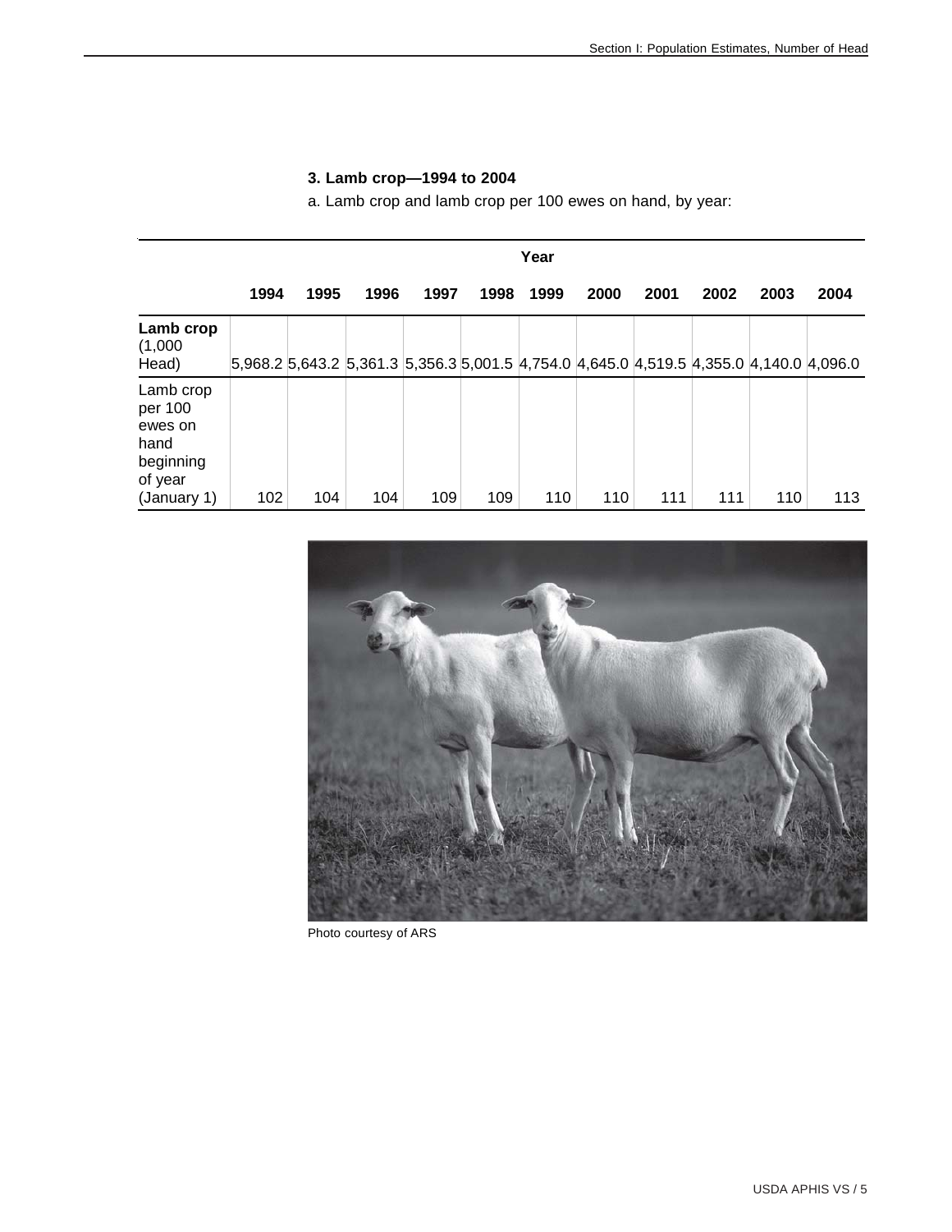### 3. Lamb crop—1994 to 2004

a. Lamb crop and lamb crop per 100 ewes on hand, by year:

| | Year | | | | | | | | | | |
|---|---|---|---|---|---|---|---|---|---|---|---|
| | 1994 | 1995 | 1996 | 1997 | 1998 | 1999 | 2000 | 2001 | 2002 | 2003 | 2004 |
| **Lamb crop** (1,000 Head) | 5,968.2 | 5,643.2 | 5,361.3 | 5,356.3 | 5,001.5 | 4,754.0 | 4,645.0 | 4,519.5 | 4,355.0 | 4,140.0 | 4,096.0 |
| Lamb crop per 100 ewes on hand beginning of year (January 1) | 102 | 104 | 104 | 109 | 109 | 110 | 110 | 111 | 111 | 110 | 113 |

Photo courtesy of ARS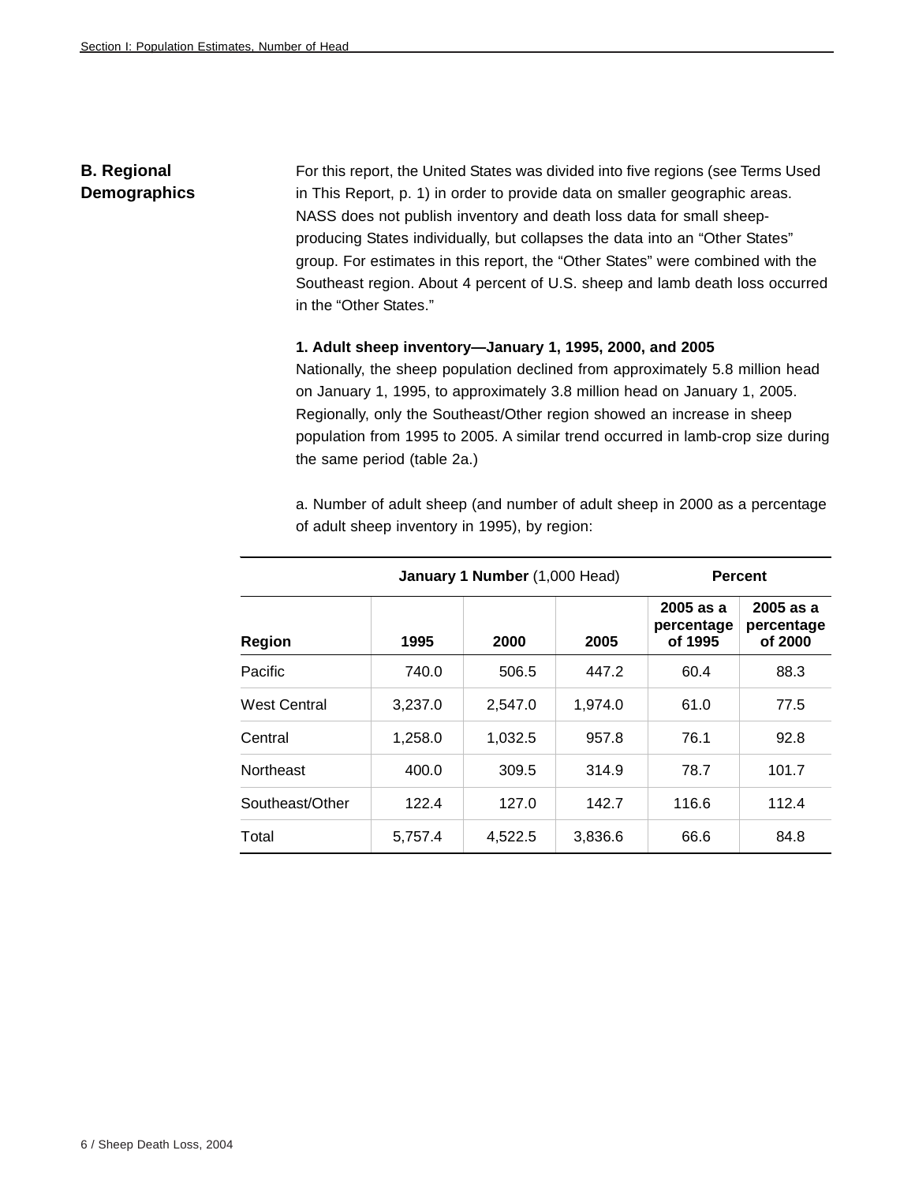## B. Regional Demographics

For this report, the United States was divided into five regions (see Terms Used in This Report, p. 1) in order to provide data on smaller geographic areas. NASS does not publish inventory and death loss data for small sheep-producing States individually, but collapses the data into an "Other States" group. For estimates in this report, the "Other States" were combined with the Southeast region. About 4 percent of U.S. sheep and lamb death loss occurred in the "Other States."

**1. Adult sheep inventory—January 1, 1995, 2000, and 2005**

Nationally, the sheep population declined from approximately 5.8 million head on January 1, 1995, to approximately 3.8 million head on January 1, 2005. Regionally, only the Southeast/Other region showed an increase in sheep population from 1995 to 2005. A similar trend occurred in lamb-crop size during the same period (table 2a.)

a. Number of adult sheep (and number of adult sheep in 2000 as a percentage of adult sheep inventory in 1995), by region:

| | **January 1 Number** (1,000 Head) | | | **Percent** | |
|---|---|---|---|---|---|
| **Region** | **1995** | **2000** | **2005** | **2005 as a percentage of 1995** | **2005 as a percentage of 2000** |
| Pacific | 740.0 | 506.5 | 447.2 | 60.4 | 88.3 |
| West Central | 3,237.0 | 2,547.0 | 1,974.0 | 61.0 | 77.5 |
| Central | 1,258.0 | 1,032.5 | 957.8 | 76.1 | 92.8 |
| Northeast | 400.0 | 309.5 | 314.9 | 78.7 | 101.7 |
| Southeast/Other | 122.4 | 127.0 | 142.7 | 116.6 | 112.4 |
| Total | 5,757.4 | 4,522.5 | 3,836.6 | 66.6 | 84.8 |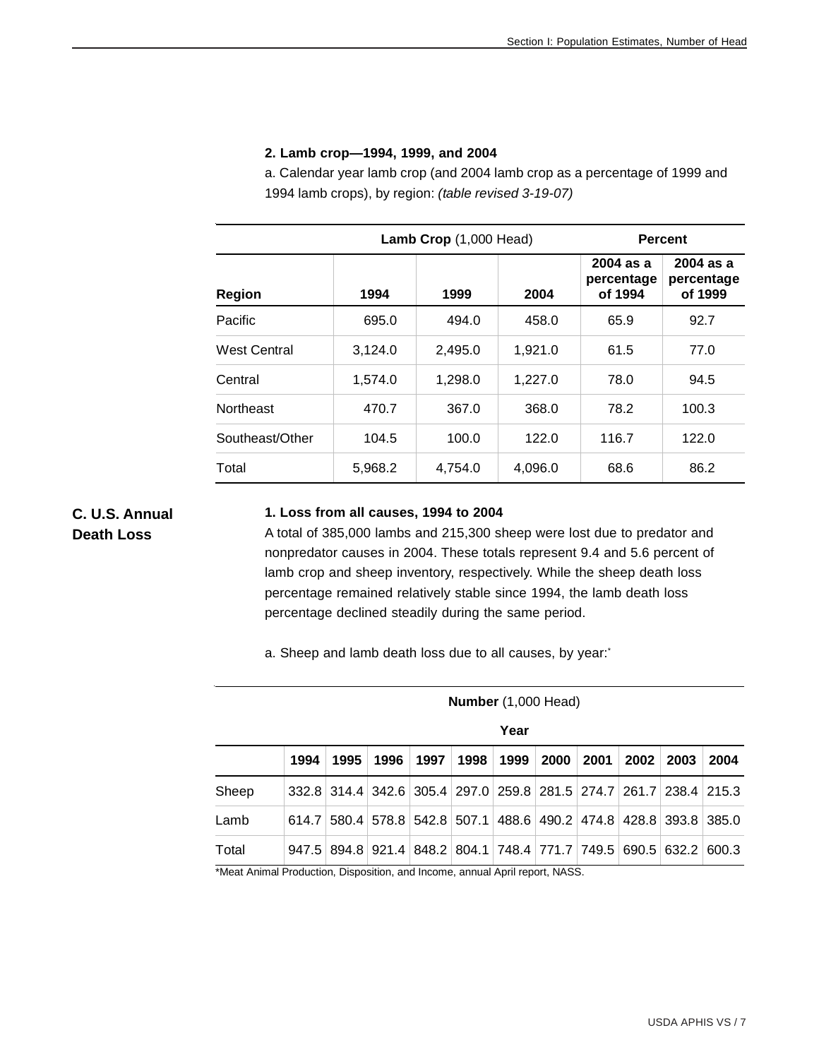### 2. Lamb crop—1994, 1999, and 2004

a. Calendar year lamb crop (and 2004 lamb crop as a percentage of 1999 and 1994 lamb crops), by region: *(table revised 3-19-07)*

| | **Lamb Crop** (1,000 Head) | | | **Percent** | |
|---|---|---|---|---|---|
| **Region** | **1994** | **1999** | **2004** | **2004 as a percentage of 1994** | **2004 as a percentage of 1999** |
| Pacific | 695.0 | 494.0 | 458.0 | 65.9 | 92.7 |
| West Central | 3,124.0 | 2,495.0 | 1,921.0 | 61.5 | 77.0 |
| Central | 1,574.0 | 1,298.0 | 1,227.0 | 78.0 | 94.5 |
| Northeast | 470.7 | 367.0 | 368.0 | 78.2 | 100.3 |
| Southeast/Other | 104.5 | 100.0 | 122.0 | 116.7 | 122.0 |
| Total | 5,968.2 | 4,754.0 | 4,096.0 | 68.6 | 86.2 |

## C. U.S. Annual Death Loss

### 1. Loss from all causes, 1994 to 2004

A total of 385,000 lambs and 215,300 sheep were lost due to predator and nonpredator causes in 2004. These totals represent 9.4 and 5.6 percent of lamb crop and sheep inventory, respectively. While the sheep death loss percentage remained relatively stable since 1994, the lamb death loss percentage declined steadily during the same period.

a. Sheep and lamb death loss due to all causes, by year:*

| | **Number** (1,000 Head) | | | | | | | | | | |
|---|---|---|---|---|---|---|---|---|---|---|---|
| | **Year** | | | | | | | | | | |
| | **1994** | **1995** | **1996** | **1997** | **1998** | **1999** | **2000** | **2001** | **2002** | **2003** | **2004** |
| Sheep | 332.8 | 314.4 | 342.6 | 305.4 | 297.0 | 259.8 | 281.5 | 274.7 | 261.7 | 238.4 | 215.3 |
| Lamb | 614.7 | 580.4 | 578.8 | 542.8 | 507.1 | 488.6 | 490.2 | 474.8 | 428.8 | 393.8 | 385.0 |
| Total | 947.5 | 894.8 | 921.4 | 848.2 | 804.1 | 748.4 | 771.7 | 749.5 | 690.5 | 632.2 | 600.3 |

*Meat Animal Production, Disposition, and Income, annual April report, NASS.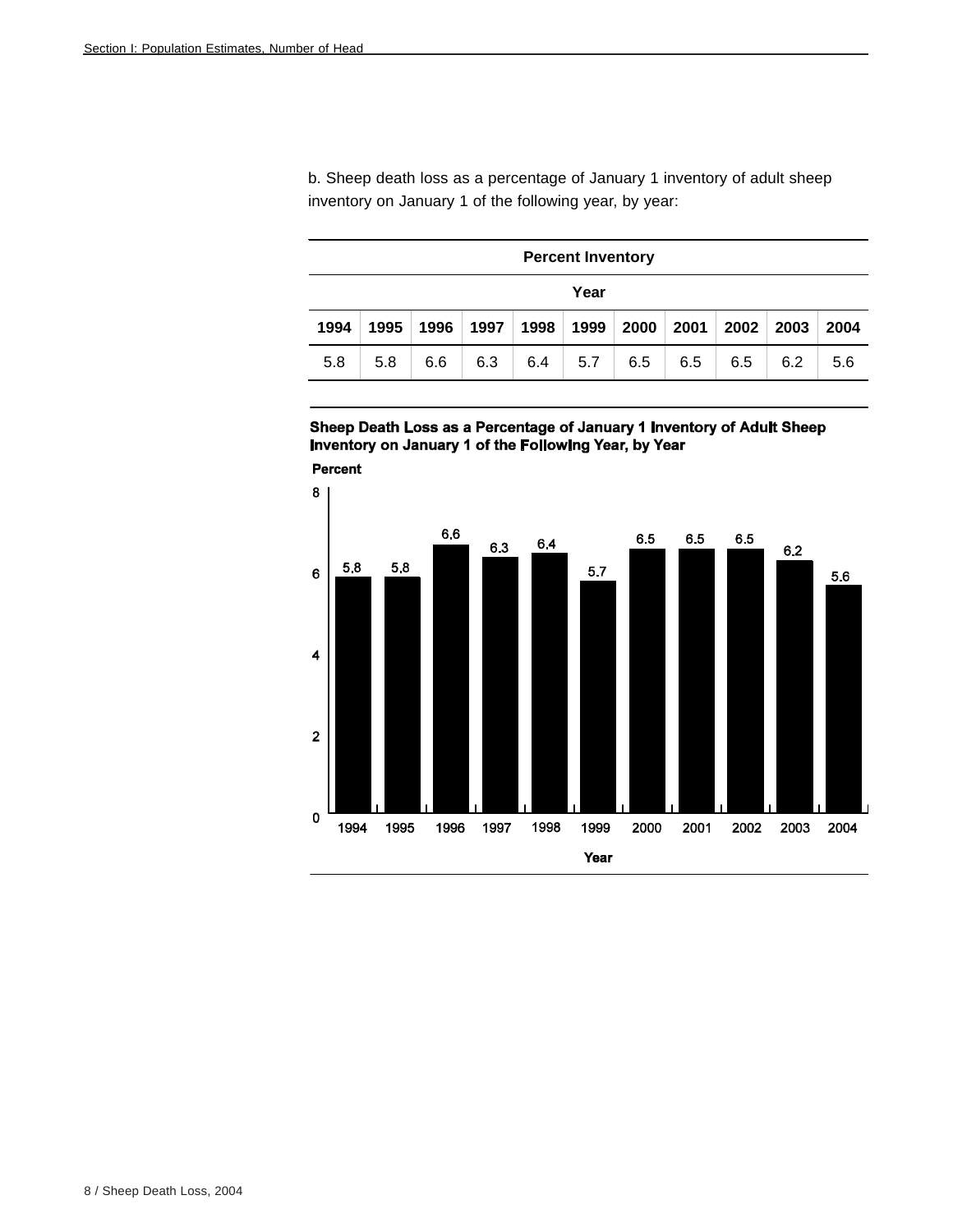b. Sheep death loss as a percentage of January 1 inventory of adult sheep inventory on January 1 of the following year, by year:

| Percent Inventory | | | | | | | | | | |
|---|---|---|---|---|---|---|---|---|---|---|
| Year | | | | | | | | | | |
| 1994 | 1995 | 1996 | 1997 | 1998 | 1999 | 2000 | 2001 | 2002 | 2003 | 2004 |
| 5.8 | 5.8 | 6.6 | 6.3 | 6.4 | 5.7 | 6.5 | 6.5 | 6.5 | 6.2 | 5.6 |

**Sheep Death Loss as a Percentage of January 1 Inventory of Adult Sheep Inventory on January 1 of the Following Year, by Year**

| Year | Percent |
|---|---|
| 1994 | 5.8 |
| 1995 | 5.8 |
| 1996 | 6.6 |
| 1997 | 6.3 |
| 1998 | 6.4 |
| 1999 | 5.7 |
| 2000 | 6.5 |
| 2001 | 6.5 |
| 2002 | 6.5 |
| 2003 | 6.2 |
| 2004 | 5.6 |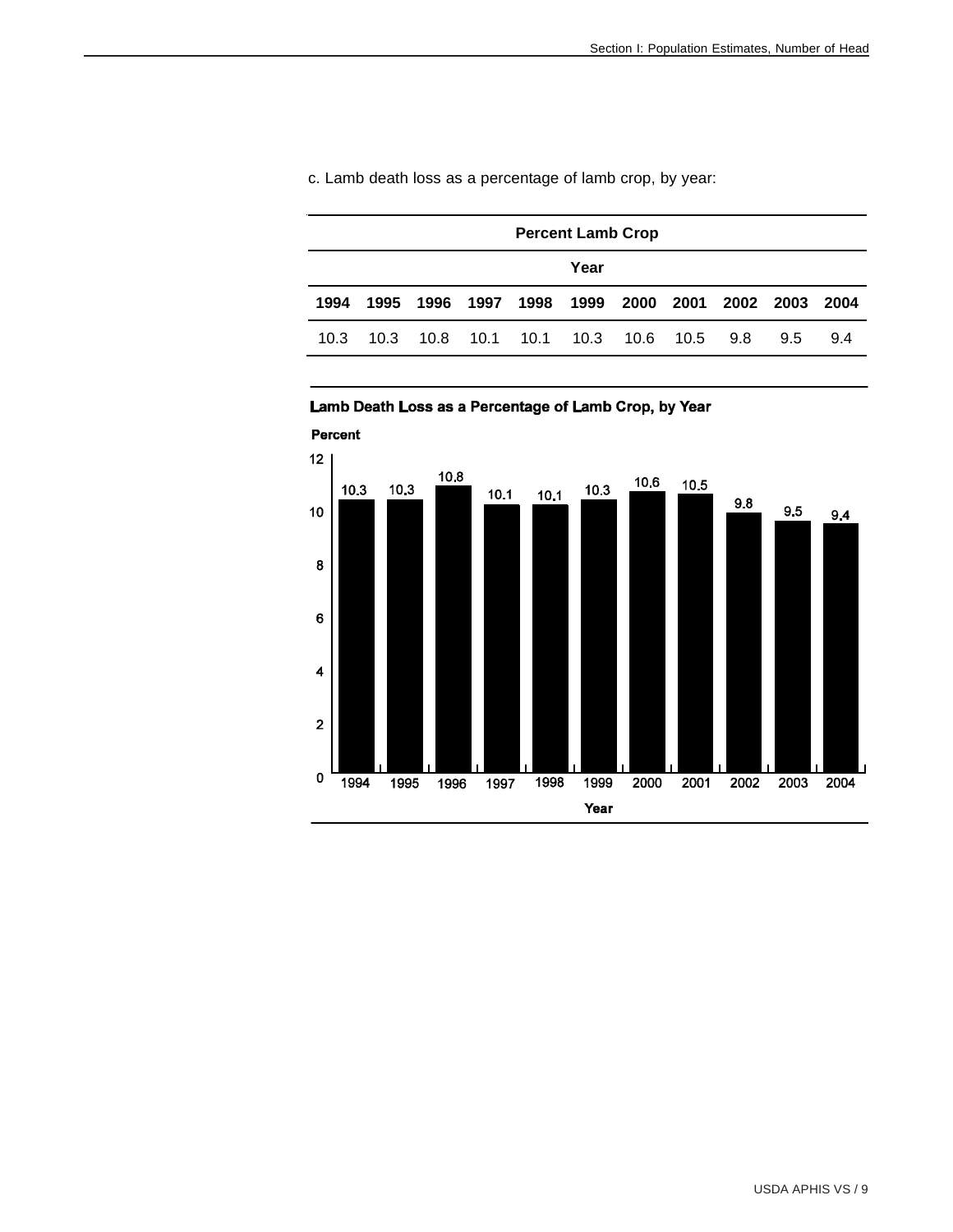c. Lamb death loss as a percentage of lamb crop, by year:

| Percent Lamb Crop | | | | | | | | | | |
|---|---|---|---|---|---|---|---|---|---|---|
| Year | | | | | | | | | | |
| 1994 | 1995 | 1996 | 1997 | 1998 | 1999 | 2000 | 2001 | 2002 | 2003 | 2004 |
| 10.3 | 10.3 | 10.8 | 10.1 | 10.1 | 10.3 | 10.6 | 10.5 | 9.8 | 9.5 | 9.4 |

**Lamb Death Loss as a Percentage of Lamb Crop, by Year**

Percent

| Year | Percent |
|---|---|
| 1994 | 10.3 |
| 1995 | 10.3 |
| 1996 | 10.8 |
| 1997 | 10.1 |
| 1998 | 10.1 |
| 1999 | 10.3 |
| 2000 | 10.6 |
| 2001 | 10.5 |
| 2002 | 9.8 |
| 2003 | 9.5 |
| 2004 | 9.4 |

Year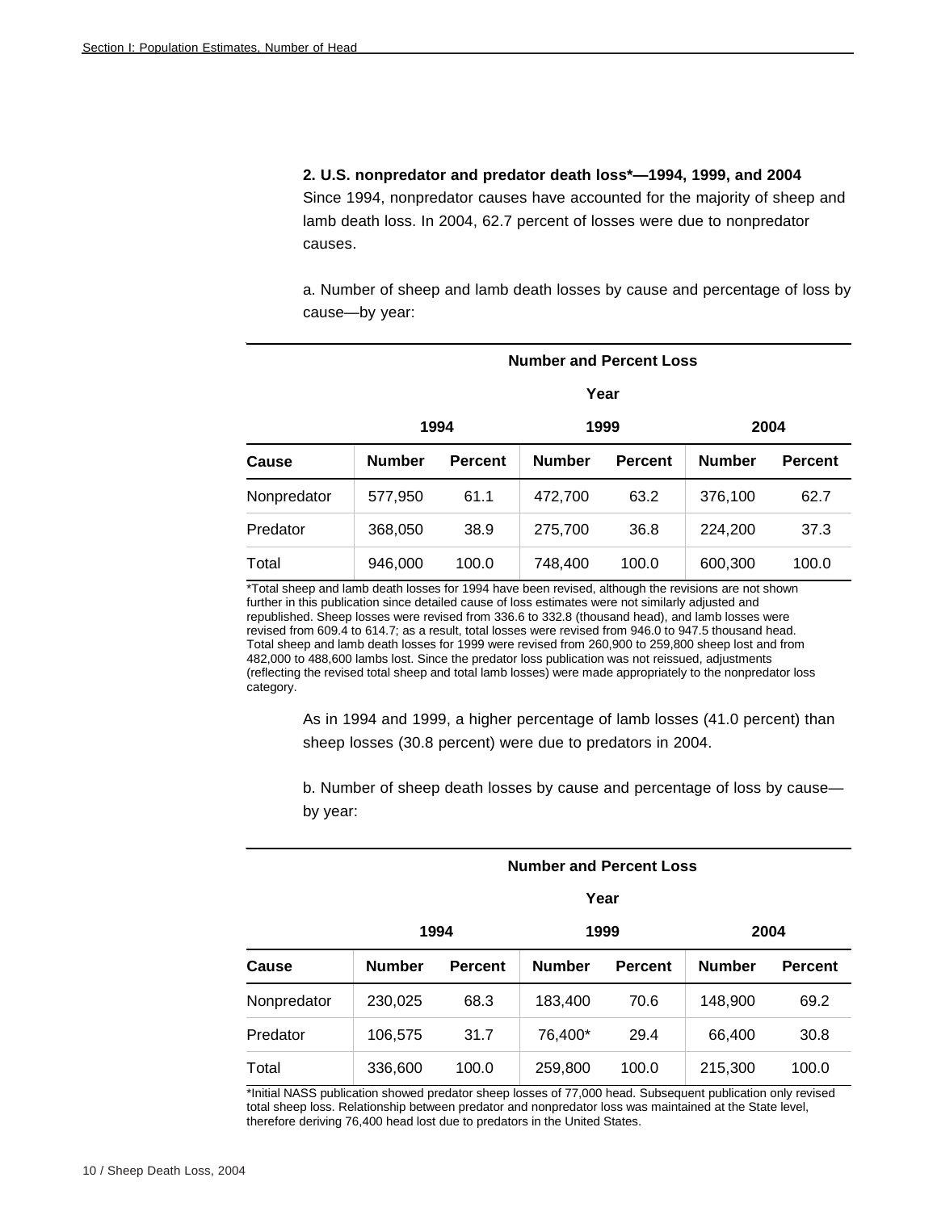**2. U.S. nonpredator and predator death loss*—1994, 1999, and 2004**

Since 1994, nonpredator causes have accounted for the majority of sheep and lamb death loss. In 2004, 62.7 percent of losses were due to nonpredator causes.

a. Number of sheep and lamb death losses by cause and percentage of loss by cause—by year:

| | Number and Percent Loss | | | | | |
|---|---|---|---|---|---|---|
| | Year | | | | | |
| | 1994 | | 1999 | | 2004 | |
| Cause | Number | Percent | Number | Percent | Number | Percent |
| Nonpredator | 577,950 | 61.1 | 472,700 | 63.2 | 376,100 | 62.7 |
| Predator | 368,050 | 38.9 | 275,700 | 36.8 | 224,200 | 37.3 |
| Total | 946,000 | 100.0 | 748,400 | 100.0 | 600,300 | 100.0 |

*Total sheep and lamb death losses for 1994 have been revised, although the revisions are not shown further in this publication since detailed cause of loss estimates were not similarly adjusted and republished. Sheep losses were revised from 336.6 to 332.8 (thousand head), and lamb losses were revised from 609.4 to 614.7; as a result, total losses were revised from 946.0 to 947.5 thousand head. Total sheep and lamb death losses for 1999 were revised from 260,900 to 259,800 sheep lost and from 482,000 to 488,600 lambs lost. Since the predator loss publication was not reissued, adjustments (reflecting the revised total sheep and total lamb losses) were made appropriately to the nonpredator loss category.

As in 1994 and 1999, a higher percentage of lamb losses (41.0 percent) than sheep losses (30.8 percent) were due to predators in 2004.

b. Number of sheep death losses by cause and percentage of loss by cause—by year:

| | Number and Percent Loss | | | | | |
|---|---|---|---|---|---|---|
| | Year | | | | | |
| | 1994 | | 1999 | | 2004 | |
| Cause | Number | Percent | Number | Percent | Number | Percent |
| Nonpredator | 230,025 | 68.3 | 183,400 | 70.6 | 148,900 | 69.2 |
| Predator | 106,575 | 31.7 | 76,400* | 29.4 | 66,400 | 30.8 |
| Total | 336,600 | 100.0 | 259,800 | 100.0 | 215,300 | 100.0 |

*Initial NASS publication showed predator sheep losses of 77,000 head. Subsequent publication only revised total sheep loss. Relationship between predator and nonpredator loss was maintained at the State level, therefore deriving 76,400 head lost due to predators in the United States.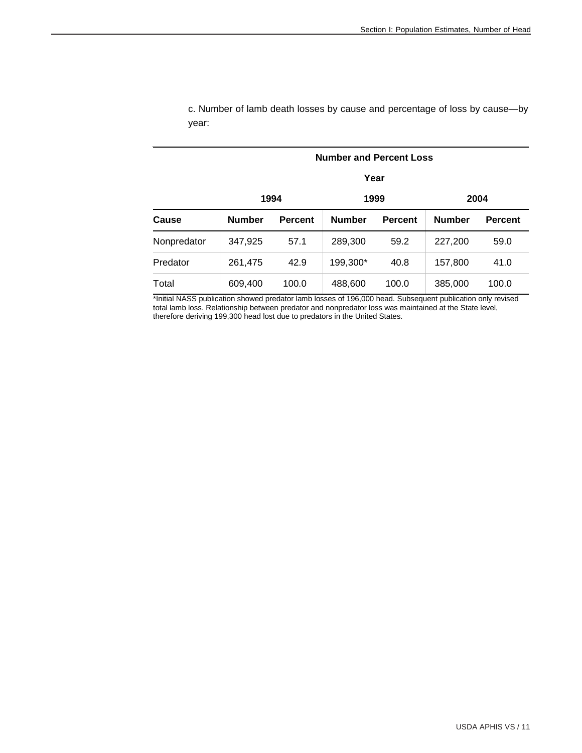c. Number of lamb death losses by cause and percentage of loss by cause—by year:

| | Number and Percent Loss | | | | | |
|---|---|---|---|---|---|---|
| | Year | | | | | |
| | 1994 | | 1999 | | 2004 | |
| Cause | Number | Percent | Number | Percent | Number | Percent |
| Nonpredator | 347,925 | 57.1 | 289,300 | 59.2 | 227,200 | 59.0 |
| Predator | 261,475 | 42.9 | 199,300* | 40.8 | 157,800 | 41.0 |
| Total | 609,400 | 100.0 | 488,600 | 100.0 | 385,000 | 100.0 |

*Initial NASS publication showed predator lamb losses of 196,000 head. Subsequent publication only revised total lamb loss. Relationship between predator and nonpredator loss was maintained at the State level, therefore deriving 199,300 head lost due to predators in the United States.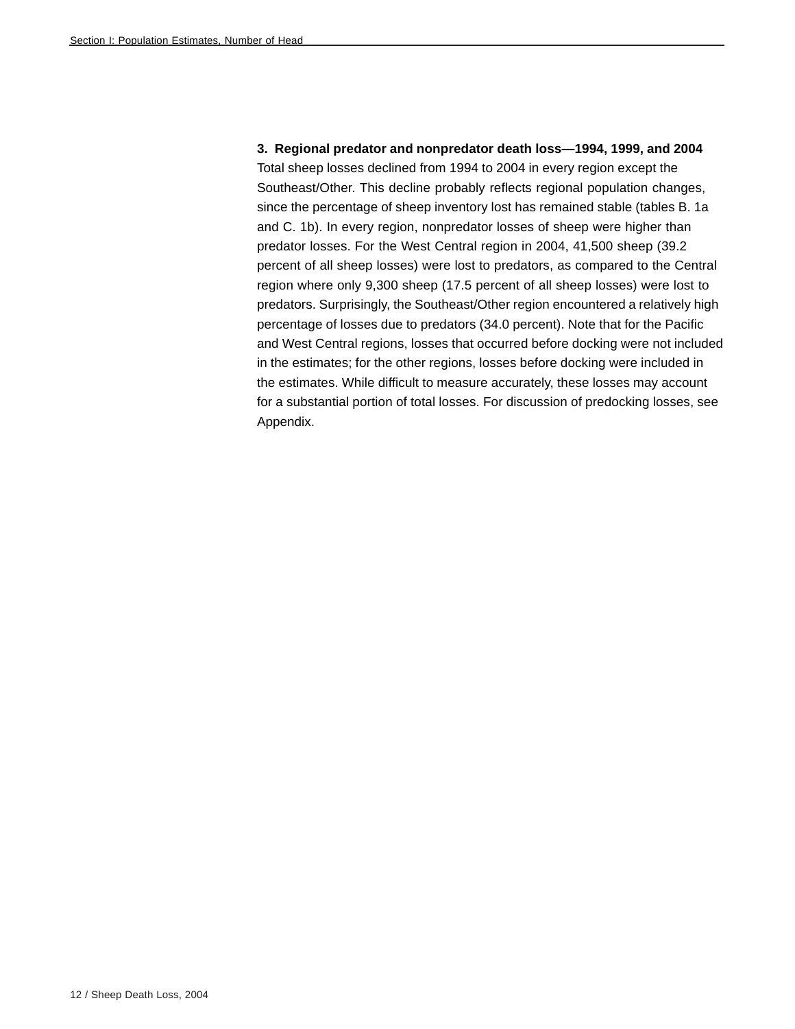**3. Regional predator and nonpredator death loss—1994, 1999, and 2004**

Total sheep losses declined from 1994 to 2004 in every region except the Southeast/Other. This decline probably reflects regional population changes, since the percentage of sheep inventory lost has remained stable (tables B. 1a and C. 1b). In every region, nonpredator losses of sheep were higher than predator losses. For the West Central region in 2004, 41,500 sheep (39.2 percent of all sheep losses) were lost to predators, as compared to the Central region where only 9,300 sheep (17.5 percent of all sheep losses) were lost to predators. Surprisingly, the Southeast/Other region encountered a relatively high percentage of losses due to predators (34.0 percent). Note that for the Pacific and West Central regions, losses that occurred before docking were not included in the estimates; for the other regions, losses before docking were included in the estimates. While difficult to measure accurately, these losses may account for a substantial portion of total losses. For discussion of predocking losses, see Appendix.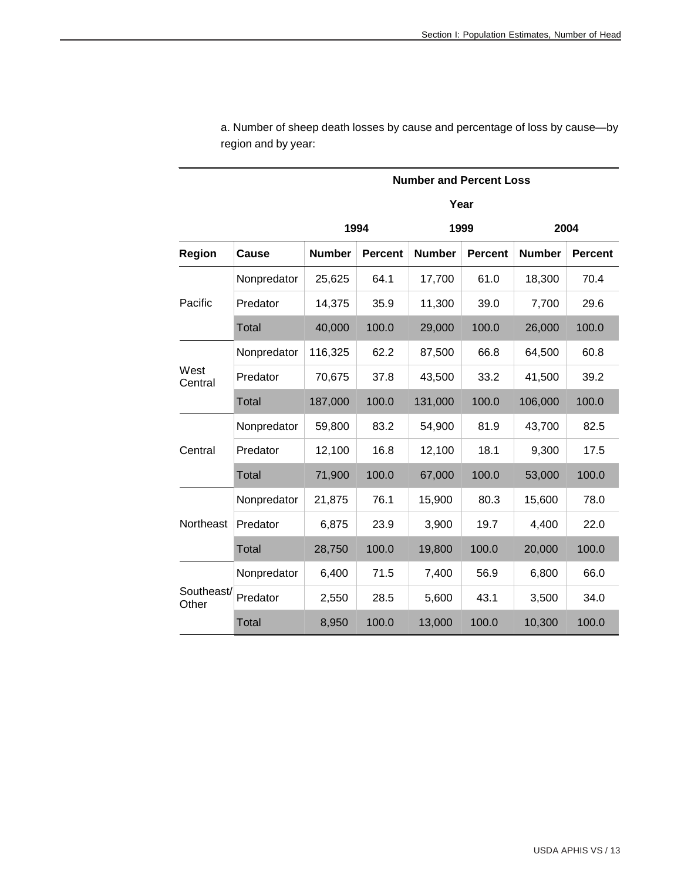a. Number of sheep death losses by cause and percentage of loss by cause—by region and by year:

| | | Number and Percent Loss | | | | | |
|---|---|---|---|---|---|---|---|
| | | Year | | | | | |
| | | 1994 | | 1999 | | 2004 | |
| Region | Cause | Number | Percent | Number | Percent | Number | Percent |
| Pacific | Nonpredator | 25,625 | 64.1 | 17,700 | 61.0 | 18,300 | 70.4 |
| | Predator | 14,375 | 35.9 | 11,300 | 39.0 | 7,700 | 29.6 |
| | Total | 40,000 | 100.0 | 29,000 | 100.0 | 26,000 | 100.0 |
| West Central | Nonpredator | 116,325 | 62.2 | 87,500 | 66.8 | 64,500 | 60.8 |
| | Predator | 70,675 | 37.8 | 43,500 | 33.2 | 41,500 | 39.2 |
| | Total | 187,000 | 100.0 | 131,000 | 100.0 | 106,000 | 100.0 |
| Central | Nonpredator | 59,800 | 83.2 | 54,900 | 81.9 | 43,700 | 82.5 |
| | Predator | 12,100 | 16.8 | 12,100 | 18.1 | 9,300 | 17.5 |
| | Total | 71,900 | 100.0 | 67,000 | 100.0 | 53,000 | 100.0 |
| Northeast | Nonpredator | 21,875 | 76.1 | 15,900 | 80.3 | 15,600 | 78.0 |
| | Predator | 6,875 | 23.9 | 3,900 | 19.7 | 4,400 | 22.0 |
| | Total | 28,750 | 100.0 | 19,800 | 100.0 | 20,000 | 100.0 |
| Southeast/ Other | Nonpredator | 6,400 | 71.5 | 7,400 | 56.9 | 6,800 | 66.0 |
| | Predator | 2,550 | 28.5 | 5,600 | 43.1 | 3,500 | 34.0 |
| | Total | 8,950 | 100.0 | 13,000 | 100.0 | 10,300 | 100.0 |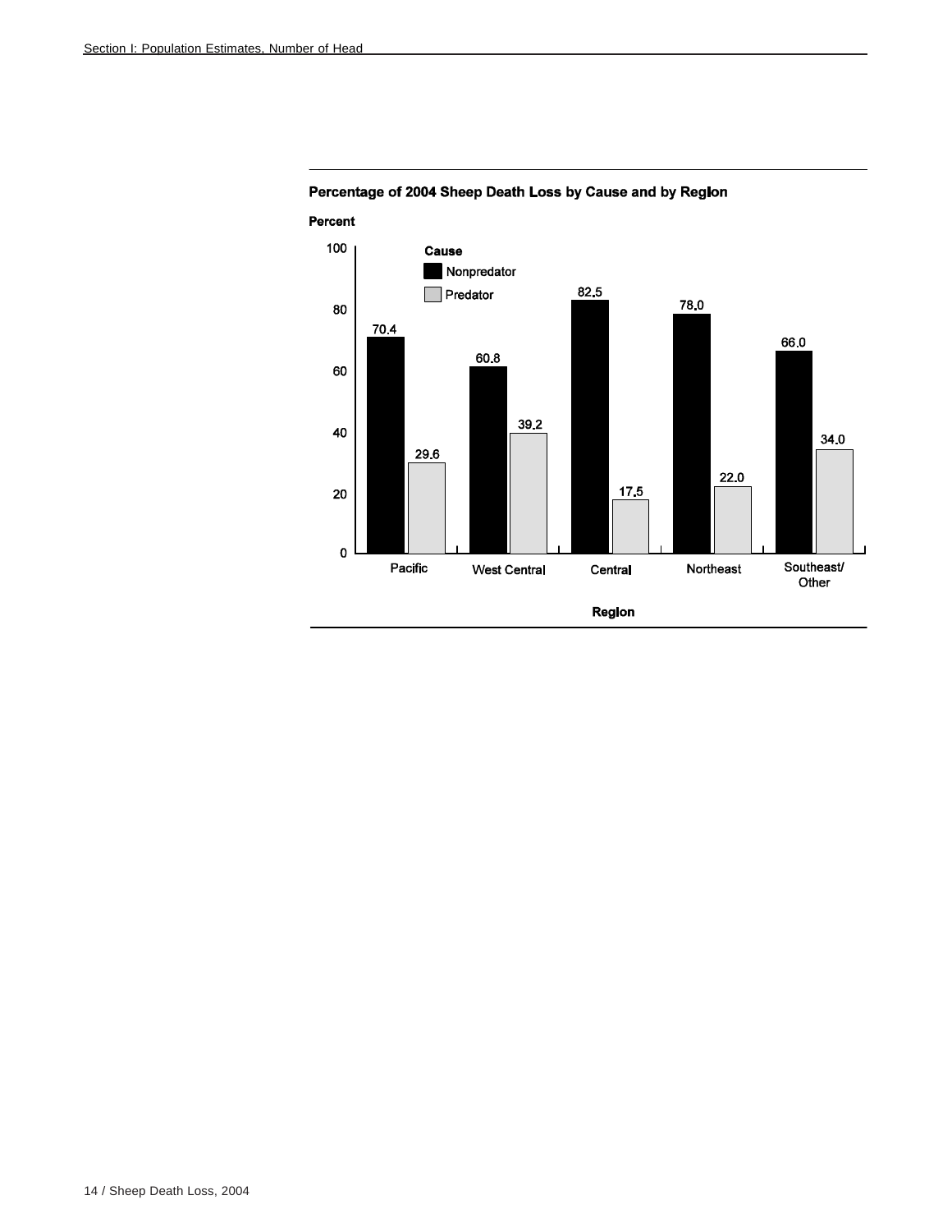**Percentage of 2004 Sheep Death Loss by Cause and by Region**

Percent

| Region | Nonpredator | Predator |
|---|---|---|
| Pacific | 70.4 | 29.6 |
| West Central | 60.8 | 39.2 |
| Central | 82.5 | 17.5 |
| Northeast | 78.0 | 22.0 |
| Southeast/Other | 66.0 | 34.0 |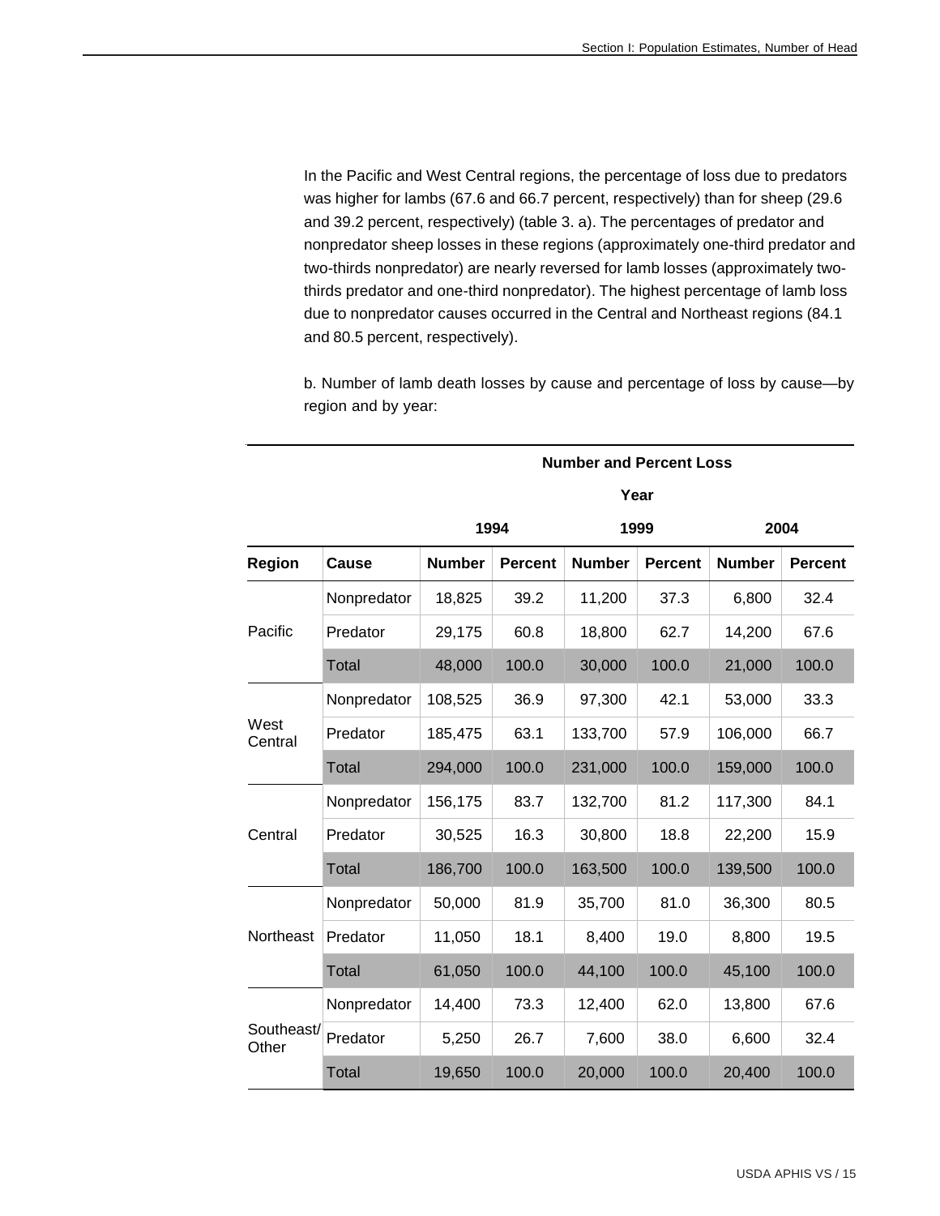In the Pacific and West Central regions, the percentage of loss due to predators was higher for lambs (67.6 and 66.7 percent, respectively) than for sheep (29.6 and 39.2 percent, respectively) (table 3. a). The percentages of predator and nonpredator sheep losses in these regions (approximately one-third predator and two-thirds nonpredator) are nearly reversed for lamb losses (approximately two-thirds predator and one-third nonpredator). The highest percentage of lamb loss due to nonpredator causes occurred in the Central and Northeast regions (84.1 and 80.5 percent, respectively).

b. Number of lamb death losses by cause and percentage of loss by cause—by region and by year:

| | | Number and Percent Loss | | | | | |
|---|---|---|---|---|---|---|---|
| | | Year | | | | | |
| | | 1994 | | 1999 | | 2004 | |
| Region | Cause | Number | Percent | Number | Percent | Number | Percent |
| Pacific | Nonpredator | 18,825 | 39.2 | 11,200 | 37.3 | 6,800 | 32.4 |
| | Predator | 29,175 | 60.8 | 18,800 | 62.7 | 14,200 | 67.6 |
| | Total | 48,000 | 100.0 | 30,000 | 100.0 | 21,000 | 100.0 |
| West Central | Nonpredator | 108,525 | 36.9 | 97,300 | 42.1 | 53,000 | 33.3 |
| | Predator | 185,475 | 63.1 | 133,700 | 57.9 | 106,000 | 66.7 |
| | Total | 294,000 | 100.0 | 231,000 | 100.0 | 159,000 | 100.0 |
| Central | Nonpredator | 156,175 | 83.7 | 132,700 | 81.2 | 117,300 | 84.1 |
| | Predator | 30,525 | 16.3 | 30,800 | 18.8 | 22,200 | 15.9 |
| | Total | 186,700 | 100.0 | 163,500 | 100.0 | 139,500 | 100.0 |
| Northeast | Nonpredator | 50,000 | 81.9 | 35,700 | 81.0 | 36,300 | 80.5 |
| | Predator | 11,050 | 18.1 | 8,400 | 19.0 | 8,800 | 19.5 |
| | Total | 61,050 | 100.0 | 44,100 | 100.0 | 45,100 | 100.0 |
| Southeast/ Other | Nonpredator | 14,400 | 73.3 | 12,400 | 62.0 | 13,800 | 67.6 |
| | Predator | 5,250 | 26.7 | 7,600 | 38.0 | 6,600 | 32.4 |
| | Total | 19,650 | 100.0 | 20,000 | 100.0 | 20,400 | 100.0 |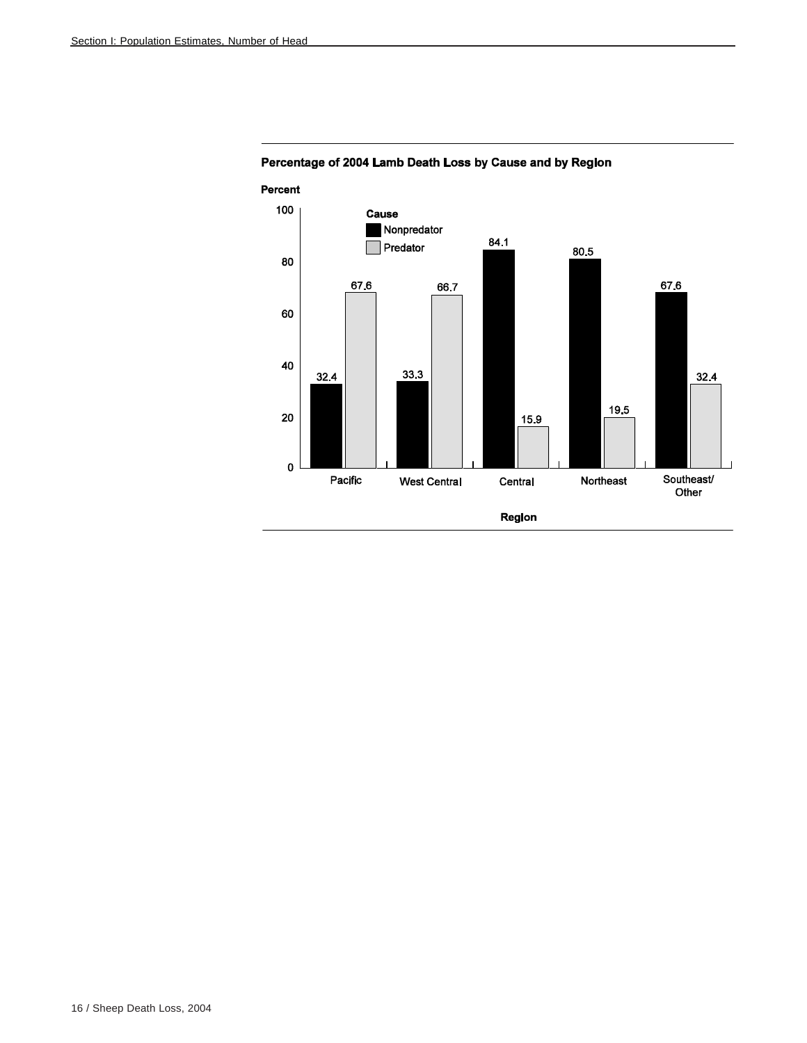**Percentage of 2004 Lamb Death Loss by Cause and by Region**

| Region | Nonpredator (Percent) | Predator (Percent) |
|---|---|---|
| Pacific | 32.4 | 67.6 |
| West Central | 33.3 | 66.7 |
| Central | 84.1 | 15.9 |
| Northeast | 80.5 | 19.5 |
| Southeast/ Other | 67.6 | 32.4 |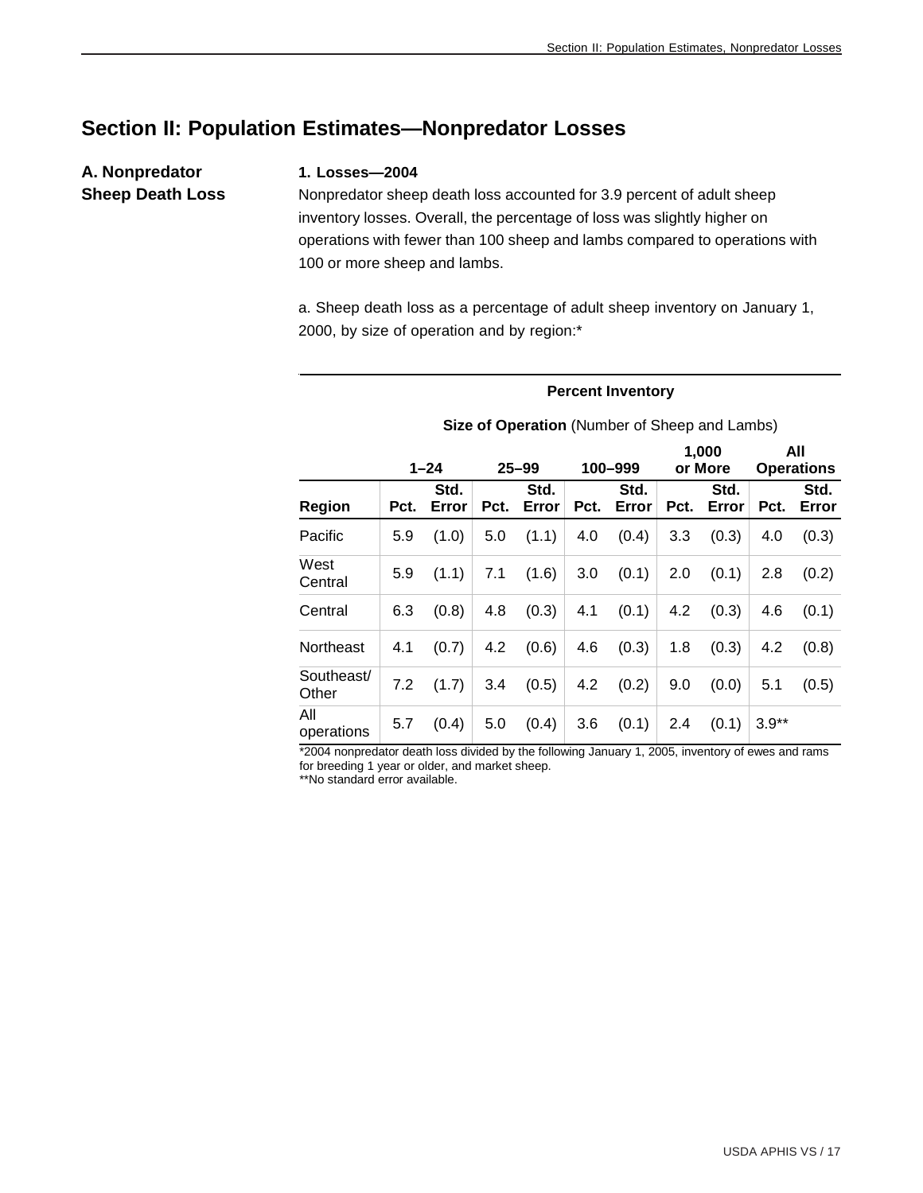# Section II: Population Estimates—Nonpredator Losses

## A. Nonpredator Sheep Death Loss

### 1. Losses—2004

Nonpredator sheep death loss accounted for 3.9 percent of adult sheep inventory losses. Overall, the percentage of loss was slightly higher on operations with fewer than 100 sheep and lambs compared to operations with 100 or more sheep and lambs.

a. Sheep death loss as a percentage of adult sheep inventory on January 1, 2000, by size of operation and by region:*

| | **Percent Inventory** | | | | | | | | | |
|---|---|---|---|---|---|---|---|---|---|---|
| | **Size of Operation** (Number of Sheep and Lambs) | | | | | | | | | |
| | **1–24** | | **25–99** | | **100–999** | | **1,000 or More** | | **All Operations** | |
| **Region** | **Pct.** | **Std. Error** | **Pct.** | **Std. Error** | **Pct.** | **Std. Error** | **Pct.** | **Std. Error** | **Pct.** | **Std. Error** |
| Pacific | 5.9 | (1.0) | 5.0 | (1.1) | 4.0 | (0.4) | 3.3 | (0.3) | 4.0 | (0.3) |
| West Central | 5.9 | (1.1) | 7.1 | (1.6) | 3.0 | (0.1) | 2.0 | (0.1) | 2.8 | (0.2) |
| Central | 6.3 | (0.8) | 4.8 | (0.3) | 4.1 | (0.1) | 4.2 | (0.3) | 4.6 | (0.1) |
| Northeast | 4.1 | (0.7) | 4.2 | (0.6) | 4.6 | (0.3) | 1.8 | (0.3) | 4.2 | (0.8) |
| Southeast/ Other | 7.2 | (1.7) | 3.4 | (0.5) | 4.2 | (0.2) | 9.0 | (0.0) | 5.1 | (0.5) |
| All operations | 5.7 | (0.4) | 5.0 | (0.4) | 3.6 | (0.1) | 2.4 | (0.1) | 3.9** | |

*2004 nonpredator death loss divided by the following January 1, 2005, inventory of ewes and rams for breeding 1 year or older, and market sheep.

**No standard error available.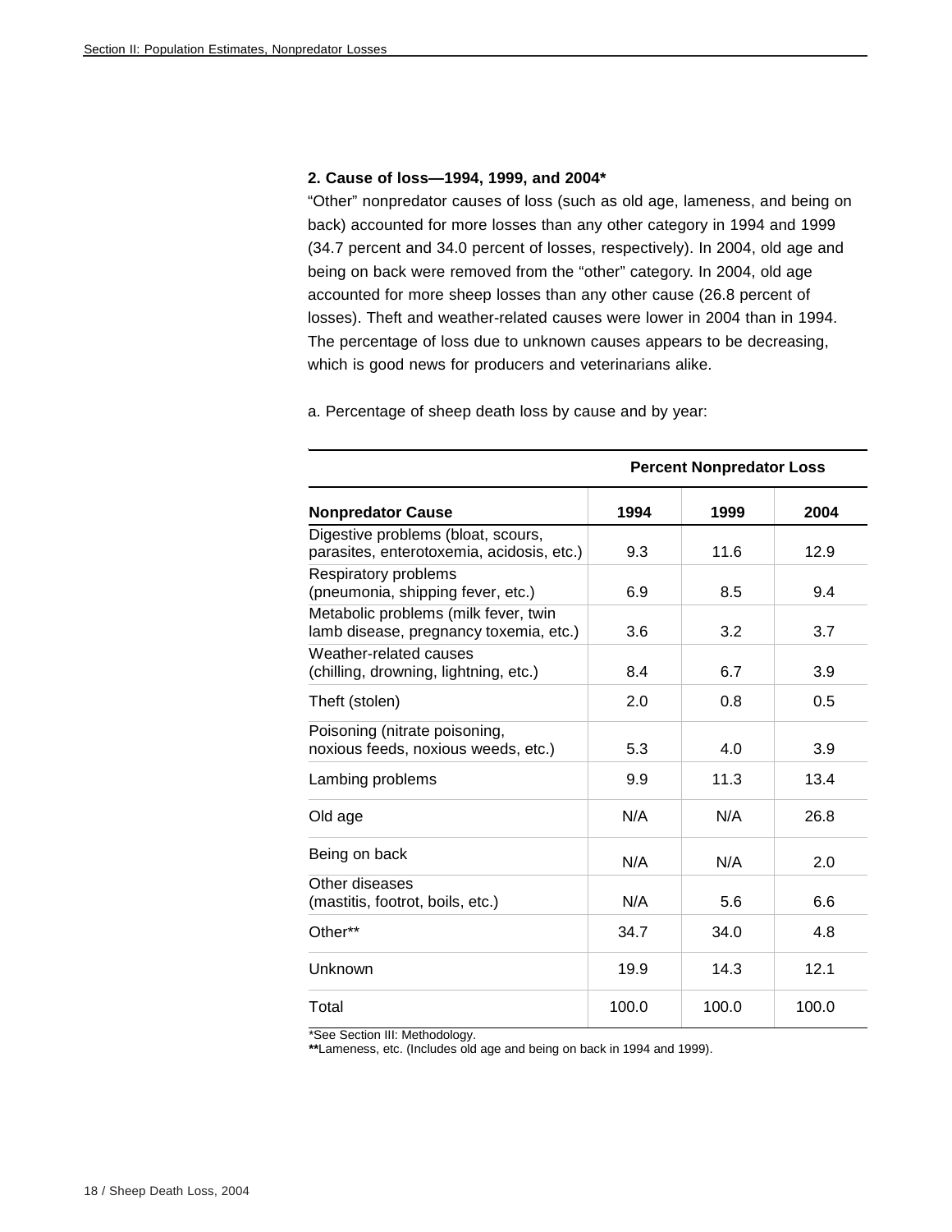**2. Cause of loss—1994, 1999, and 2004***

"Other" nonpredator causes of loss (such as old age, lameness, and being on back) accounted for more losses than any other category in 1994 and 1999 (34.7 percent and 34.0 percent of losses, respectively). In 2004, old age and being on back were removed from the "other" category. In 2004, old age accounted for more sheep losses than any other cause (26.8 percent of losses). Theft and weather-related causes were lower in 2004 than in 1994. The percentage of loss due to unknown causes appears to be decreasing, which is good news for producers and veterinarians alike.

a. Percentage of sheep death loss by cause and by year:

| | Percent Nonpredator Loss | | |
|---|---|---|---|
| **Nonpredator Cause** | **1994** | **1999** | **2004** |
| Digestive problems (bloat, scours, parasites, enterotoxemia, acidosis, etc.) | 9.3 | 11.6 | 12.9 |
| Respiratory problems (pneumonia, shipping fever, etc.) | 6.9 | 8.5 | 9.4 |
| Metabolic problems (milk fever, twin lamb disease, pregnancy toxemia, etc.) | 3.6 | 3.2 | 3.7 |
| Weather-related causes (chilling, drowning, lightning, etc.) | 8.4 | 6.7 | 3.9 |
| Theft (stolen) | 2.0 | 0.8 | 0.5 |
| Poisoning (nitrate poisoning, noxious feeds, noxious weeds, etc.) | 5.3 | 4.0 | 3.9 |
| Lambing problems | 9.9 | 11.3 | 13.4 |
| Old age | N/A | N/A | 26.8 |
| Being on back | N/A | N/A | 2.0 |
| Other diseases (mastitis, footrot, boils, etc.) | N/A | 5.6 | 6.6 |
| Other** | 34.7 | 34.0 | 4.8 |
| Unknown | 19.9 | 14.3 | 12.1 |
| Total | 100.0 | 100.0 | 100.0 |

*See Section III: Methodology.
**Lameness, etc. (Includes old age and being on back in 1994 and 1999).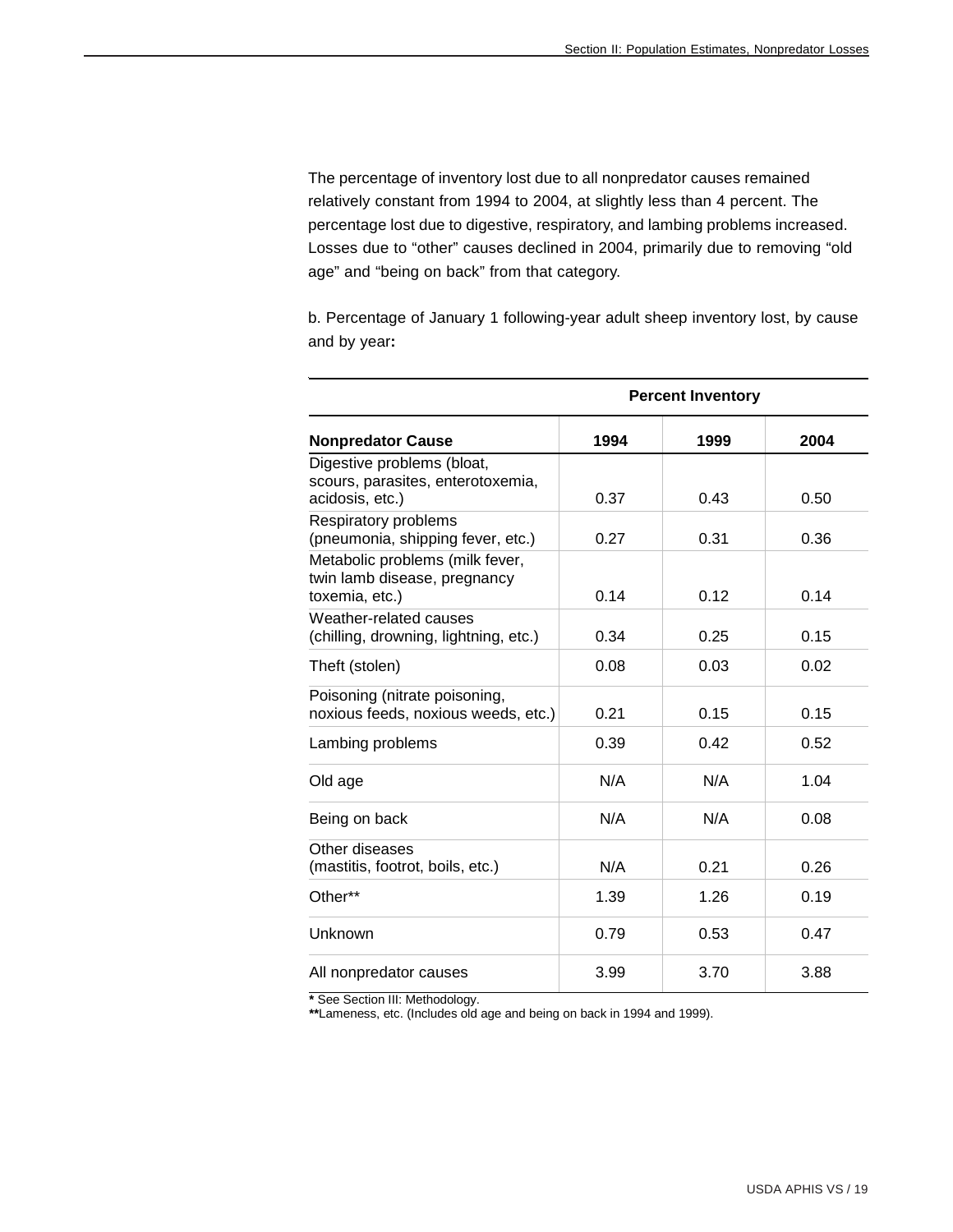The percentage of inventory lost due to all nonpredator causes remained relatively constant from 1994 to 2004, at slightly less than 4 percent. The percentage lost due to digestive, respiratory, and lambing problems increased. Losses due to “other” causes declined in 2004, primarily due to removing “old age” and “being on back” from that category.

b. Percentage of January 1 following-year adult sheep inventory lost, by cause and by year**:**

| | Percent Inventory | | |
|---|---|---|---|
| **Nonpredator Cause** | **1994** | **1999** | **2004** |
| Digestive problems (bloat, scours, parasites, enterotoxemia, acidosis, etc.) | 0.37 | 0.43 | 0.50 |
| Respiratory problems (pneumonia, shipping fever, etc.) | 0.27 | 0.31 | 0.36 |
| Metabolic problems (milk fever, twin lamb disease, pregnancy toxemia, etc.) | 0.14 | 0.12 | 0.14 |
| Weather-related causes (chilling, drowning, lightning, etc.) | 0.34 | 0.25 | 0.15 |
| Theft (stolen) | 0.08 | 0.03 | 0.02 |
| Poisoning (nitrate poisoning, noxious feeds, noxious weeds, etc.) | 0.21 | 0.15 | 0.15 |
| Lambing problems | 0.39 | 0.42 | 0.52 |
| Old age | N/A | N/A | 1.04 |
| Being on back | N/A | N/A | 0.08 |
| Other diseases (mastitis, footrot, boils, etc.) | N/A | 0.21 | 0.26 |
| Other** | 1.39 | 1.26 | 0.19 |
| Unknown | 0.79 | 0.53 | 0.47 |
| All nonpredator causes | 3.99 | 3.70 | 3.88 |

**\*** See Section III: Methodology.

**\*\***Lameness, etc. (Includes old age and being on back in 1994 and 1999).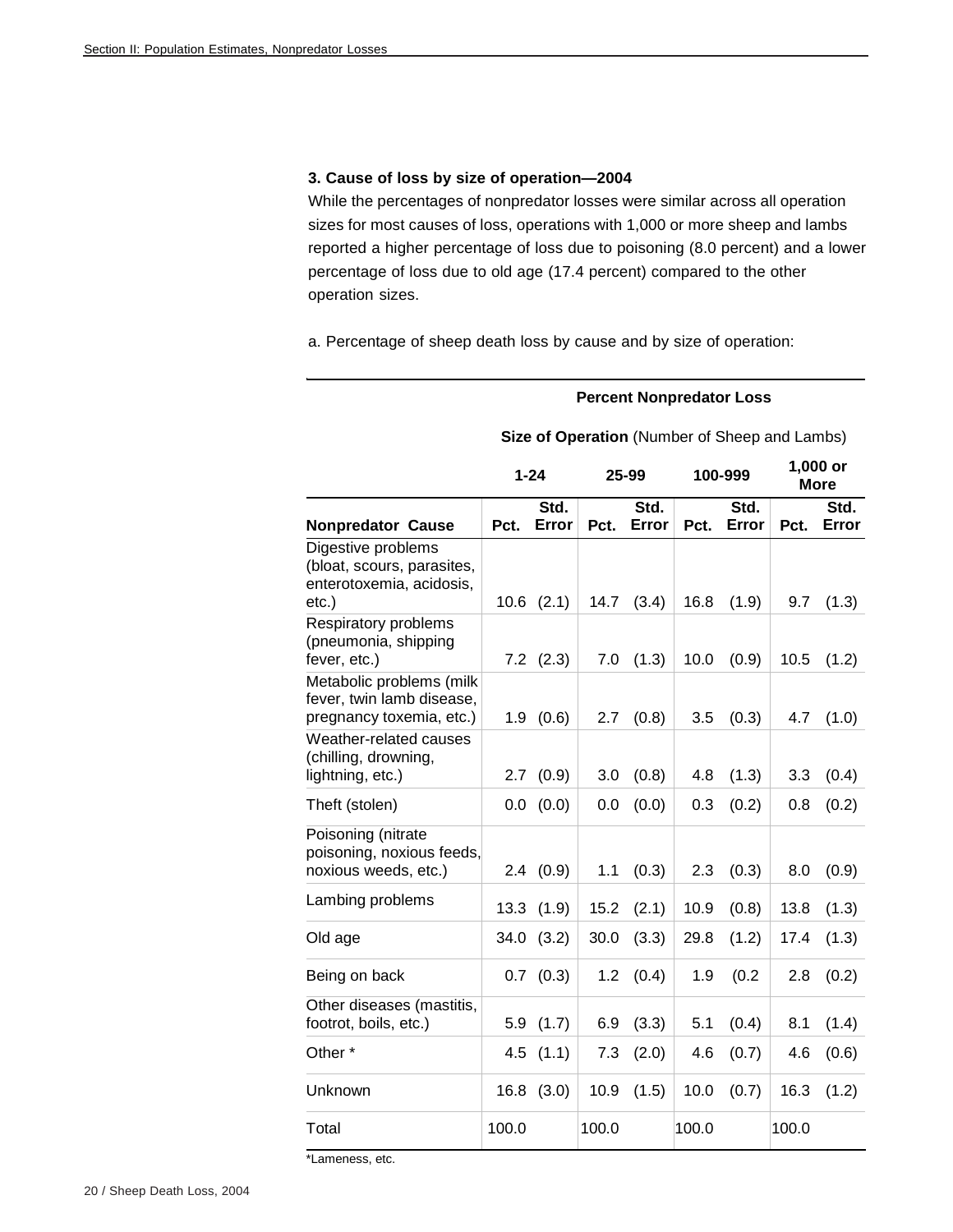### 3. Cause of loss by size of operation—2004

While the percentages of nonpredator losses were similar across all operation sizes for most causes of loss, operations with 1,000 or more sheep and lambs reported a higher percentage of loss due to poisoning (8.0 percent) and a lower percentage of loss due to old age (17.4 percent) compared to the other operation sizes.

a. Percentage of sheep death loss by cause and by size of operation:

| | Percent Nonpredator Loss | | | | | | | |
|---|---|---|---|---|---|---|---|---|
| | Size of Operation (Number of Sheep and Lambs) | | | | | | | |
| | 1-24 | | 25-99 | | 100-999 | | 1,000 or More | |
| **Nonpredator Cause** | **Pct.** | **Std. Error** | **Pct.** | **Std. Error** | **Pct.** | **Std. Error** | **Pct.** | **Std. Error** |
| Digestive problems (bloat, scours, parasites, enterotoxemia, acidosis, etc.) | 10.6 | (2.1) | 14.7 | (3.4) | 16.8 | (1.9) | 9.7 | (1.3) |
| Respiratory problems (pneumonia, shipping fever, etc.) | 7.2 | (2.3) | 7.0 | (1.3) | 10.0 | (0.9) | 10.5 | (1.2) |
| Metabolic problems (milk fever, twin lamb disease, pregnancy toxemia, etc.) | 1.9 | (0.6) | 2.7 | (0.8) | 3.5 | (0.3) | 4.7 | (1.0) |
| Weather-related causes (chilling, drowning, lightning, etc.) | 2.7 | (0.9) | 3.0 | (0.8) | 4.8 | (1.3) | 3.3 | (0.4) |
| Theft (stolen) | 0.0 | (0.0) | 0.0 | (0.0) | 0.3 | (0.2) | 0.8 | (0.2) |
| Poisoning (nitrate poisoning, noxious feeds, noxious weeds, etc.) | 2.4 | (0.9) | 1.1 | (0.3) | 2.3 | (0.3) | 8.0 | (0.9) |
| Lambing problems | 13.3 | (1.9) | 15.2 | (2.1) | 10.9 | (0.8) | 13.8 | (1.3) |
| Old age | 34.0 | (3.2) | 30.0 | (3.3) | 29.8 | (1.2) | 17.4 | (1.3) |
| Being on back | 0.7 | (0.3) | 1.2 | (0.4) | 1.9 | (0.2 | 2.8 | (0.2) |
| Other diseases (mastitis, footrot, boils, etc.) | 5.9 | (1.7) | 6.9 | (3.3) | 5.1 | (0.4) | 8.1 | (1.4) |
| Other * | 4.5 | (1.1) | 7.3 | (2.0) | 4.6 | (0.7) | 4.6 | (0.6) |
| Unknown | 16.8 | (3.0) | 10.9 | (1.5) | 10.0 | (0.7) | 16.3 | (1.2) |
| Total | 100.0 | | 100.0 | | 100.0 | | 100.0 | |

*Lameness, etc.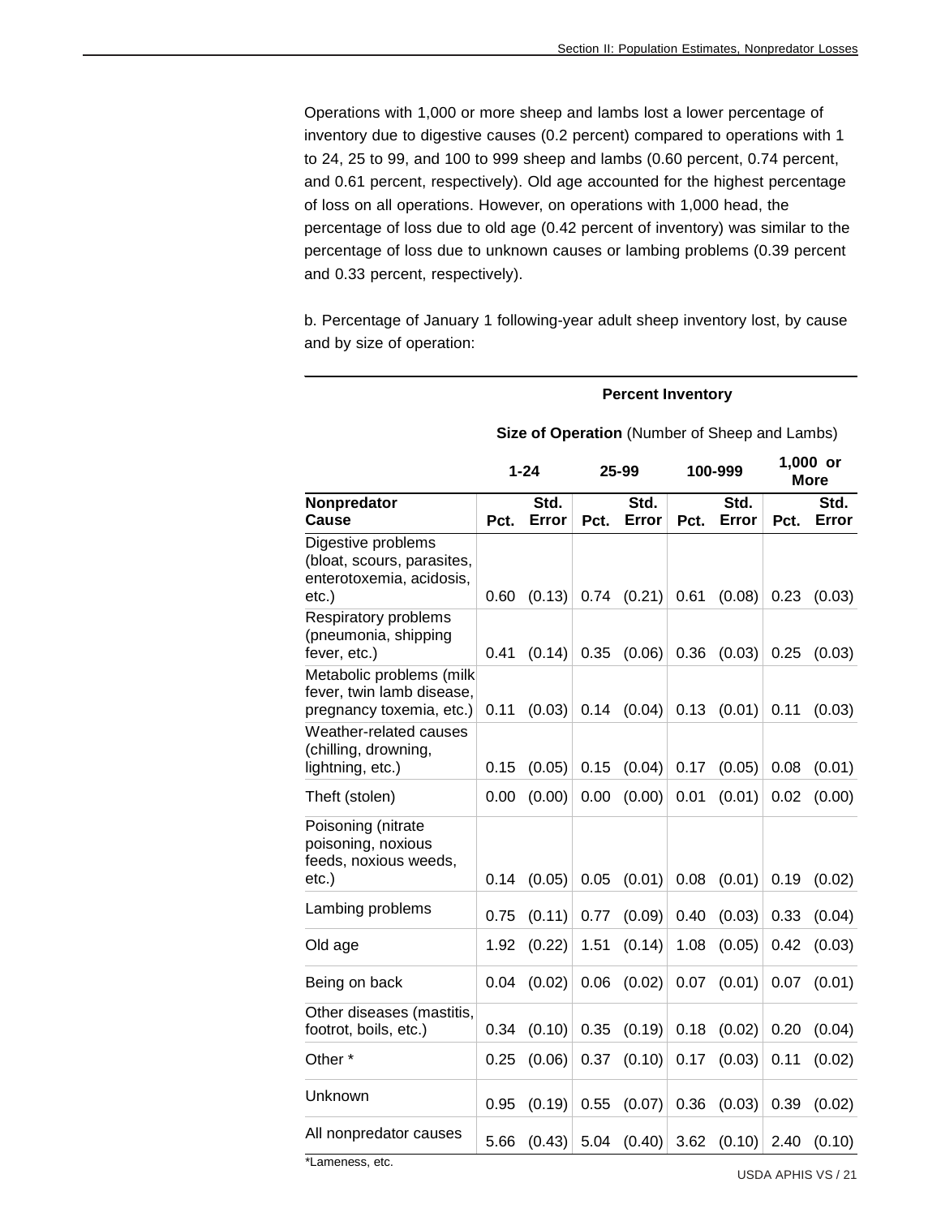Operations with 1,000 or more sheep and lambs lost a lower percentage of inventory due to digestive causes (0.2 percent) compared to operations with 1 to 24, 25 to 99, and 100 to 999 sheep and lambs (0.60 percent, 0.74 percent, and 0.61 percent, respectively). Old age accounted for the highest percentage of loss on all operations. However, on operations with 1,000 head, the percentage of loss due to old age (0.42 percent of inventory) was similar to the percentage of loss due to unknown causes or lambing problems (0.39 percent and 0.33 percent, respectively).

b. Percentage of January 1 following-year adult sheep inventory lost, by cause and by size of operation:

| | **Percent Inventory** | | | | | | | |
|---|---|---|---|---|---|---|---|---|
| | **Size of Operation** (Number of Sheep and Lambs) | | | | | | | |
| | **1-24** | | **25-99** | | **100-999** | | **1,000 or More** | |
| **Nonpredator Cause** | **Pct.** | **Std. Error** | **Pct.** | **Std. Error** | **Pct.** | **Std. Error** | **Pct.** | **Std. Error** |
| Digestive problems (bloat, scours, parasites, enterotoxemia, acidosis, etc.) | 0.60 | (0.13) | 0.74 | (0.21) | 0.61 | (0.08) | 0.23 | (0.03) |
| Respiratory problems (pneumonia, shipping fever, etc.) | 0.41 | (0.14) | 0.35 | (0.06) | 0.36 | (0.03) | 0.25 | (0.03) |
| Metabolic problems (milk fever, twin lamb disease, pregnancy toxemia, etc.) | 0.11 | (0.03) | 0.14 | (0.04) | 0.13 | (0.01) | 0.11 | (0.03) |
| Weather-related causes (chilling, drowning, lightning, etc.) | 0.15 | (0.05) | 0.15 | (0.04) | 0.17 | (0.05) | 0.08 | (0.01) |
| Theft (stolen) | 0.00 | (0.00) | 0.00 | (0.00) | 0.01 | (0.01) | 0.02 | (0.00) |
| Poisoning (nitrate poisoning, noxious feeds, noxious weeds, etc.) | 0.14 | (0.05) | 0.05 | (0.01) | 0.08 | (0.01) | 0.19 | (0.02) |
| Lambing problems | 0.75 | (0.11) | 0.77 | (0.09) | 0.40 | (0.03) | 0.33 | (0.04) |
| Old age | 1.92 | (0.22) | 1.51 | (0.14) | 1.08 | (0.05) | 0.42 | (0.03) |
| Being on back | 0.04 | (0.02) | 0.06 | (0.02) | 0.07 | (0.01) | 0.07 | (0.01) |
| Other diseases (mastitis, footrot, boils, etc.) | 0.34 | (0.10) | 0.35 | (0.19) | 0.18 | (0.02) | 0.20 | (0.04) |
| Other * | 0.25 | (0.06) | 0.37 | (0.10) | 0.17 | (0.03) | 0.11 | (0.02) |
| Unknown | 0.95 | (0.19) | 0.55 | (0.07) | 0.36 | (0.03) | 0.39 | (0.02) |
| All nonpredator causes | 5.66 | (0.43) | 5.04 | (0.40) | 3.62 | (0.10) | 2.40 | (0.10) |

*Lameness, etc.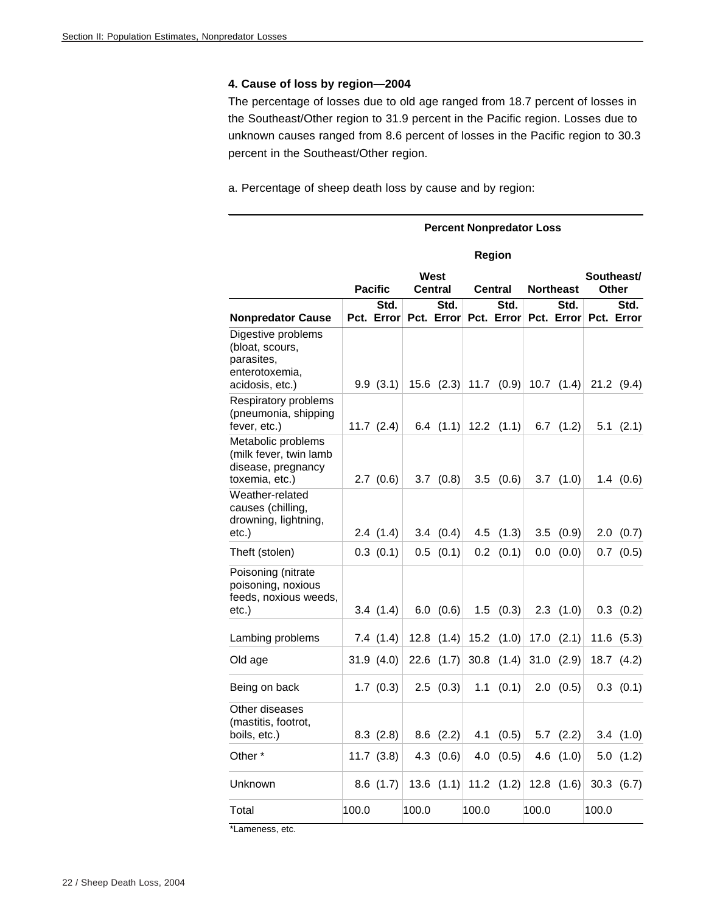### 4. Cause of loss by region—2004

The percentage of losses due to old age ranged from 18.7 percent of losses in the Southeast/Other region to 31.9 percent in the Pacific region. Losses due to unknown causes ranged from 8.6 percent of losses in the Pacific region to 30.3 percent in the Southeast/Other region.

a. Percentage of sheep death loss by cause and by region:

| | Percent Nonpredator Loss | | | | | | | | | |
|---|---|---|---|---|---|---|---|---|---|---|
| | Region | | | | | | | | | |
| | Pacific | | West Central | | Central | | Northeast | | Southeast/ Other | |
| Nonpredator Cause | Pct. | Std. Error | Pct. | Std. Error | Pct. | Std. Error | Pct. | Std. Error | Pct. | Std. Error |
| Digestive problems (bloat, scours, parasites, enterotoxemia, acidosis, etc.) | 9.9 | (3.1) | 15.6 | (2.3) | 11.7 | (0.9) | 10.7 | (1.4) | 21.2 | (9.4) |
| Respiratory problems (pneumonia, shipping fever, etc.) | 11.7 | (2.4) | 6.4 | (1.1) | 12.2 | (1.1) | 6.7 | (1.2) | 5.1 | (2.1) |
| Metabolic problems (milk fever, twin lamb disease, pregnancy toxemia, etc.) | 2.7 | (0.6) | 3.7 | (0.8) | 3.5 | (0.6) | 3.7 | (1.0) | 1.4 | (0.6) |
| Weather-related causes (chilling, drowning, lightning, etc.) | 2.4 | (1.4) | 3.4 | (0.4) | 4.5 | (1.3) | 3.5 | (0.9) | 2.0 | (0.7) |
| Theft (stolen) | 0.3 | (0.1) | 0.5 | (0.1) | 0.2 | (0.1) | 0.0 | (0.0) | 0.7 | (0.5) |
| Poisoning (nitrate poisoning, noxious feeds, noxious weeds, etc.) | 3.4 | (1.4) | 6.0 | (0.6) | 1.5 | (0.3) | 2.3 | (1.0) | 0.3 | (0.2) |
| Lambing problems | 7.4 | (1.4) | 12.8 | (1.4) | 15.2 | (1.0) | 17.0 | (2.1) | 11.6 | (5.3) |
| Old age | 31.9 | (4.0) | 22.6 | (1.7) | 30.8 | (1.4) | 31.0 | (2.9) | 18.7 | (4.2) |
| Being on back | 1.7 | (0.3) | 2.5 | (0.3) | 1.1 | (0.1) | 2.0 | (0.5) | 0.3 | (0.1) |
| Other diseases (mastitis, footrot, boils, etc.) | 8.3 | (2.8) | 8.6 | (2.2) | 4.1 | (0.5) | 5.7 | (2.2) | 3.4 | (1.0) |
| Other * | 11.7 | (3.8) | 4.3 | (0.6) | 4.0 | (0.5) | 4.6 | (1.0) | 5.0 | (1.2) |
| Unknown | 8.6 | (1.7) | 13.6 | (1.1) | 11.2 | (1.2) | 12.8 | (1.6) | 30.3 | (6.7) |
| Total | 100.0 | | 100.0 | | 100.0 | | 100.0 | | 100.0 | |

*Lameness, etc.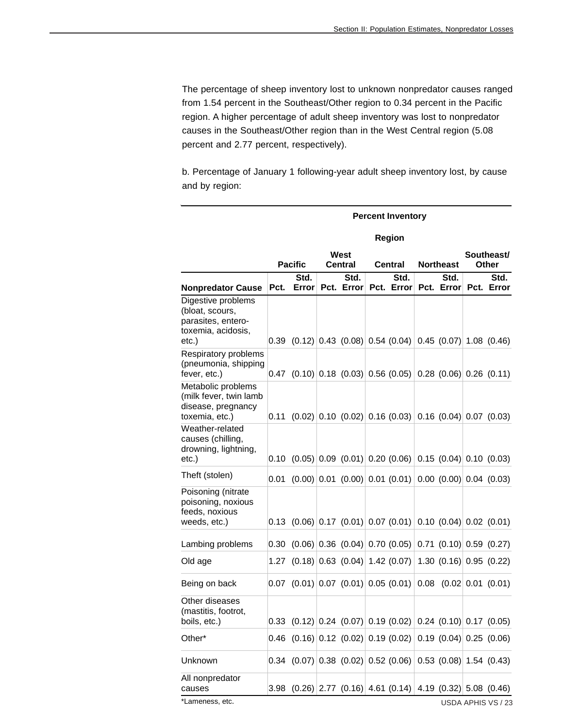The percentage of sheep inventory lost to unknown nonpredator causes ranged from 1.54 percent in the Southeast/Other region to 0.34 percent in the Pacific region. A higher percentage of adult sheep inventory was lost to nonpredator causes in the Southeast/Other region than in the West Central region (5.08 percent and 2.77 percent, respectively).

b. Percentage of January 1 following-year adult sheep inventory lost, by cause and by region:

| | Percent Inventory | | | | | | | | | |
|---|---|---|---|---|---|---|---|---|---|---|
| | Region | | | | | | | | | |
| | Pacific | | West Central | | Central | | Northeast | | Southeast/ Other | |
| Nonpredator Cause | Pct. | Std. Error | Pct. | Std. Error | Pct. | Std. Error | Pct. | Std. Error | Pct. | Std. Error |
| Digestive problems (bloat, scours, parasites, entero-toxemia, acidosis, etc.) | 0.39 | (0.12) | 0.43 | (0.08) | 0.54 | (0.04) | 0.45 | (0.07) | 1.08 | (0.46) |
| Respiratory problems (pneumonia, shipping fever, etc.) | 0.47 | (0.10) | 0.18 | (0.03) | 0.56 | (0.05) | 0.28 | (0.06) | 0.26 | (0.11) |
| Metabolic problems (milk fever, twin lamb disease, pregnancy toxemia, etc.) | 0.11 | (0.02) | 0.10 | (0.02) | 0.16 | (0.03) | 0.16 | (0.04) | 0.07 | (0.03) |
| Weather-related causes (chilling, drowning, lightning, etc.) | 0.10 | (0.05) | 0.09 | (0.01) | 0.20 | (0.06) | 0.15 | (0.04) | 0.10 | (0.03) |
| Theft (stolen) | 0.01 | (0.00) | 0.01 | (0.00) | 0.01 | (0.01) | 0.00 | (0.00) | 0.04 | (0.03) |
| Poisoning (nitrate poisoning, noxious feeds, noxious weeds, etc.) | 0.13 | (0.06) | 0.17 | (0.01) | 0.07 | (0.01) | 0.10 | (0.04) | 0.02 | (0.01) |
| Lambing problems | 0.30 | (0.06) | 0.36 | (0.04) | 0.70 | (0.05) | 0.71 | (0.10) | 0.59 | (0.27) |
| Old age | 1.27 | (0.18) | 0.63 | (0.04) | 1.42 | (0.07) | 1.30 | (0.16) | 0.95 | (0.22) |
| Being on back | 0.07 | (0.01) | 0.07 | (0.01) | 0.05 | (0.01) | 0.08 | (0.02 | 0.01 | (0.01) |
| Other diseases (mastitis, footrot, boils, etc.) | 0.33 | (0.12) | 0.24 | (0.07) | 0.19 | (0.02) | 0.24 | (0.10) | 0.17 | (0.05) |
| Other* | 0.46 | (0.16) | 0.12 | (0.02) | 0.19 | (0.02) | 0.19 | (0.04) | 0.25 | (0.06) |
| Unknown | 0.34 | (0.07) | 0.38 | (0.02) | 0.52 | (0.06) | 0.53 | (0.08) | 1.54 | (0.43) |
| All nonpredator causes | 3.98 | (0.26) | 2.77 | (0.16) | 4.61 | (0.14) | 4.19 | (0.32) | 5.08 | (0.46) |

*Lameness, etc.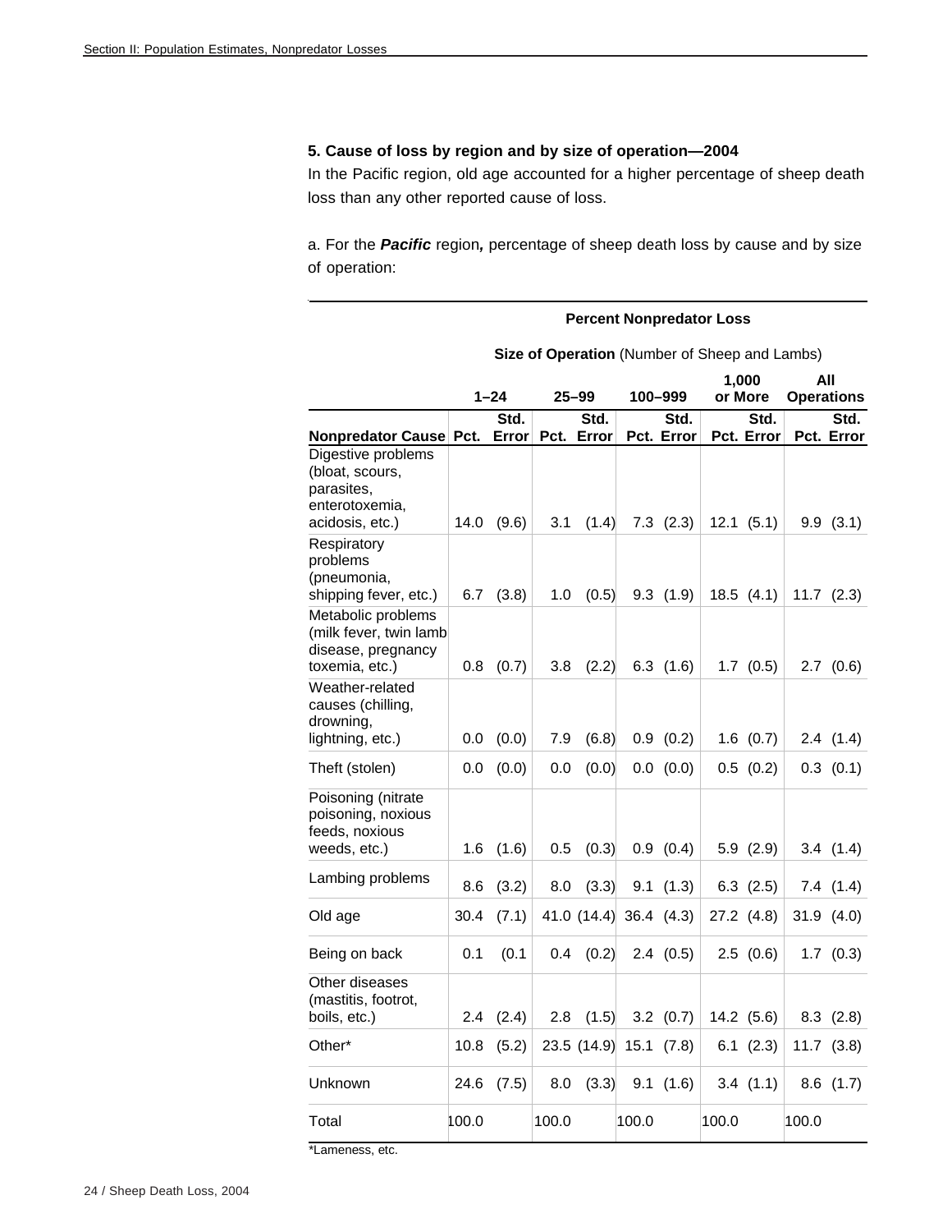**5. Cause of loss by region and by size of operation—2004**

In the Pacific region, old age accounted for a higher percentage of sheep death loss than any other reported cause of loss.

a. For the ***Pacific*** region**,** percentage of sheep death loss by cause and by size of operation:

| | **Percent Nonpredator Loss** | | | | | | | | | |
|---|---|---|---|---|---|---|---|---|---|---|
| | **Size of Operation** (Number of Sheep and Lambs) | | | | | | | | | |
| | **1–24** | | **25–99** | | **100–999** | | **1,000 or More** | | **All Operations** | |
| **Nonpredator Cause** | **Pct.** | **Std. Error** | **Pct.** | **Std. Error** | **Pct.** | **Std. Error** | **Pct.** | **Std. Error** | **Pct.** | **Std. Error** |
| Digestive problems (bloat, scours, parasites, enterotoxemia, acidosis, etc.) | 14.0 | (9.6) | 3.1 | (1.4) | 7.3 | (2.3) | 12.1 | (5.1) | 9.9 | (3.1) |
| Respiratory problems (pneumonia, shipping fever, etc.) | 6.7 | (3.8) | 1.0 | (0.5) | 9.3 | (1.9) | 18.5 | (4.1) | 11.7 | (2.3) |
| Metabolic problems (milk fever, twin lamb disease, pregnancy toxemia, etc.) | 0.8 | (0.7) | 3.8 | (2.2) | 6.3 | (1.6) | 1.7 | (0.5) | 2.7 | (0.6) |
| Weather-related causes (chilling, drowning, lightning, etc.) | 0.0 | (0.0) | 7.9 | (6.8) | 0.9 | (0.2) | 1.6 | (0.7) | 2.4 | (1.4) |
| Theft (stolen) | 0.0 | (0.0) | 0.0 | (0.0) | 0.0 | (0.0) | 0.5 | (0.2) | 0.3 | (0.1) |
| Poisoning (nitrate poisoning, noxious feeds, noxious weeds, etc.) | 1.6 | (1.6) | 0.5 | (0.3) | 0.9 | (0.4) | 5.9 | (2.9) | 3.4 | (1.4) |
| Lambing problems | 8.6 | (3.2) | 8.0 | (3.3) | 9.1 | (1.3) | 6.3 | (2.5) | 7.4 | (1.4) |
| Old age | 30.4 | (7.1) | 41.0 | (14.4) | 36.4 | (4.3) | 27.2 | (4.8) | 31.9 | (4.0) |
| Being on back | 0.1 | (0.1 | 0.4 | (0.2) | 2.4 | (0.5) | 2.5 | (0.6) | 1.7 | (0.3) |
| Other diseases (mastitis, footrot, boils, etc.) | 2.4 | (2.4) | 2.8 | (1.5) | 3.2 | (0.7) | 14.2 | (5.6) | 8.3 | (2.8) |
| Other* | 10.8 | (5.2) | 23.5 | (14.9) | 15.1 | (7.8) | 6.1 | (2.3) | 11.7 | (3.8) |
| Unknown | 24.6 | (7.5) | 8.0 | (3.3) | 9.1 | (1.6) | 3.4 | (1.1) | 8.6 | (1.7) |
| Total | 100.0 | | 100.0 | | 100.0 | | 100.0 | | 100.0 | |

*Lameness, etc.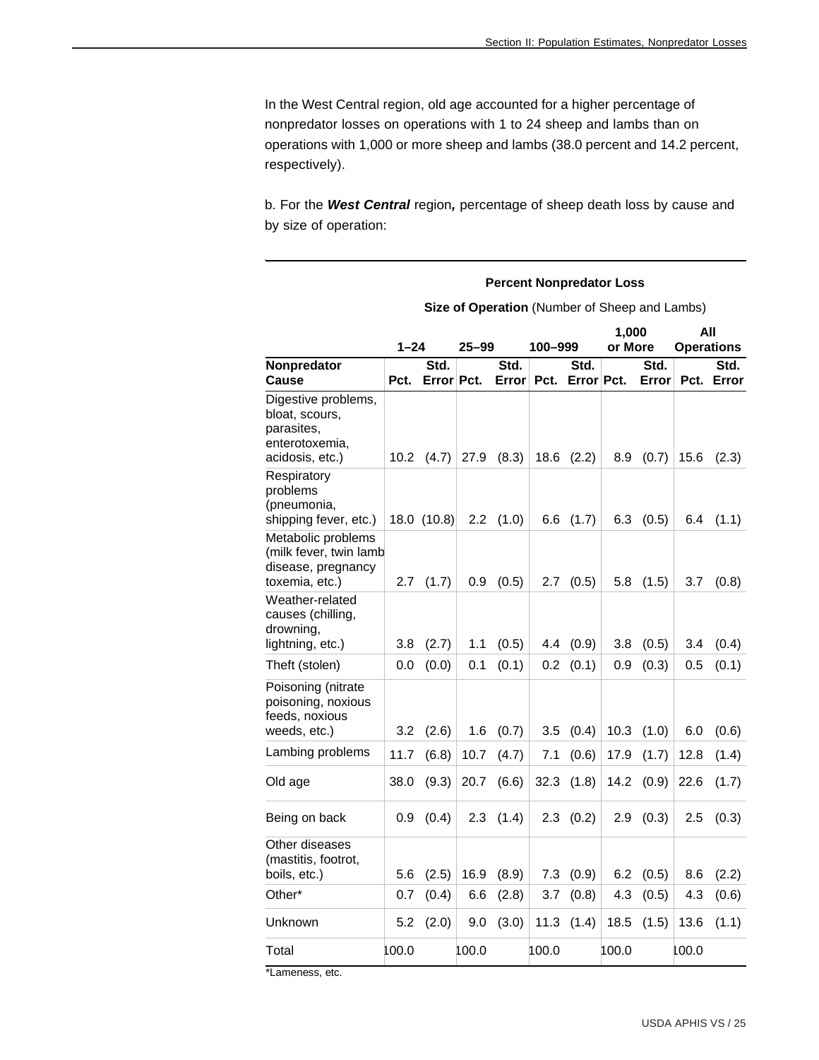In the West Central region, old age accounted for a higher percentage of nonpredator losses on operations with 1 to 24 sheep and lambs than on operations with 1,000 or more sheep and lambs (38.0 percent and 14.2 percent, respectively).

b. For the ***West Central*** region***,*** percentage of sheep death loss by cause and by size of operation:

| | **Percent Nonpredator Loss** | | | | | | | | | |
|---|---|---|---|---|---|---|---|---|---|---|
| | **Size of Operation** (Number of Sheep and Lambs) | | | | | | | | | |
| | **1–24** | | **25–99** | | **100–999** | | **1,000 or More** | | **All Operations** | |
| **Nonpredator Cause** | **Pct.** | **Std. Error** | **Pct.** | **Std. Error** | **Pct.** | **Std. Error** | **Pct.** | **Std. Error** | **Pct.** | **Std. Error** |
| Digestive problems, bloat, scours, parasites, enterotoxemia, acidosis, etc.) | 10.2 | (4.7) | 27.9 | (8.3) | 18.6 | (2.2) | 8.9 | (0.7) | 15.6 | (2.3) |
| Respiratory problems (pneumonia, shipping fever, etc.) | 18.0 | (10.8) | 2.2 | (1.0) | 6.6 | (1.7) | 6.3 | (0.5) | 6.4 | (1.1) |
| Metabolic problems (milk fever, twin lamb disease, pregnancy toxemia, etc.) | 2.7 | (1.7) | 0.9 | (0.5) | 2.7 | (0.5) | 5.8 | (1.5) | 3.7 | (0.8) |
| Weather-related causes (chilling, drowning, lightning, etc.) | 3.8 | (2.7) | 1.1 | (0.5) | 4.4 | (0.9) | 3.8 | (0.5) | 3.4 | (0.4) |
| Theft (stolen) | 0.0 | (0.0) | 0.1 | (0.1) | 0.2 | (0.1) | 0.9 | (0.3) | 0.5 | (0.1) |
| Poisoning (nitrate poisoning, noxious feeds, noxious weeds, etc.) | 3.2 | (2.6) | 1.6 | (0.7) | 3.5 | (0.4) | 10.3 | (1.0) | 6.0 | (0.6) |
| Lambing problems | 11.7 | (6.8) | 10.7 | (4.7) | 7.1 | (0.6) | 17.9 | (1.7) | 12.8 | (1.4) |
| Old age | 38.0 | (9.3) | 20.7 | (6.6) | 32.3 | (1.8) | 14.2 | (0.9) | 22.6 | (1.7) |
| Being on back | 0.9 | (0.4) | 2.3 | (1.4) | 2.3 | (0.2) | 2.9 | (0.3) | 2.5 | (0.3) |
| Other diseases (mastitis, footrot, boils, etc.) | 5.6 | (2.5) | 16.9 | (8.9) | 7.3 | (0.9) | 6.2 | (0.5) | 8.6 | (2.2) |
| Other* | 0.7 | (0.4) | 6.6 | (2.8) | 3.7 | (0.8) | 4.3 | (0.5) | 4.3 | (0.6) |
| Unknown | 5.2 | (2.0) | 9.0 | (3.0) | 11.3 | (1.4) | 18.5 | (1.5) | 13.6 | (1.1) |
| Total | 100.0 | | 100.0 | | 100.0 | | 100.0 | | 100.0 | |

*Lameness, etc.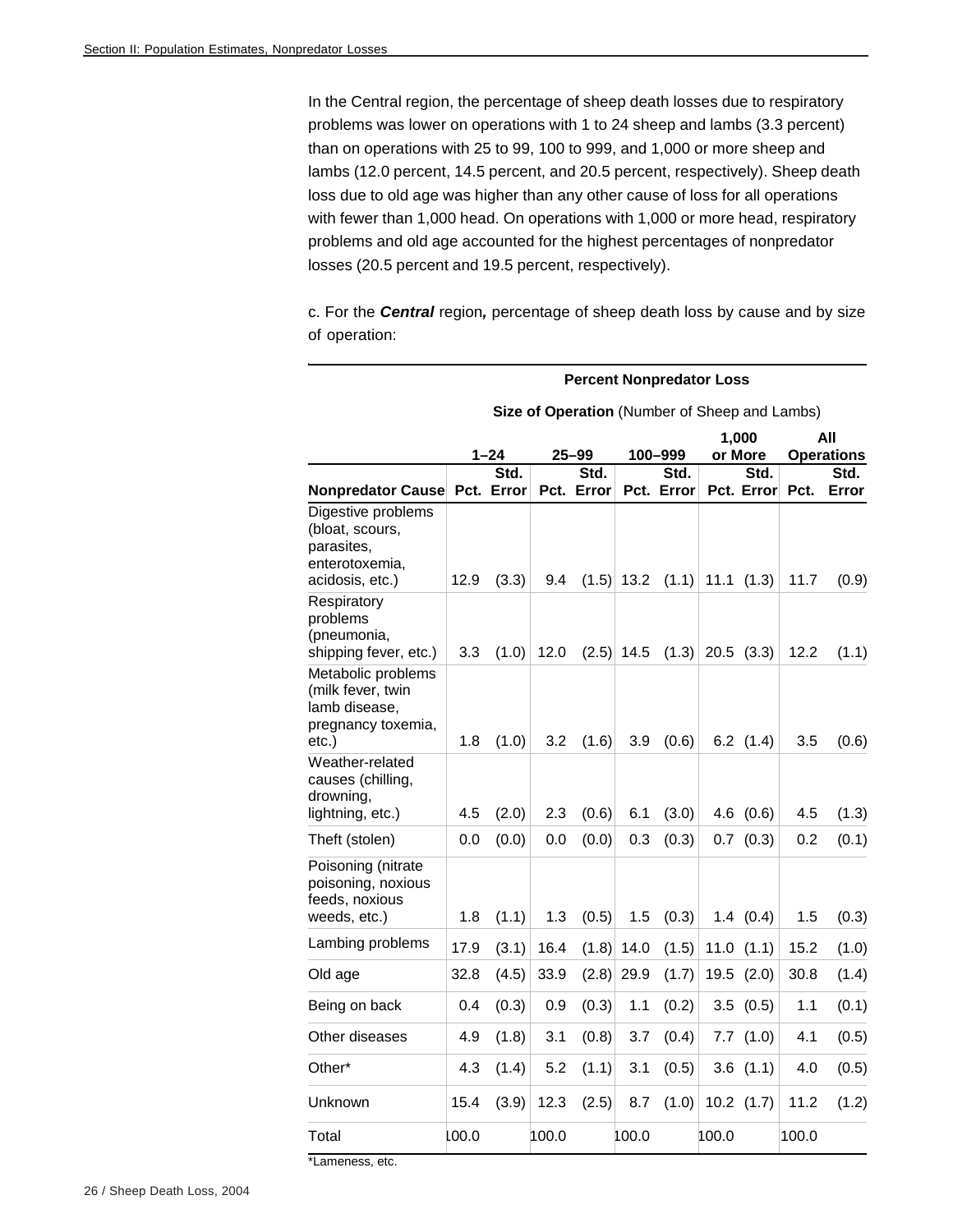In the Central region, the percentage of sheep death losses due to respiratory problems was lower on operations with 1 to 24 sheep and lambs (3.3 percent) than on operations with 25 to 99, 100 to 999, and 1,000 or more sheep and lambs (12.0 percent, 14.5 percent, and 20.5 percent, respectively). Sheep death loss due to old age was higher than any other cause of loss for all operations with fewer than 1,000 head. On operations with 1,000 or more head, respiratory problems and old age accounted for the highest percentages of nonpredator losses (20.5 percent and 19.5 percent, respectively).

c. For the ***Central*** region***,*** percentage of sheep death loss by cause and by size of operation:

| | **Percent Nonpredator Loss** | | | | | | | | | |
|---|---|---|---|---|---|---|---|---|---|---|
| | **Size of Operation** (Number of Sheep and Lambs) | | | | | | | | | |
| | **1–24** | | **25–99** | | **100–999** | | **1,000 or More** | | **All Operations** | |
| **Nonpredator Cause** | **Pct.** | **Std. Error** | **Pct.** | **Std. Error** | **Pct.** | **Std. Error** | **Pct.** | **Std. Error** | **Pct.** | **Std. Error** |
| Digestive problems (bloat, scours, parasites, enterotoxemia, acidosis, etc.) | 12.9 | (3.3) | 9.4 | (1.5) | 13.2 | (1.1) | 11.1 | (1.3) | 11.7 | (0.9) |
| Respiratory problems (pneumonia, shipping fever, etc.) | 3.3 | (1.0) | 12.0 | (2.5) | 14.5 | (1.3) | 20.5 | (3.3) | 12.2 | (1.1) |
| Metabolic problems (milk fever, twin lamb disease, pregnancy toxemia, etc.) | 1.8 | (1.0) | 3.2 | (1.6) | 3.9 | (0.6) | 6.2 | (1.4) | 3.5 | (0.6) |
| Weather-related causes (chilling, drowning, lightning, etc.) | 4.5 | (2.0) | 2.3 | (0.6) | 6.1 | (3.0) | 4.6 | (0.6) | 4.5 | (1.3) |
| Theft (stolen) | 0.0 | (0.0) | 0.0 | (0.0) | 0.3 | (0.3) | 0.7 | (0.3) | 0.2 | (0.1) |
| Poisoning (nitrate poisoning, noxious feeds, noxious weeds, etc.) | 1.8 | (1.1) | 1.3 | (0.5) | 1.5 | (0.3) | 1.4 | (0.4) | 1.5 | (0.3) |
| Lambing problems | 17.9 | (3.1) | 16.4 | (1.8) | 14.0 | (1.5) | 11.0 | (1.1) | 15.2 | (1.0) |
| Old age | 32.8 | (4.5) | 33.9 | (2.8) | 29.9 | (1.7) | 19.5 | (2.0) | 30.8 | (1.4) |
| Being on back | 0.4 | (0.3) | 0.9 | (0.3) | 1.1 | (0.2) | 3.5 | (0.5) | 1.1 | (0.1) |
| Other diseases | 4.9 | (1.8) | 3.1 | (0.8) | 3.7 | (0.4) | 7.7 | (1.0) | 4.1 | (0.5) |
| Other* | 4.3 | (1.4) | 5.2 | (1.1) | 3.1 | (0.5) | 3.6 | (1.1) | 4.0 | (0.5) |
| Unknown | 15.4 | (3.9) | 12.3 | (2.5) | 8.7 | (1.0) | 10.2 | (1.7) | 11.2 | (1.2) |
| Total | 100.0 | | 100.0 | | 100.0 | | 100.0 | | 100.0 | |

*Lameness, etc.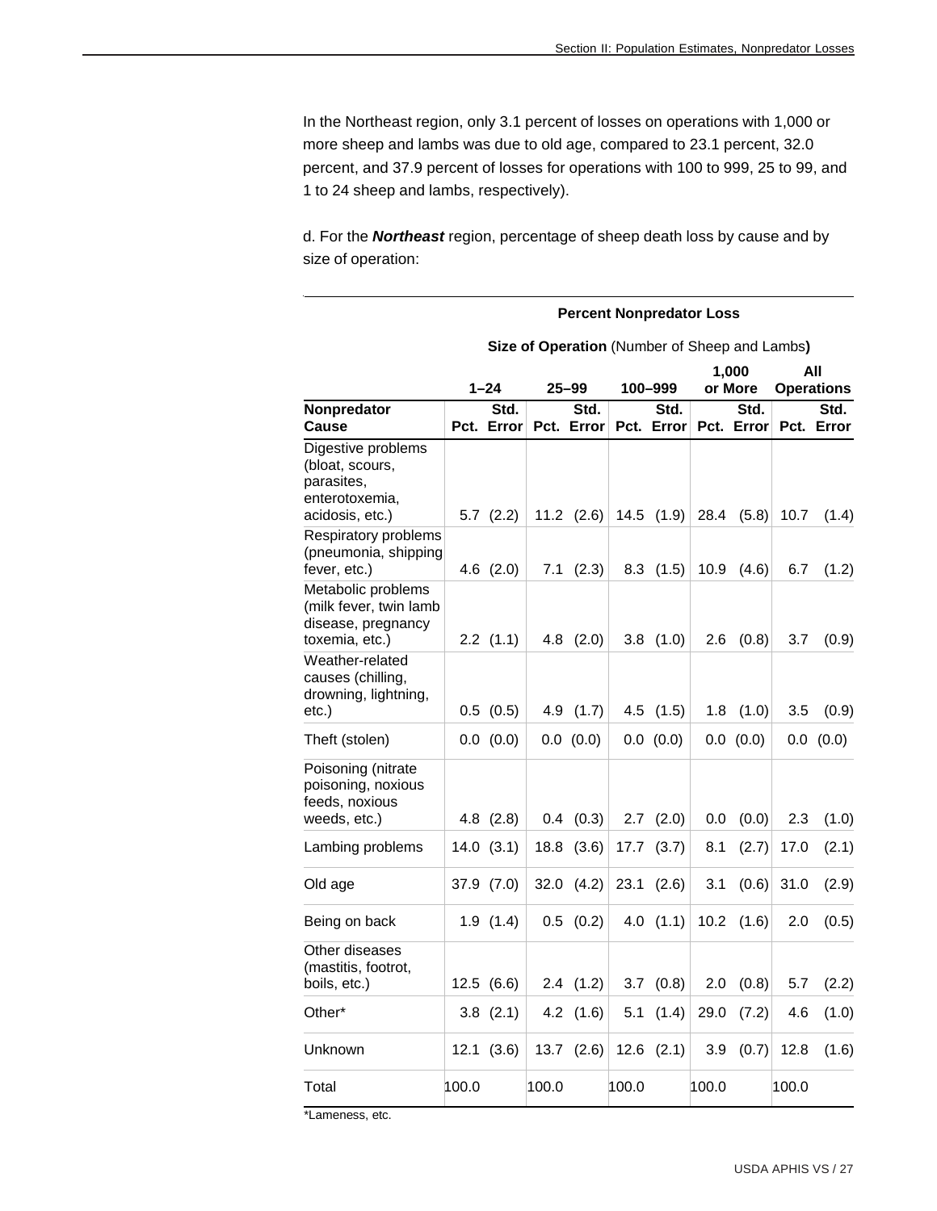In the Northeast region, only 3.1 percent of losses on operations with 1,000 or more sheep and lambs was due to old age, compared to 23.1 percent, 32.0 percent, and 37.9 percent of losses for operations with 100 to 999, 25 to 99, and 1 to 24 sheep and lambs, respectively).

d. For the ***Northeast*** region, percentage of sheep death loss by cause and by size of operation:

| | **Percent Nonpredator Loss** | | | | | | | | | |
|---|---|---|---|---|---|---|---|---|---|---|
| | **Size of Operation** (Number of Sheep and Lambs**)** | | | | | | | | | |
| | **1–24** | | **25–99** | | **100–999** | | **1,000 or More** | | **All Operations** | |
| **Nonpredator Cause** | **Pct.** | **Std. Error** | **Pct.** | **Std. Error** | **Pct.** | **Std. Error** | **Pct.** | **Std. Error** | **Pct.** | **Std. Error** |
| Digestive problems (bloat, scours, parasites, enterotoxemia, acidosis, etc.) | 5.7 | (2.2) | 11.2 | (2.6) | 14.5 | (1.9) | 28.4 | (5.8) | 10.7 | (1.4) |
| Respiratory problems (pneumonia, shipping fever, etc.) | 4.6 | (2.0) | 7.1 | (2.3) | 8.3 | (1.5) | 10.9 | (4.6) | 6.7 | (1.2) |
| Metabolic problems (milk fever, twin lamb disease, pregnancy toxemia, etc.) | 2.2 | (1.1) | 4.8 | (2.0) | 3.8 | (1.0) | 2.6 | (0.8) | 3.7 | (0.9) |
| Weather-related causes (chilling, drowning, lightning, etc.) | 0.5 | (0.5) | 4.9 | (1.7) | 4.5 | (1.5) | 1.8 | (1.0) | 3.5 | (0.9) |
| Theft (stolen) | 0.0 | (0.0) | 0.0 | (0.0) | 0.0 | (0.0) | 0.0 | (0.0) | 0.0 | (0.0) |
| Poisoning (nitrate poisoning, noxious feeds, noxious weeds, etc.) | 4.8 | (2.8) | 0.4 | (0.3) | 2.7 | (2.0) | 0.0 | (0.0) | 2.3 | (1.0) |
| Lambing problems | 14.0 | (3.1) | 18.8 | (3.6) | 17.7 | (3.7) | 8.1 | (2.7) | 17.0 | (2.1) |
| Old age | 37.9 | (7.0) | 32.0 | (4.2) | 23.1 | (2.6) | 3.1 | (0.6) | 31.0 | (2.9) |
| Being on back | 1.9 | (1.4) | 0.5 | (0.2) | 4.0 | (1.1) | 10.2 | (1.6) | 2.0 | (0.5) |
| Other diseases (mastitis, footrot, boils, etc.) | 12.5 | (6.6) | 2.4 | (1.2) | 3.7 | (0.8) | 2.0 | (0.8) | 5.7 | (2.2) |
| Other* | 3.8 | (2.1) | 4.2 | (1.6) | 5.1 | (1.4) | 29.0 | (7.2) | 4.6 | (1.0) |
| Unknown | 12.1 | (3.6) | 13.7 | (2.6) | 12.6 | (2.1) | 3.9 | (0.7) | 12.8 | (1.6) |
| Total | 100.0 | | 100.0 | | 100.0 | | 100.0 | | 100.0 | |

*Lameness, etc.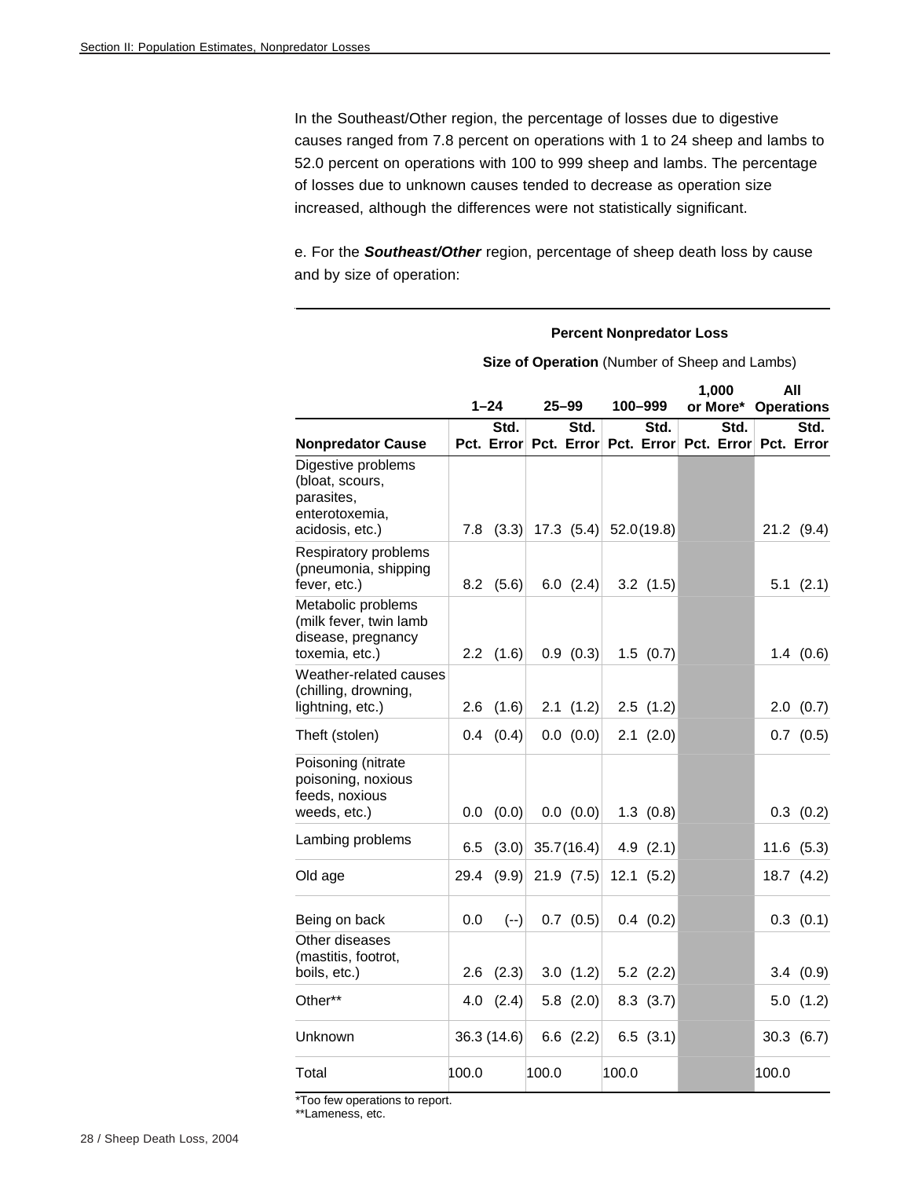In the Southeast/Other region, the percentage of losses due to digestive causes ranged from 7.8 percent on operations with 1 to 24 sheep and lambs to 52.0 percent on operations with 100 to 999 sheep and lambs. The percentage of losses due to unknown causes tended to decrease as operation size increased, although the differences were not statistically significant.

e. For the ***Southeast/Other*** region, percentage of sheep death loss by cause and by size of operation:

| | **Percent Nonpredator Loss** | | | | | | | | | |
|---|---|---|---|---|---|---|---|---|---|---|
| | **Size of Operation** (Number of Sheep and Lambs) | | | | | | | | | |
| | **1–24** | | **25–99** | | **100–999** | | **1,000 or More*** | | **All Operations** | |
| **Nonpredator Cause** | **Pct.** | **Std. Error** | **Pct.** | **Std. Error** | **Pct.** | **Std. Error** | **Pct.** | **Std. Error** | **Pct.** | **Std. Error** |
| Digestive problems (bloat, scours, parasites, enterotoxemia, acidosis, etc.) | 7.8 | (3.3) | 17.3 | (5.4) | 52.0 | (19.8) | | | 21.2 | (9.4) |
| Respiratory problems (pneumonia, shipping fever, etc.) | 8.2 | (5.6) | 6.0 | (2.4) | 3.2 | (1.5) | | | 5.1 | (2.1) |
| Metabolic problems (milk fever, twin lamb disease, pregnancy toxemia, etc.) | 2.2 | (1.6) | 0.9 | (0.3) | 1.5 | (0.7) | | | 1.4 | (0.6) |
| Weather-related causes (chilling, drowning, lightning, etc.) | 2.6 | (1.6) | 2.1 | (1.2) | 2.5 | (1.2) | | | 2.0 | (0.7) |
| Theft (stolen) | 0.4 | (0.4) | 0.0 | (0.0) | 2.1 | (2.0) | | | 0.7 | (0.5) |
| Poisoning (nitrate poisoning, noxious feeds, noxious weeds, etc.) | 0.0 | (0.0) | 0.0 | (0.0) | 1.3 | (0.8) | | | 0.3 | (0.2) |
| Lambing problems | 6.5 | (3.0) | 35.7 | (16.4) | 4.9 | (2.1) | | | 11.6 | (5.3) |
| Old age | 29.4 | (9.9) | 21.9 | (7.5) | 12.1 | (5.2) | | | 18.7 | (4.2) |
| Being on back | 0.0 | (--) | 0.7 | (0.5) | 0.4 | (0.2) | | | 0.3 | (0.1) |
| Other diseases (mastitis, footrot, boils, etc.) | 2.6 | (2.3) | 3.0 | (1.2) | 5.2 | (2.2) | | | 3.4 | (0.9) |
| Other** | 4.0 | (2.4) | 5.8 | (2.0) | 8.3 | (3.7) | | | 5.0 | (1.2) |
| Unknown | 36.3 | (14.6) | 6.6 | (2.2) | 6.5 | (3.1) | | | 30.3 | (6.7) |
| Total | 100.0 | | 100.0 | | 100.0 | | | | 100.0 | |

*Too few operations to report.
**Lameness, etc.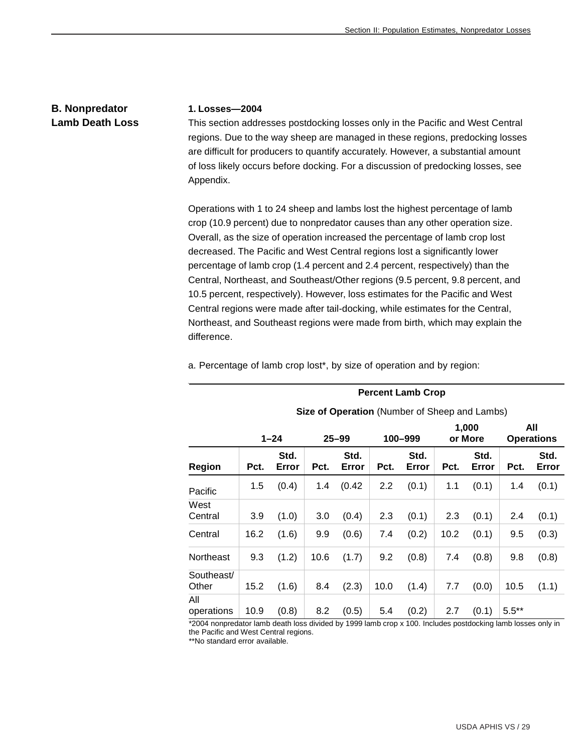## B. Nonpredator Lamb Death Loss

### 1. Losses—2004

This section addresses postdocking losses only in the Pacific and West Central regions. Due to the way sheep are managed in these regions, predocking losses are difficult for producers to quantify accurately. However, a substantial amount of loss likely occurs before docking. For a discussion of predocking losses, see Appendix.

Operations with 1 to 24 sheep and lambs lost the highest percentage of lamb crop (10.9 percent) due to nonpredator causes than any other operation size. Overall, as the size of operation increased the percentage of lamb crop lost decreased. The Pacific and West Central regions lost a significantly lower percentage of lamb crop (1.4 percent and 2.4 percent, respectively) than the Central, Northeast, and Southeast/Other regions (9.5 percent, 9.8 percent, and 10.5 percent, respectively). However, loss estimates for the Pacific and West Central regions were made after tail-docking, while estimates for the Central, Northeast, and Southeast regions were made from birth, which may explain the difference.

a. Percentage of lamb crop lost*, by size of operation and by region:

| | Percent Lamb Crop | | | | | | | | | |
|---|---|---|---|---|---|---|---|---|---|---|
| | **Size of Operation** (Number of Sheep and Lambs) | | | | | | | | | |
| | **1–24** | | **25–99** | | **100–999** | | **1,000 or More** | | **All Operations** | |
| **Region** | **Pct.** | **Std. Error** | **Pct.** | **Std. Error** | **Pct.** | **Std. Error** | **Pct.** | **Std. Error** | **Pct.** | **Std. Error** |
| Pacific | 1.5 | (0.4) | 1.4 | (0.42 | 2.2 | (0.1) | 1.1 | (0.1) | 1.4 | (0.1) |
| West Central | 3.9 | (1.0) | 3.0 | (0.4) | 2.3 | (0.1) | 2.3 | (0.1) | 2.4 | (0.1) |
| Central | 16.2 | (1.6) | 9.9 | (0.6) | 7.4 | (0.2) | 10.2 | (0.1) | 9.5 | (0.3) |
| Northeast | 9.3 | (1.2) | 10.6 | (1.7) | 9.2 | (0.8) | 7.4 | (0.8) | 9.8 | (0.8) |
| Southeast/ Other | 15.2 | (1.6) | 8.4 | (2.3) | 10.0 | (1.4) | 7.7 | (0.0) | 10.5 | (1.1) |
| All operations | 10.9 | (0.8) | 8.2 | (0.5) | 5.4 | (0.2) | 2.7 | (0.1) | 5.5** | |

*2004 nonpredator lamb death loss divided by 1999 lamb crop x 100. Includes postdocking lamb losses only in the Pacific and West Central regions.
**No standard error available.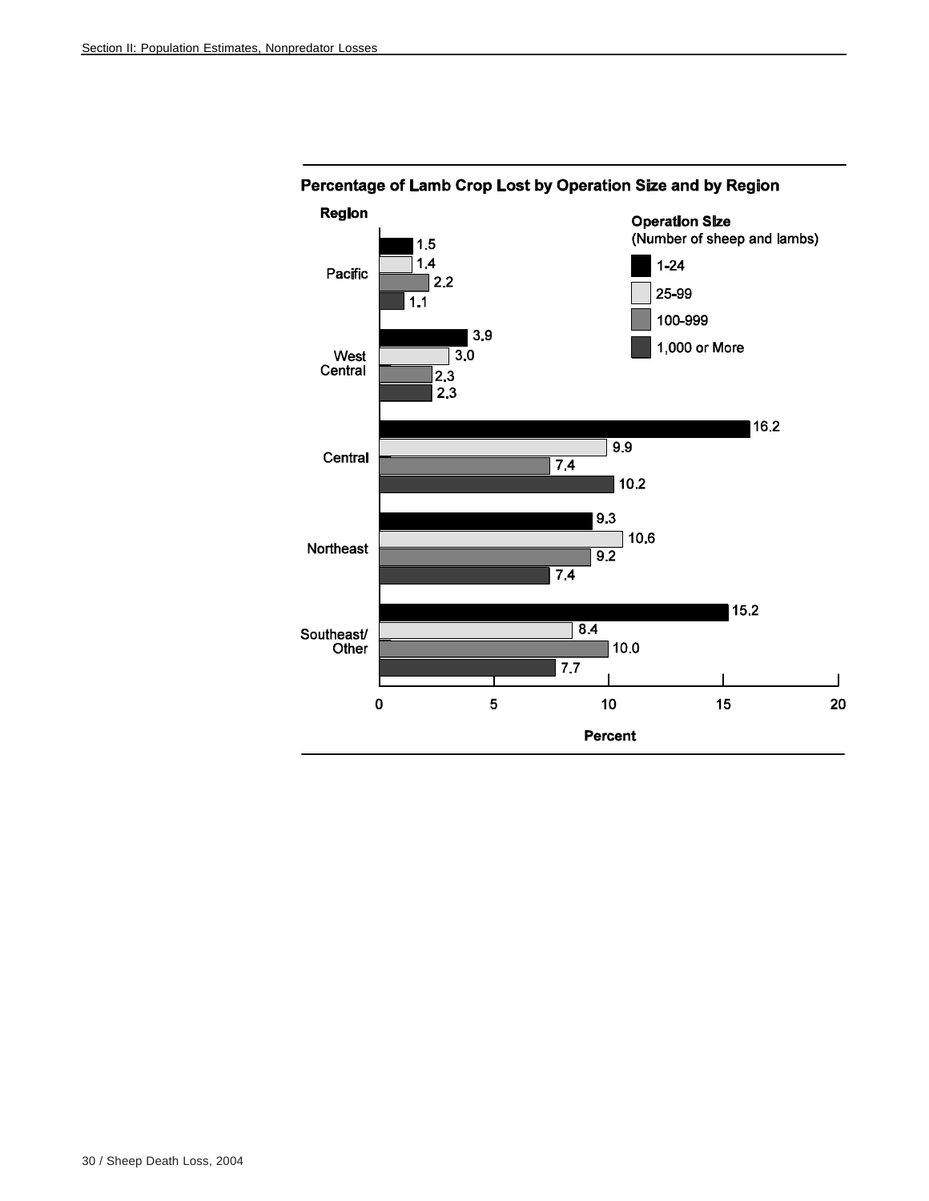**Percentage of Lamb Crop Lost by Operation Size and by Region**

| Region | 1-24 | 25-99 | 100-999 | 1,000 or More |
|---|---|---|---|---|
| Pacific | 1.5 | 1.4 | 2.2 | 1.1 |
| West Central | 3.9 | 3.0 | 2.3 | 2.3 |
| Central | 16.2 | 9.9 | 7.4 | 10.2 |
| Northeast | 9.3 | 10.6 | 9.2 | 7.4 |
| Southeast/ Other | 15.2 | 8.4 | 10.0 | 7.7 |

Operation Size (Number of sheep and lambs)

Percent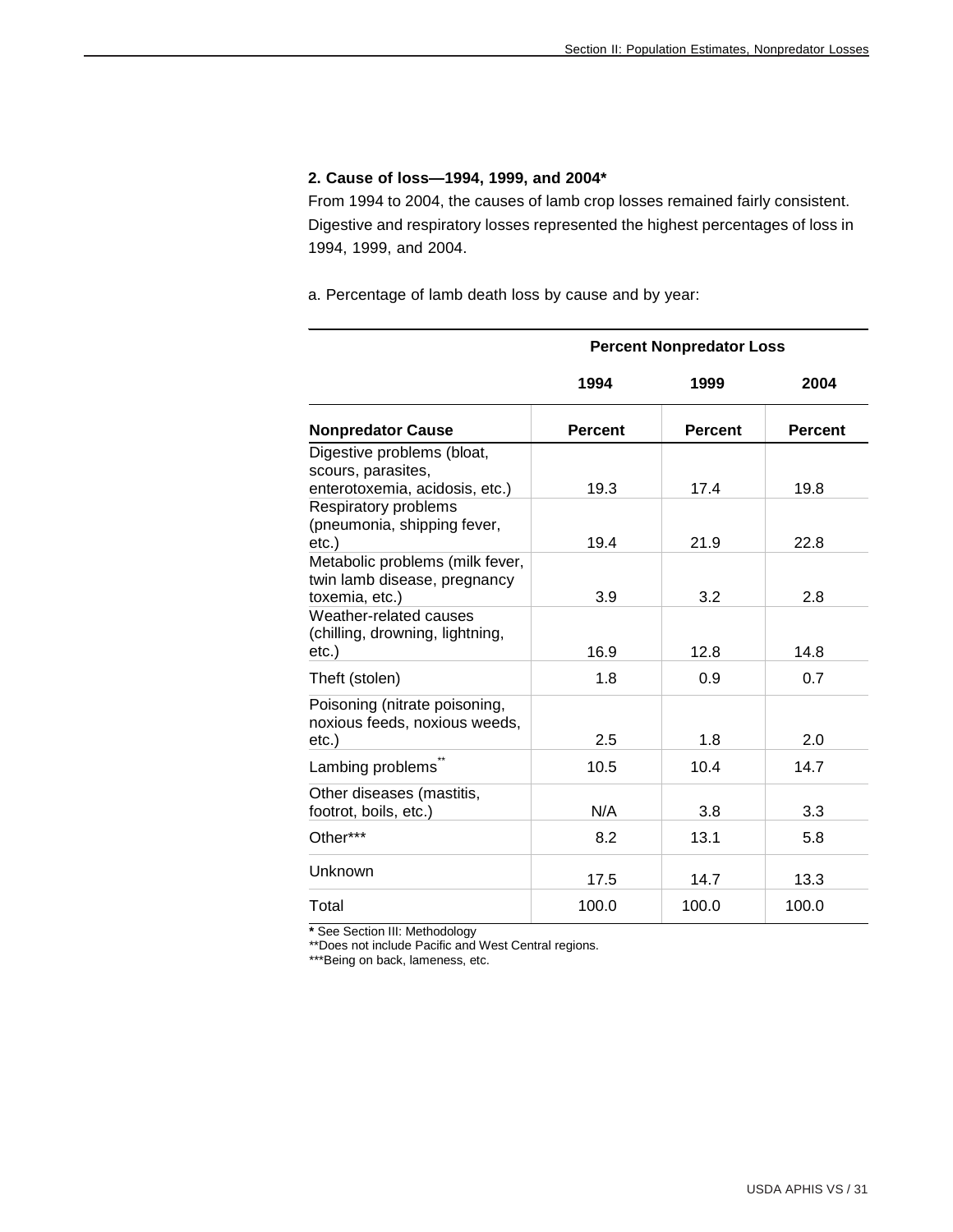**2. Cause of loss—1994, 1999, and 2004***

From 1994 to 2004, the causes of lamb crop losses remained fairly consistent. Digestive and respiratory losses represented the highest percentages of loss in 1994, 1999, and 2004.

a. Percentage of lamb death loss by cause and by year:

| | Percent Nonpredator Loss | | |
|---|---|---|---|
| | 1994 | 1999 | 2004 |
| Nonpredator Cause | Percent | Percent | Percent |
| Digestive problems (bloat, scours, parasites, enterotoxemia, acidosis, etc.) | 19.3 | 17.4 | 19.8 |
| Respiratory problems (pneumonia, shipping fever, etc.) | 19.4 | 21.9 | 22.8 |
| Metabolic problems (milk fever, twin lamb disease, pregnancy toxemia, etc.) | 3.9 | 3.2 | 2.8 |
| Weather-related causes (chilling, drowning, lightning, etc.) | 16.9 | 12.8 | 14.8 |
| Theft (stolen) | 1.8 | 0.9 | 0.7 |
| Poisoning (nitrate poisoning, noxious feeds, noxious weeds, etc.) | 2.5 | 1.8 | 2.0 |
| Lambing problems** | 10.5 | 10.4 | 14.7 |
| Other diseases (mastitis, footrot, boils, etc.) | N/A | 3.8 | 3.3 |
| Other*** | 8.2 | 13.1 | 5.8 |
| Unknown | 17.5 | 14.7 | 13.3 |
| Total | 100.0 | 100.0 | 100.0 |

* See Section III: Methodology

**Does not include Pacific and West Central regions.

***Being on back, lameness, etc.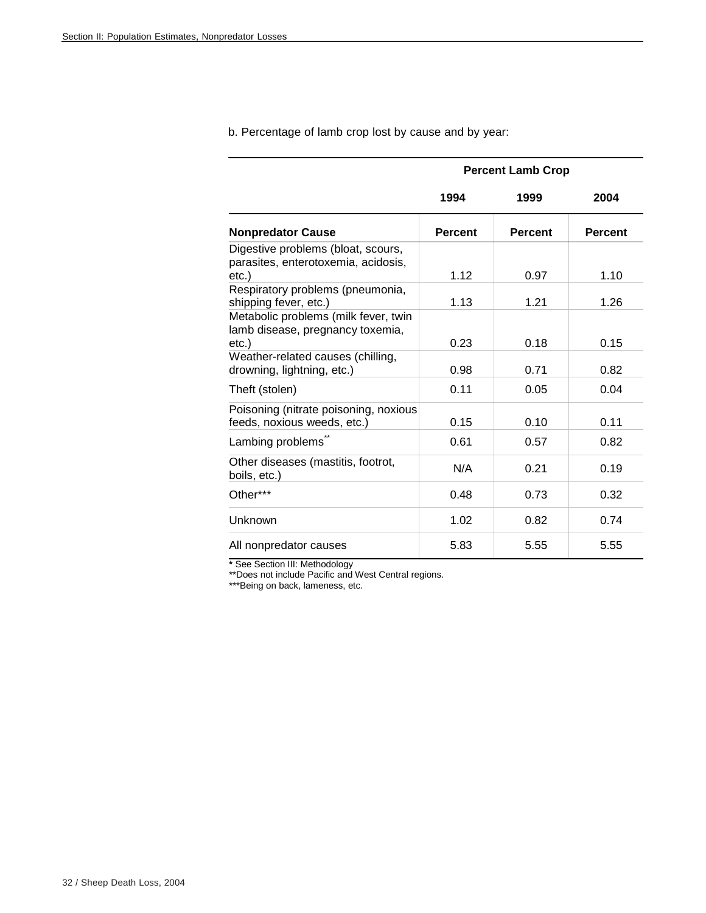b. Percentage of lamb crop lost by cause and by year:

| | Percent Lamb Crop | | |
|---|---|---|---|
| | 1994 | 1999 | 2004 |
| Nonpredator Cause | Percent | Percent | Percent |
| Digestive problems (bloat, scours, parasites, enterotoxemia, acidosis, etc.) | 1.12 | 0.97 | 1.10 |
| Respiratory problems (pneumonia, shipping fever, etc.) | 1.13 | 1.21 | 1.26 |
| Metabolic problems (milk fever, twin lamb disease, pregnancy toxemia, etc.) | 0.23 | 0.18 | 0.15 |
| Weather-related causes (chilling, drowning, lightning, etc.) | 0.98 | 0.71 | 0.82 |
| Theft (stolen) | 0.11 | 0.05 | 0.04 |
| Poisoning (nitrate poisoning, noxious feeds, noxious weeds, etc.) | 0.15 | 0.10 | 0.11 |
| Lambing problems** | 0.61 | 0.57 | 0.82 |
| Other diseases (mastitis, footrot, boils, etc.) | N/A | 0.21 | 0.19 |
| Other*** | 0.48 | 0.73 | 0.32 |
| Unknown | 1.02 | 0.82 | 0.74 |
| All nonpredator causes | 5.83 | 5.55 | 5.55 |

**\*** See Section III: Methodology

**Does not include Pacific and West Central regions.

***Being on back, lameness, etc.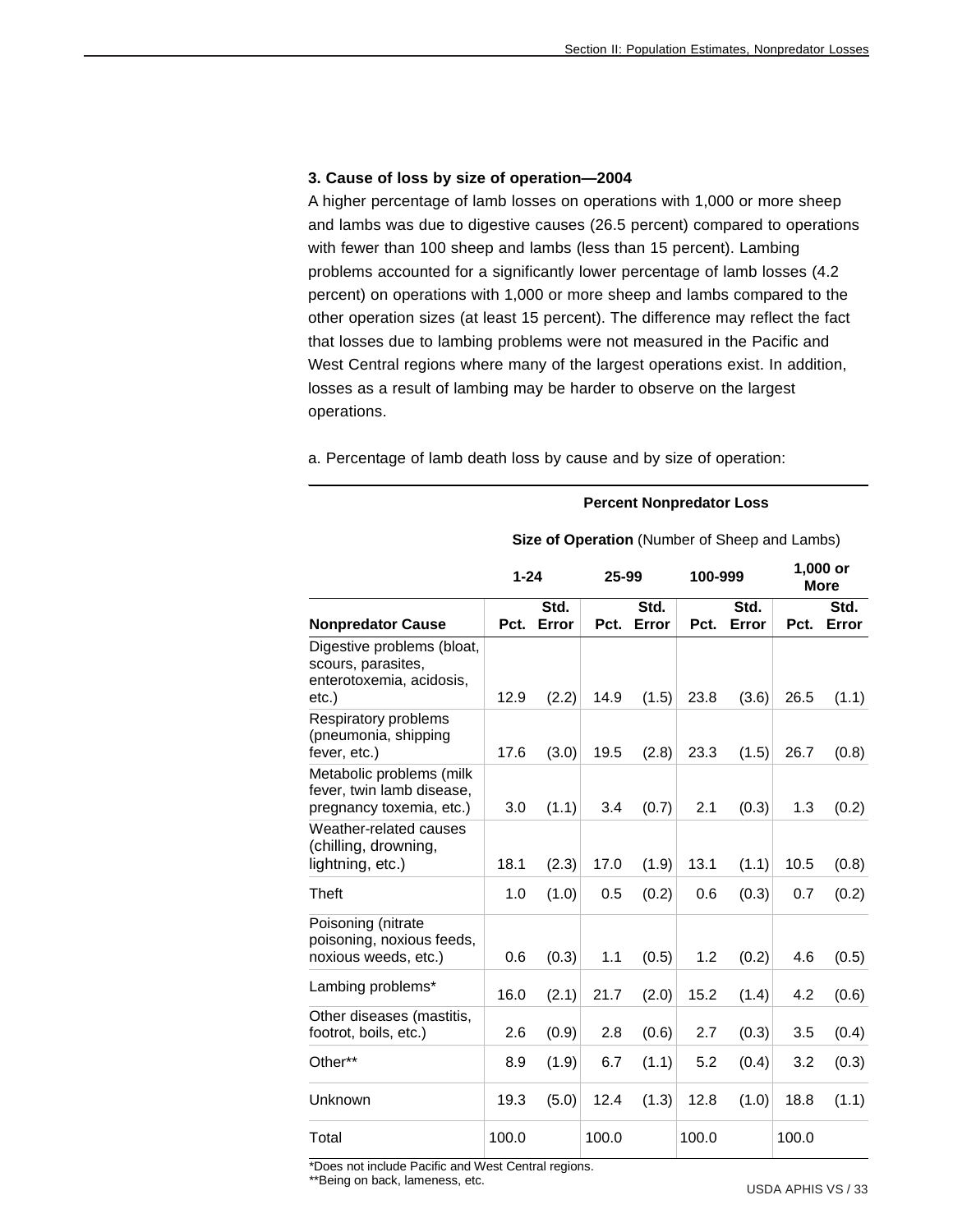### 3. Cause of loss by size of operation—2004

A higher percentage of lamb losses on operations with 1,000 or more sheep and lambs was due to digestive causes (26.5 percent) compared to operations with fewer than 100 sheep and lambs (less than 15 percent). Lambing problems accounted for a significantly lower percentage of lamb losses (4.2 percent) on operations with 1,000 or more sheep and lambs compared to the other operation sizes (at least 15 percent). The difference may reflect the fact that losses due to lambing problems were not measured in the Pacific and West Central regions where many of the largest operations exist. In addition, losses as a result of lambing may be harder to observe on the largest operations.

a. Percentage of lamb death loss by cause and by size of operation:

| | **Percent Nonpredator Loss** | | | | | | | |
|---|---|---|---|---|---|---|---|---|
| | **Size of Operation** (Number of Sheep and Lambs) | | | | | | | |
| | **1-24** | | **25-99** | | **100-999** | | **1,000 or More** | |
| **Nonpredator Cause** | **Pct.** | **Std. Error** | **Pct.** | **Std. Error** | **Pct.** | **Std. Error** | **Pct.** | **Std. Error** |
| Digestive problems (bloat, scours, parasites, enterotoxemia, acidosis, etc.) | 12.9 | (2.2) | 14.9 | (1.5) | 23.8 | (3.6) | 26.5 | (1.1) |
| Respiratory problems (pneumonia, shipping fever, etc.) | 17.6 | (3.0) | 19.5 | (2.8) | 23.3 | (1.5) | 26.7 | (0.8) |
| Metabolic problems (milk fever, twin lamb disease, pregnancy toxemia, etc.) | 3.0 | (1.1) | 3.4 | (0.7) | 2.1 | (0.3) | 1.3 | (0.2) |
| Weather-related causes (chilling, drowning, lightning, etc.) | 18.1 | (2.3) | 17.0 | (1.9) | 13.1 | (1.1) | 10.5 | (0.8) |
| Theft | 1.0 | (1.0) | 0.5 | (0.2) | 0.6 | (0.3) | 0.7 | (0.2) |
| Poisoning (nitrate poisoning, noxious feeds, noxious weeds, etc.) | 0.6 | (0.3) | 1.1 | (0.5) | 1.2 | (0.2) | 4.6 | (0.5) |
| Lambing problems* | 16.0 | (2.1) | 21.7 | (2.0) | 15.2 | (1.4) | 4.2 | (0.6) |
| Other diseases (mastitis, footrot, boils, etc.) | 2.6 | (0.9) | 2.8 | (0.6) | 2.7 | (0.3) | 3.5 | (0.4) |
| Other** | 8.9 | (1.9) | 6.7 | (1.1) | 5.2 | (0.4) | 3.2 | (0.3) |
| Unknown | 19.3 | (5.0) | 12.4 | (1.3) | 12.8 | (1.0) | 18.8 | (1.1) |
| Total | 100.0 | | 100.0 | | 100.0 | | 100.0 | |

*Does not include Pacific and West Central regions.

**Being on back, lameness, etc.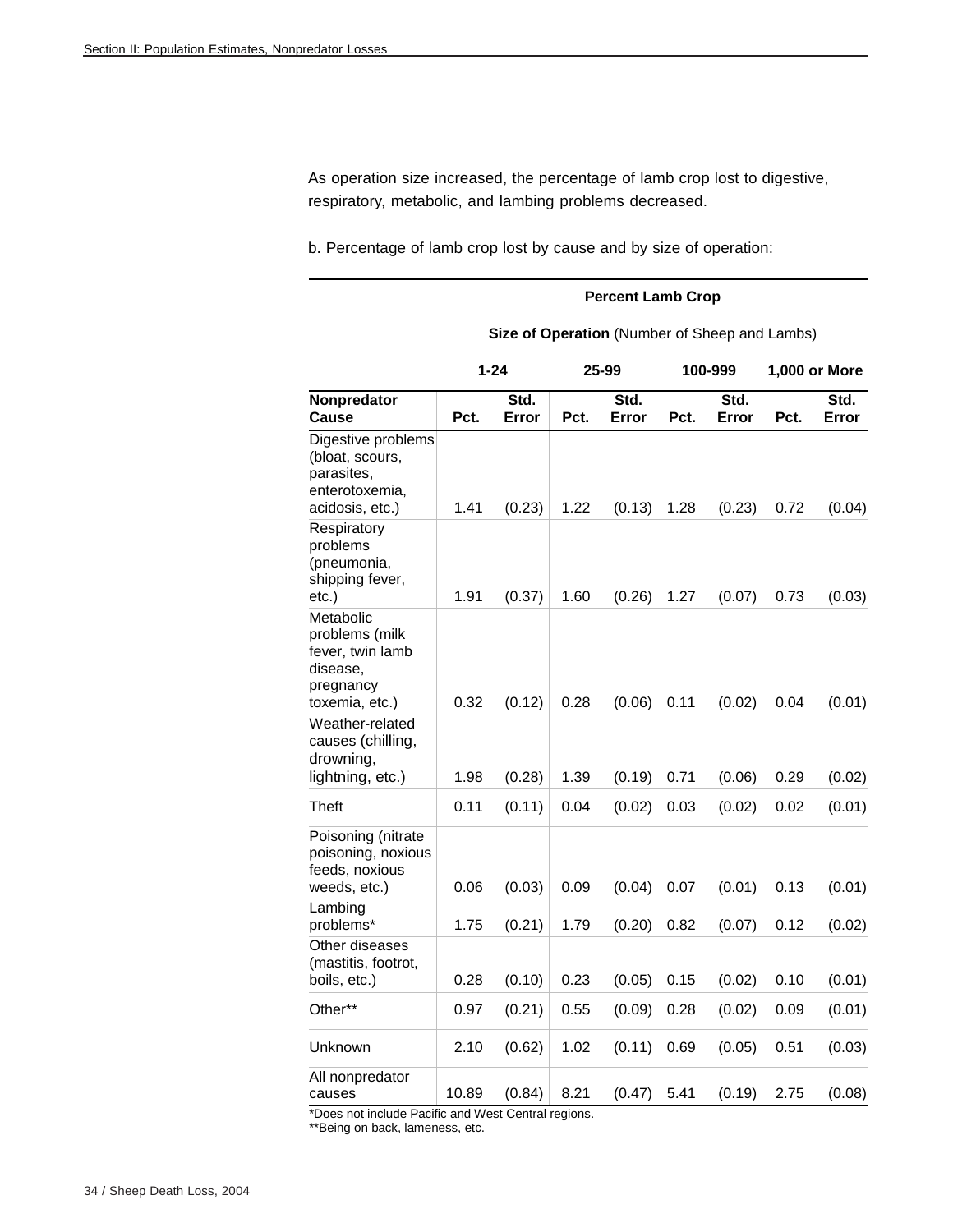As operation size increased, the percentage of lamb crop lost to digestive, respiratory, metabolic, and lambing problems decreased.

b. Percentage of lamb crop lost by cause and by size of operation:

| | Percent Lamb Crop | | | | | | | |
|---|---|---|---|---|---|---|---|---|
| | **Size of Operation** (Number of Sheep and Lambs) | | | | | | | |
| | **1-24** | | **25-99** | | **100-999** | | **1,000 or More** | |
| **Nonpredator Cause** | **Pct.** | **Std. Error** | **Pct.** | **Std. Error** | **Pct.** | **Std. Error** | **Pct.** | **Std. Error** |
| Digestive problems (bloat, scours, parasites, enterotoxemia, acidosis, etc.) | 1.41 | (0.23) | 1.22 | (0.13) | 1.28 | (0.23) | 0.72 | (0.04) |
| Respiratory problems (pneumonia, shipping fever, etc.) | 1.91 | (0.37) | 1.60 | (0.26) | 1.27 | (0.07) | 0.73 | (0.03) |
| Metabolic problems (milk fever, twin lamb disease, pregnancy toxemia, etc.) | 0.32 | (0.12) | 0.28 | (0.06) | 0.11 | (0.02) | 0.04 | (0.01) |
| Weather-related causes (chilling, drowning, lightning, etc.) | 1.98 | (0.28) | 1.39 | (0.19) | 0.71 | (0.06) | 0.29 | (0.02) |
| Theft | 0.11 | (0.11) | 0.04 | (0.02) | 0.03 | (0.02) | 0.02 | (0.01) |
| Poisoning (nitrate poisoning, noxious feeds, noxious weeds, etc.) | 0.06 | (0.03) | 0.09 | (0.04) | 0.07 | (0.01) | 0.13 | (0.01) |
| Lambing problems* | 1.75 | (0.21) | 1.79 | (0.20) | 0.82 | (0.07) | 0.12 | (0.02) |
| Other diseases (mastitis, footrot, boils, etc.) | 0.28 | (0.10) | 0.23 | (0.05) | 0.15 | (0.02) | 0.10 | (0.01) |
| Other** | 0.97 | (0.21) | 0.55 | (0.09) | 0.28 | (0.02) | 0.09 | (0.01) |
| Unknown | 2.10 | (0.62) | 1.02 | (0.11) | 0.69 | (0.05) | 0.51 | (0.03) |
| All nonpredator causes | 10.89 | (0.84) | 8.21 | (0.47) | 5.41 | (0.19) | 2.75 | (0.08) |

*Does not include Pacific and West Central regions.

**Being on back, lameness, etc.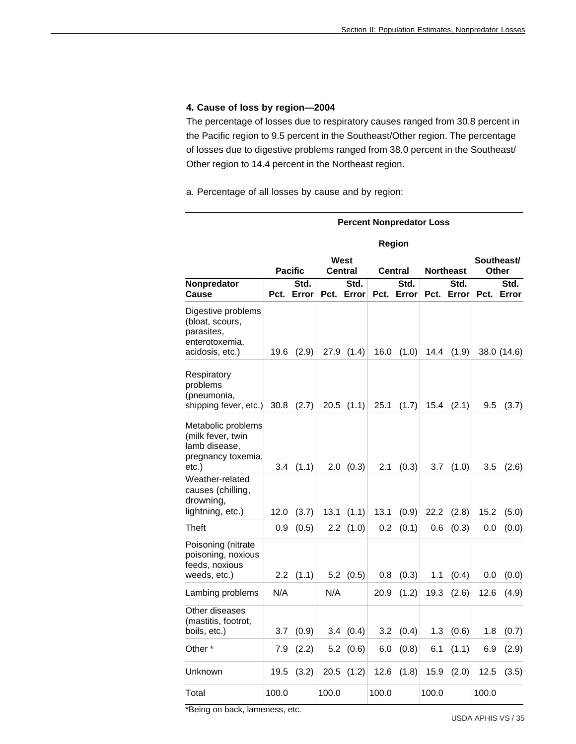#### 4. Cause of loss by region—2004

The percentage of losses due to respiratory causes ranged from 30.8 percent in the Pacific region to 9.5 percent in the Southeast/Other region. The percentage of losses due to digestive problems ranged from 38.0 percent in the Southeast/Other region to 14.4 percent in the Northeast region.

a. Percentage of all losses by cause and by region:

| | Percent Nonpredator Loss | | | | | | | | | |
|---|---|---|---|---|---|---|---|---|---|---|
| | Region | | | | | | | | | |
| | Pacific | | West Central | | Central | | Northeast | | Southeast/ Other | |
| Nonpredator Cause | Pct. | Std. Error | Pct. | Std. Error | Pct. | Std. Error | Pct. | Std. Error | Pct. | Std. Error |
| Digestive problems (bloat, scours, parasites, enterotoxemia, acidosis, etc.) | 19.6 | (2.9) | 27.9 | (1.4) | 16.0 | (1.0) | 14.4 | (1.9) | 38.0 | (14.6) |
| Respiratory problems (pneumonia, shipping fever, etc.) | 30.8 | (2.7) | 20.5 | (1.1) | 25.1 | (1.7) | 15.4 | (2.1) | 9.5 | (3.7) |
| Metabolic problems (milk fever, twin lamb disease, pregnancy toxemia, etc.) | 3.4 | (1.1) | 2.0 | (0.3) | 2.1 | (0.3) | 3.7 | (1.0) | 3.5 | (2.6) |
| Weather-related causes (chilling, drowning, lightning, etc.) | 12.0 | (3.7) | 13.1 | (1.1) | 13.1 | (0.9) | 22.2 | (2.8) | 15.2 | (5.0) |
| Theft | 0.9 | (0.5) | 2.2 | (1.0) | 0.2 | (0.1) | 0.6 | (0.3) | 0.0 | (0.0) |
| Poisoning (nitrate poisoning, noxious feeds, noxious weeds, etc.) | 2.2 | (1.1) | 5.2 | (0.5) | 0.8 | (0.3) | 1.1 | (0.4) | 0.0 | (0.0) |
| Lambing problems | N/A | | N/A | | 20.9 | (1.2) | 19.3 | (2.6) | 12.6 | (4.9) |
| Other diseases (mastitis, footrot, boils, etc.) | 3.7 | (0.9) | 3.4 | (0.4) | 3.2 | (0.4) | 1.3 | (0.6) | 1.8 | (0.7) |
| Other * | 7.9 | (2.2) | 5.2 | (0.6) | 6.0 | (0.8) | 6.1 | (1.1) | 6.9 | (2.9) |
| Unknown | 19.5 | (3.2) | 20.5 | (1.2) | 12.6 | (1.8) | 15.9 | (2.0) | 12.5 | (3.5) |
| Total | 100.0 | | 100.0 | | 100.0 | | 100.0 | | 100.0 | |

*Being on back, lameness, etc.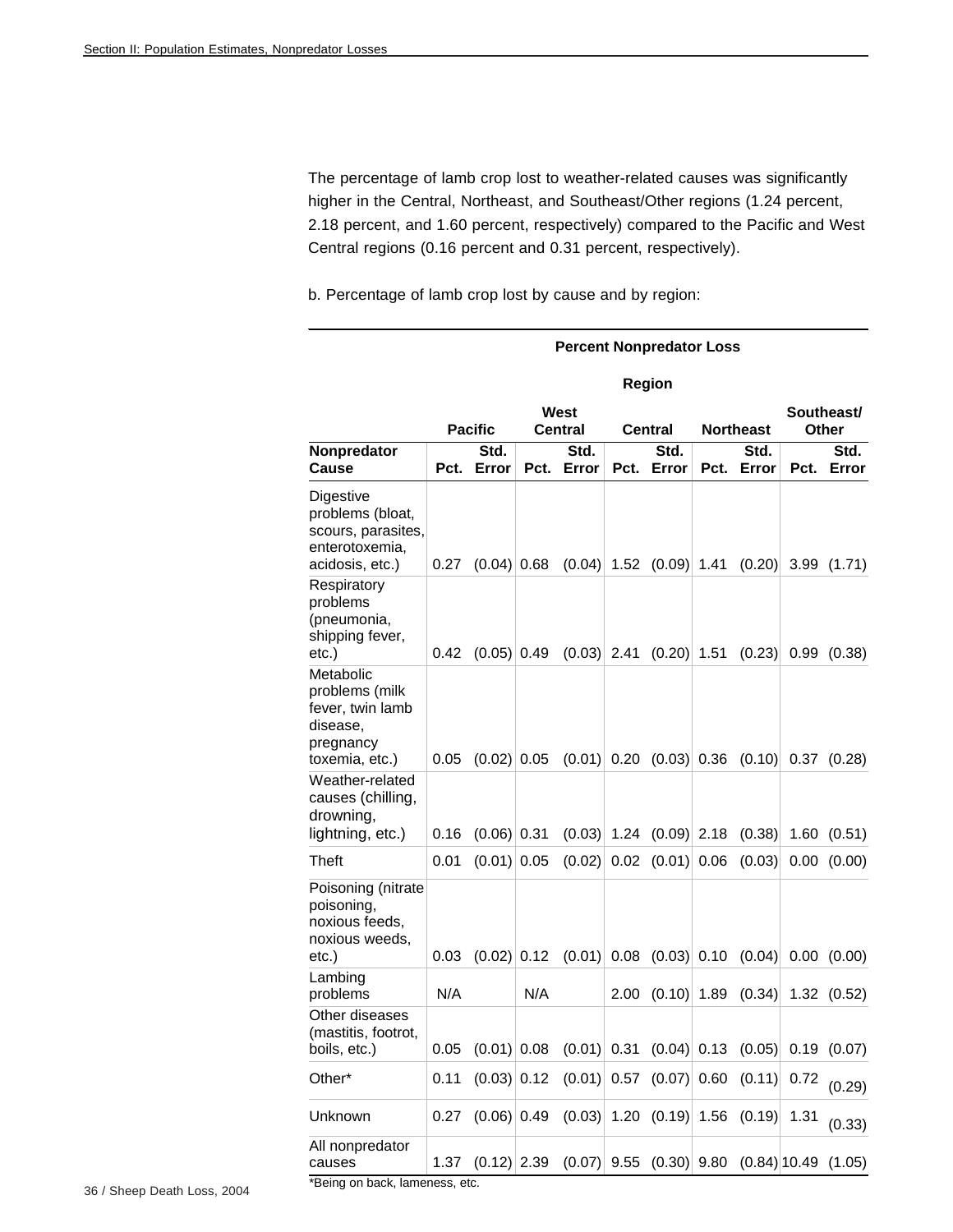The percentage of lamb crop lost to weather-related causes was significantly higher in the Central, Northeast, and Southeast/Other regions (1.24 percent, 2.18 percent, and 1.60 percent, respectively) compared to the Pacific and West Central regions (0.16 percent and 0.31 percent, respectively).

b. Percentage of lamb crop lost by cause and by region:

| | Percent Nonpredator Loss | | | | | | | | | |
|---|---|---|---|---|---|---|---|---|---|---|
| | Region | | | | | | | | | |
| | Pacific | | West Central | | Central | | Northeast | | Southeast/ Other | |
| Nonpredator Cause | Pct. | Std. Error | Pct. | Std. Error | Pct. | Std. Error | Pct. | Std. Error | Pct. | Std. Error |
| Digestive problems (bloat, scours, parasites, enterotoxemia, acidosis, etc.) | 0.27 | (0.04) | 0.68 | (0.04) | 1.52 | (0.09) | 1.41 | (0.20) | 3.99 | (1.71) |
| Respiratory problems (pneumonia, shipping fever, etc.) | 0.42 | (0.05) | 0.49 | (0.03) | 2.41 | (0.20) | 1.51 | (0.23) | 0.99 | (0.38) |
| Metabolic problems (milk fever, twin lamb disease, pregnancy toxemia, etc.) | 0.05 | (0.02) | 0.05 | (0.01) | 0.20 | (0.03) | 0.36 | (0.10) | 0.37 | (0.28) |
| Weather-related causes (chilling, drowning, lightning, etc.) | 0.16 | (0.06) | 0.31 | (0.03) | 1.24 | (0.09) | 2.18 | (0.38) | 1.60 | (0.51) |
| Theft | 0.01 | (0.01) | 0.05 | (0.02) | 0.02 | (0.01) | 0.06 | (0.03) | 0.00 | (0.00) |
| Poisoning (nitrate poisoning, noxious feeds, noxious weeds, etc.) | 0.03 | (0.02) | 0.12 | (0.01) | 0.08 | (0.03) | 0.10 | (0.04) | 0.00 | (0.00) |
| Lambing problems | N/A | | N/A | | 2.00 | (0.10) | 1.89 | (0.34) | 1.32 | (0.52) |
| Other diseases (mastitis, footrot, boils, etc.) | 0.05 | (0.01) | 0.08 | (0.01) | 0.31 | (0.04) | 0.13 | (0.05) | 0.19 | (0.07) |
| Other* | 0.11 | (0.03) | 0.12 | (0.01) | 0.57 | (0.07) | 0.60 | (0.11) | 0.72 | (0.29) |
| Unknown | 0.27 | (0.06) | 0.49 | (0.03) | 1.20 | (0.19) | 1.56 | (0.19) | 1.31 | (0.33) |
| All nonpredator causes | 1.37 | (0.12) | 2.39 | (0.07) | 9.55 | (0.30) | 9.80 | (0.84) | 10.49 | (1.05) |

*Being on back, lameness, etc.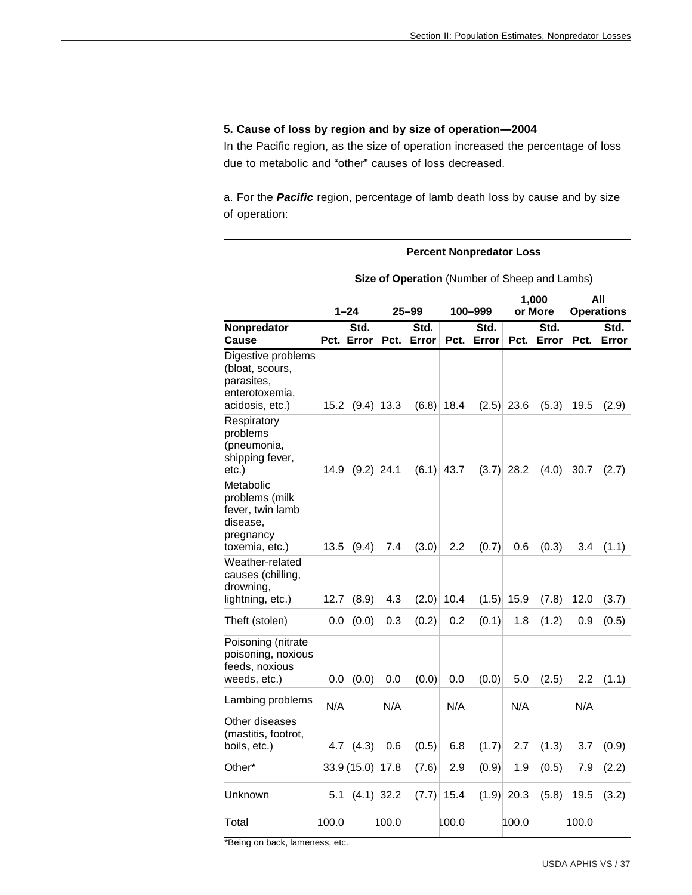**5. Cause of loss by region and by size of operation—2004**

In the Pacific region, as the size of operation increased the percentage of loss due to metabolic and "other" causes of loss decreased.

a. For the ***Pacific*** region, percentage of lamb death loss by cause and by size of operation:

| | Percent Nonpredator Loss | | | | | | | | | |
|---|---|---|---|---|---|---|---|---|---|---|
| | Size of Operation (Number of Sheep and Lambs) | | | | | | | | | |
| | 1–24 | | 25–99 | | 100–999 | | 1,000 or More | | All Operations | |
| Nonpredator Cause | Pct. | Std. Error | Pct. | Std. Error | Pct. | Std. Error | Pct. | Std. Error | Pct. | Std. Error |
| Digestive problems (bloat, scours, parasites, enterotoxemia, acidosis, etc.) | 15.2 | (9.4) | 13.3 | (6.8) | 18.4 | (2.5) | 23.6 | (5.3) | 19.5 | (2.9) |
| Respiratory problems (pneumonia, shipping fever, etc.) | 14.9 | (9.2) | 24.1 | (6.1) | 43.7 | (3.7) | 28.2 | (4.0) | 30.7 | (2.7) |
| Metabolic problems (milk fever, twin lamb disease, pregnancy toxemia, etc.) | 13.5 | (9.4) | 7.4 | (3.0) | 2.2 | (0.7) | 0.6 | (0.3) | 3.4 | (1.1) |
| Weather-related causes (chilling, drowning, lightning, etc.) | 12.7 | (8.9) | 4.3 | (2.0) | 10.4 | (1.5) | 15.9 | (7.8) | 12.0 | (3.7) |
| Theft (stolen) | 0.0 | (0.0) | 0.3 | (0.2) | 0.2 | (0.1) | 1.8 | (1.2) | 0.9 | (0.5) |
| Poisoning (nitrate poisoning, noxious feeds, noxious weeds, etc.) | 0.0 | (0.0) | 0.0 | (0.0) | 0.0 | (0.0) | 5.0 | (2.5) | 2.2 | (1.1) |
| Lambing problems | N/A | | N/A | | N/A | | N/A | | N/A | |
| Other diseases (mastitis, footrot, boils, etc.) | 4.7 | (4.3) | 0.6 | (0.5) | 6.8 | (1.7) | 2.7 | (1.3) | 3.7 | (0.9) |
| Other* | 33.9 | (15.0) | 17.8 | (7.6) | 2.9 | (0.9) | 1.9 | (0.5) | 7.9 | (2.2) |
| Unknown | 5.1 | (4.1) | 32.2 | (7.7) | 15.4 | (1.9) | 20.3 | (5.8) | 19.5 | (3.2) |
| Total | 100.0 | | 100.0 | | 100.0 | | 100.0 | | 100.0 | |

*Being on back, lameness, etc.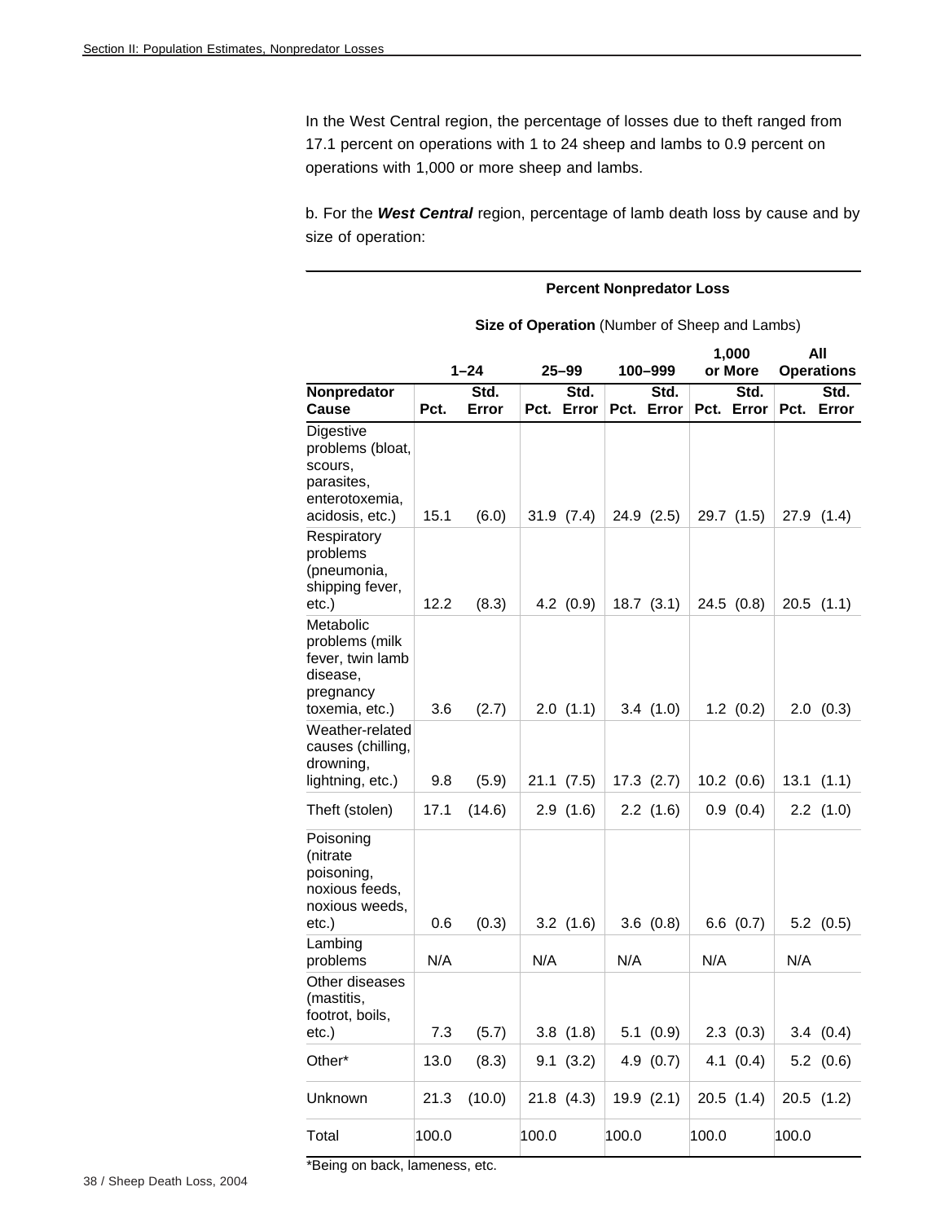In the West Central region, the percentage of losses due to theft ranged from 17.1 percent on operations with 1 to 24 sheep and lambs to 0.9 percent on operations with 1,000 or more sheep and lambs.

b. For the ***West Central*** region, percentage of lamb death loss by cause and by size of operation:

| | **Percent Nonpredator Loss** | | | | | | | | | |
|---|---|---|---|---|---|---|---|---|---|---|
| | **Size of Operation** (Number of Sheep and Lambs) | | | | | | | | | |
| | **1–24** | | **25–99** | | **100–999** | | **1,000 or More** | | **All Operations** | |
| **Nonpredator Cause** | **Pct.** | **Std. Error** | **Pct.** | **Std. Error** | **Pct.** | **Std. Error** | **Pct.** | **Std. Error** | **Pct.** | **Std. Error** |
| Digestive problems (bloat, scours, parasites, enterotoxemia, acidosis, etc.) | 15.1 | (6.0) | 31.9 | (7.4) | 24.9 | (2.5) | 29.7 | (1.5) | 27.9 | (1.4) |
| Respiratory problems (pneumonia, shipping fever, etc.) | 12.2 | (8.3) | 4.2 | (0.9) | 18.7 | (3.1) | 24.5 | (0.8) | 20.5 | (1.1) |
| Metabolic problems (milk fever, twin lamb disease, pregnancy toxemia, etc.) | 3.6 | (2.7) | 2.0 | (1.1) | 3.4 | (1.0) | 1.2 | (0.2) | 2.0 | (0.3) |
| Weather-related causes (chilling, drowning, lightning, etc.) | 9.8 | (5.9) | 21.1 | (7.5) | 17.3 | (2.7) | 10.2 | (0.6) | 13.1 | (1.1) |
| Theft (stolen) | 17.1 | (14.6) | 2.9 | (1.6) | 2.2 | (1.6) | 0.9 | (0.4) | 2.2 | (1.0) |
| Poisoning (nitrate poisoning, noxious feeds, noxious weeds, etc.) | 0.6 | (0.3) | 3.2 | (1.6) | 3.6 | (0.8) | 6.6 | (0.7) | 5.2 | (0.5) |
| Lambing problems | N/A | | N/A | | N/A | | N/A | | N/A | |
| Other diseases (mastitis, footrot, boils, etc.) | 7.3 | (5.7) | 3.8 | (1.8) | 5.1 | (0.9) | 2.3 | (0.3) | 3.4 | (0.4) |
| Other* | 13.0 | (8.3) | 9.1 | (3.2) | 4.9 | (0.7) | 4.1 | (0.4) | 5.2 | (0.6) |
| Unknown | 21.3 | (10.0) | 21.8 | (4.3) | 19.9 | (2.1) | 20.5 | (1.4) | 20.5 | (1.2) |
| Total | 100.0 | | 100.0 | | 100.0 | | 100.0 | | 100.0 | |

*Being on back, lameness, etc.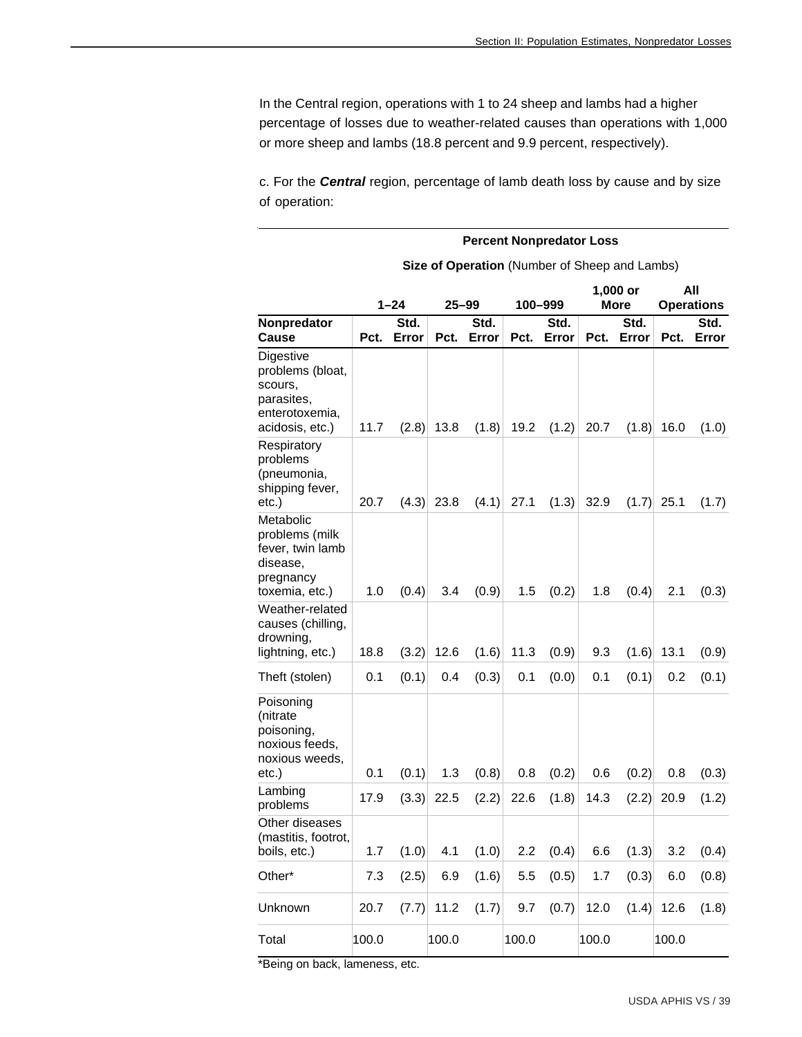In the Central region, operations with 1 to 24 sheep and lambs had a higher percentage of losses due to weather-related causes than operations with 1,000 or more sheep and lambs (18.8 percent and 9.9 percent, respectively).

c. For the ***Central*** region, percentage of lamb death loss by cause and by size of operation:

| | **Percent Nonpredator Loss** | | | | | | | | | |
|---|---|---|---|---|---|---|---|---|---|---|
| | **Size of Operation** (Number of Sheep and Lambs) | | | | | | | | | |
| | **1–24** | | **25–99** | | **100–999** | | **1,000 or More** | | **All Operations** | |
| **Nonpredator Cause** | **Pct.** | **Std. Error** | **Pct.** | **Std. Error** | **Pct.** | **Std. Error** | **Pct.** | **Std. Error** | **Pct.** | **Std. Error** |
| Digestive problems (bloat, scours, parasites, enterotoxemia, acidosis, etc.) | 11.7 | (2.8) | 13.8 | (1.8) | 19.2 | (1.2) | 20.7 | (1.8) | 16.0 | (1.0) |
| Respiratory problems (pneumonia, shipping fever, etc.) | 20.7 | (4.3) | 23.8 | (4.1) | 27.1 | (1.3) | 32.9 | (1.7) | 25.1 | (1.7) |
| Metabolic problems (milk fever, twin lamb disease, pregnancy toxemia, etc.) | 1.0 | (0.4) | 3.4 | (0.9) | 1.5 | (0.2) | 1.8 | (0.4) | 2.1 | (0.3) |
| Weather-related causes (chilling, drowning, lightning, etc.) | 18.8 | (3.2) | 12.6 | (1.6) | 11.3 | (0.9) | 9.3 | (1.6) | 13.1 | (0.9) |
| Theft (stolen) | 0.1 | (0.1) | 0.4 | (0.3) | 0.1 | (0.0) | 0.1 | (0.1) | 0.2 | (0.1) |
| Poisoning (nitrate poisoning, noxious feeds, noxious weeds, etc.) | 0.1 | (0.1) | 1.3 | (0.8) | 0.8 | (0.2) | 0.6 | (0.2) | 0.8 | (0.3) |
| Lambing problems | 17.9 | (3.3) | 22.5 | (2.2) | 22.6 | (1.8) | 14.3 | (2.2) | 20.9 | (1.2) |
| Other diseases (mastitis, footrot, boils, etc.) | 1.7 | (1.0) | 4.1 | (1.0) | 2.2 | (0.4) | 6.6 | (1.3) | 3.2 | (0.4) |
| Other* | 7.3 | (2.5) | 6.9 | (1.6) | 5.5 | (0.5) | 1.7 | (0.3) | 6.0 | (0.8) |
| Unknown | 20.7 | (7.7) | 11.2 | (1.7) | 9.7 | (0.7) | 12.0 | (1.4) | 12.6 | (1.8) |
| Total | 100.0 | | 100.0 | | 100.0 | | 100.0 | | 100.0 | |

*Being on back, lameness, etc.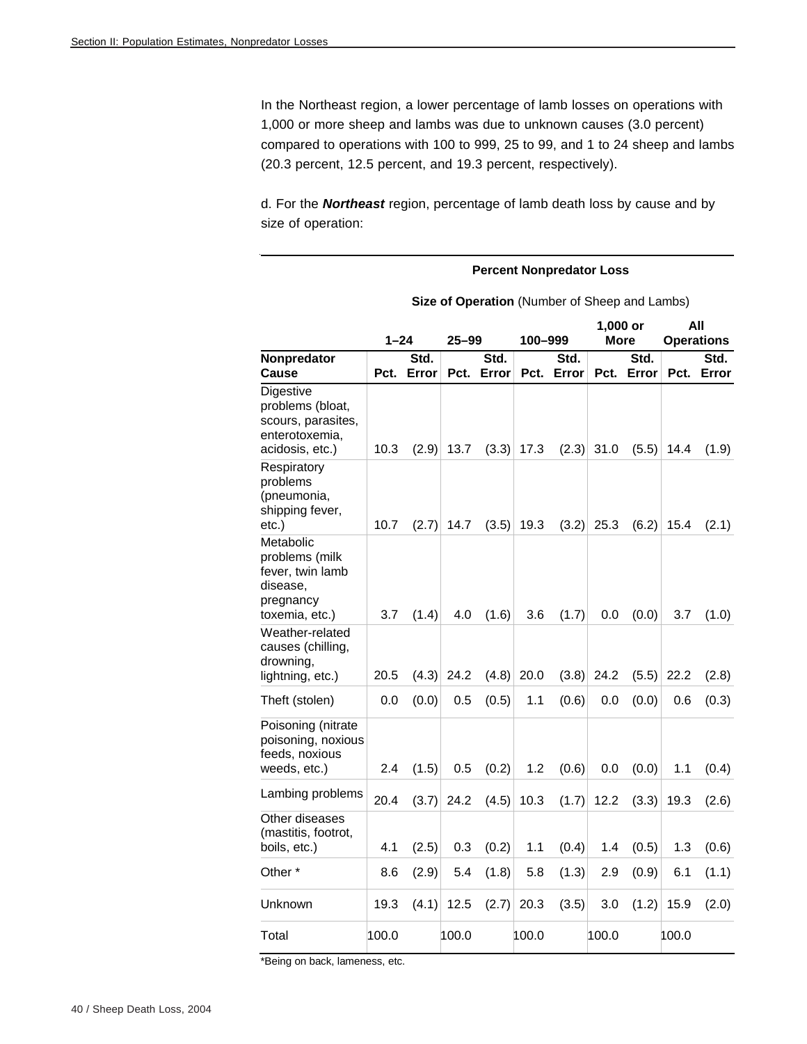In the Northeast region, a lower percentage of lamb losses on operations with 1,000 or more sheep and lambs was due to unknown causes (3.0 percent) compared to operations with 100 to 999, 25 to 99, and 1 to 24 sheep and lambs (20.3 percent, 12.5 percent, and 19.3 percent, respectively).

d. For the ***Northeast*** region, percentage of lamb death loss by cause and by size of operation:

**Percent Nonpredator Loss**

| | **Size of Operation** (Number of Sheep and Lambs) | | | | | | | | | |
|---|---|---|---|---|---|---|---|---|---|---|
| | **1–24** | | **25–99** | | **100–999** | | **1,000 or More** | | **All Operations** | |
| **Nonpredator Cause** | **Pct.** | **Std. Error** | **Pct.** | **Std. Error** | **Pct.** | **Std. Error** | **Pct.** | **Std. Error** | **Pct.** | **Std. Error** |
| Digestive problems (bloat, scours, parasites, enterotoxemia, acidosis, etc.) | 10.3 | (2.9) | 13.7 | (3.3) | 17.3 | (2.3) | 31.0 | (5.5) | 14.4 | (1.9) |
| Respiratory problems (pneumonia, shipping fever, etc.) | 10.7 | (2.7) | 14.7 | (3.5) | 19.3 | (3.2) | 25.3 | (6.2) | 15.4 | (2.1) |
| Metabolic problems (milk fever, twin lamb disease, pregnancy toxemia, etc.) | 3.7 | (1.4) | 4.0 | (1.6) | 3.6 | (1.7) | 0.0 | (0.0) | 3.7 | (1.0) |
| Weather-related causes (chilling, drowning, lightning, etc.) | 20.5 | (4.3) | 24.2 | (4.8) | 20.0 | (3.8) | 24.2 | (5.5) | 22.2 | (2.8) |
| Theft (stolen) | 0.0 | (0.0) | 0.5 | (0.5) | 1.1 | (0.6) | 0.0 | (0.0) | 0.6 | (0.3) |
| Poisoning (nitrate poisoning, noxious feeds, noxious weeds, etc.) | 2.4 | (1.5) | 0.5 | (0.2) | 1.2 | (0.6) | 0.0 | (0.0) | 1.1 | (0.4) |
| Lambing problems | 20.4 | (3.7) | 24.2 | (4.5) | 10.3 | (1.7) | 12.2 | (3.3) | 19.3 | (2.6) |
| Other diseases (mastitis, footrot, boils, etc.) | 4.1 | (2.5) | 0.3 | (0.2) | 1.1 | (0.4) | 1.4 | (0.5) | 1.3 | (0.6) |
| Other * | 8.6 | (2.9) | 5.4 | (1.8) | 5.8 | (1.3) | 2.9 | (0.9) | 6.1 | (1.1) |
| Unknown | 19.3 | (4.1) | 12.5 | (2.7) | 20.3 | (3.5) | 3.0 | (1.2) | 15.9 | (2.0) |
| Total | 100.0 | | 100.0 | | 100.0 | | 100.0 | | 100.0 | |

*Being on back, lameness, etc.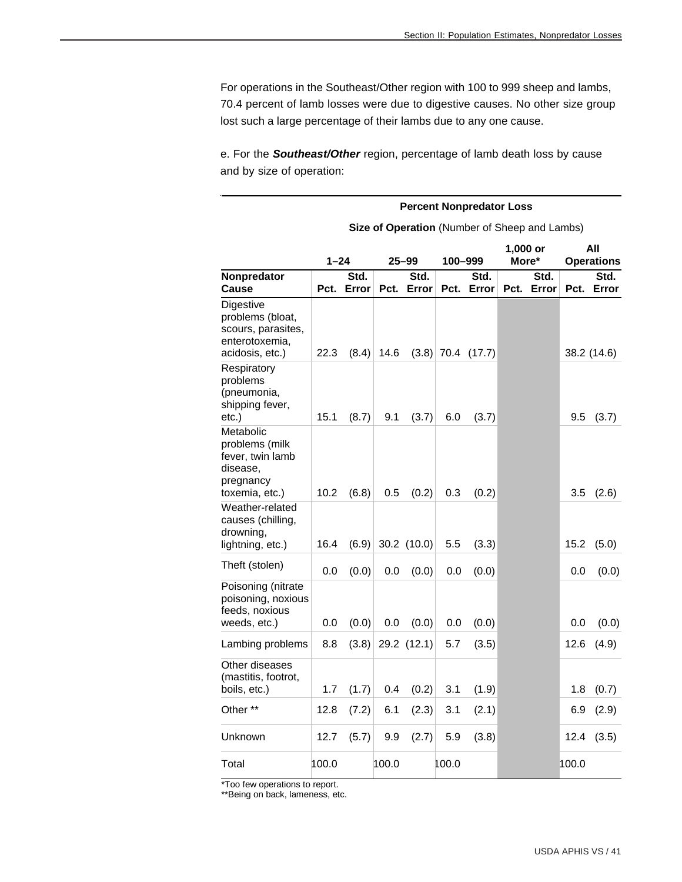For operations in the Southeast/Other region with 100 to 999 sheep and lambs, 70.4 percent of lamb losses were due to digestive causes. No other size group lost such a large percentage of their lambs due to any one cause.

e. For the ***Southeast/Other*** region, percentage of lamb death loss by cause and by size of operation:

| | **Percent Nonpredator Loss** | | | | | | | | | |
|---|---|---|---|---|---|---|---|---|---|---|
| | **Size of Operation** (Number of Sheep and Lambs) | | | | | | | | | |
| | **1–24** | | **25–99** | | **100–999** | | **1,000 or More*** | | **All Operations** | |
| **Nonpredator Cause** | **Pct.** | **Std. Error** | **Pct.** | **Std. Error** | **Pct.** | **Std. Error** | **Pct.** | **Std. Error** | **Pct.** | **Std. Error** |
| Digestive problems (bloat, scours, parasites, enterotoxemia, acidosis, etc.) | 22.3 | (8.4) | 14.6 | (3.8) | 70.4 | (17.7) | | | 38.2 | (14.6) |
| Respiratory problems (pneumonia, shipping fever, etc.) | 15.1 | (8.7) | 9.1 | (3.7) | 6.0 | (3.7) | | | 9.5 | (3.7) |
| Metabolic problems (milk fever, twin lamb disease, pregnancy toxemia, etc.) | 10.2 | (6.8) | 0.5 | (0.2) | 0.3 | (0.2) | | | 3.5 | (2.6) |
| Weather-related causes (chilling, drowning, lightning, etc.) | 16.4 | (6.9) | 30.2 | (10.0) | 5.5 | (3.3) | | | 15.2 | (5.0) |
| Theft (stolen) | 0.0 | (0.0) | 0.0 | (0.0) | 0.0 | (0.0) | | | 0.0 | (0.0) |
| Poisoning (nitrate poisoning, noxious feeds, noxious weeds, etc.) | 0.0 | (0.0) | 0.0 | (0.0) | 0.0 | (0.0) | | | 0.0 | (0.0) |
| Lambing problems | 8.8 | (3.8) | 29.2 | (12.1) | 5.7 | (3.5) | | | 12.6 | (4.9) |
| Other diseases (mastitis, footrot, boils, etc.) | 1.7 | (1.7) | 0.4 | (0.2) | 3.1 | (1.9) | | | 1.8 | (0.7) |
| Other ** | 12.8 | (7.2) | 6.1 | (2.3) | 3.1 | (2.1) | | | 6.9 | (2.9) |
| Unknown | 12.7 | (5.7) | 9.9 | (2.7) | 5.9 | (3.8) | | | 12.4 | (3.5) |
| Total | 100.0 | | 100.0 | | 100.0 | | | | 100.0 | |

*Too few operations to report.
**Being on back, lameness, etc.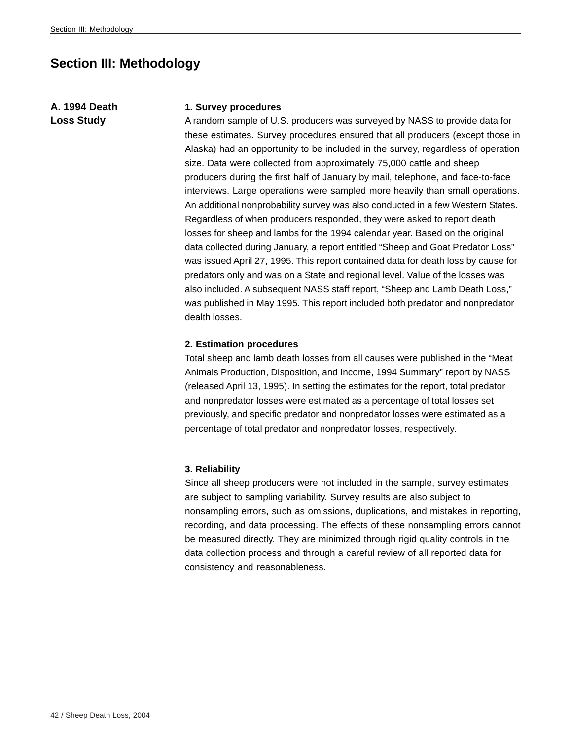# Section III: Methodology

## A. 1994 Death Loss Study

### 1. Survey procedures

A random sample of U.S. producers was surveyed by NASS to provide data for these estimates. Survey procedures ensured that all producers (except those in Alaska) had an opportunity to be included in the survey, regardless of operation size. Data were collected from approximately 75,000 cattle and sheep producers during the first half of January by mail, telephone, and face-to-face interviews. Large operations were sampled more heavily than small operations. An additional nonprobability survey was also conducted in a few Western States. Regardless of when producers responded, they were asked to report death losses for sheep and lambs for the 1994 calendar year. Based on the original data collected during January, a report entitled “Sheep and Goat Predator Loss” was issued April 27, 1995. This report contained data for death loss by cause for predators only and was on a State and regional level. Value of the losses was also included. A subsequent NASS staff report, “Sheep and Lamb Death Loss,” was published in May 1995. This report included both predator and nonpredator dealth losses.

### 2. Estimation procedures

Total sheep and lamb death losses from all causes were published in the “Meat Animals Production, Disposition, and Income, 1994 Summary” report by NASS (released April 13, 1995). In setting the estimates for the report, total predator and nonpredator losses were estimated as a percentage of total losses set previously, and specific predator and nonpredator losses were estimated as a percentage of total predator and nonpredator losses, respectively.

### 3. Reliability

Since all sheep producers were not included in the sample, survey estimates are subject to sampling variability. Survey results are also subject to nonsampling errors, such as omissions, duplications, and mistakes in reporting, recording, and data processing. The effects of these nonsampling errors cannot be measured directly. They are minimized through rigid quality controls in the data collection process and through a careful review of all reported data for consistency and reasonableness.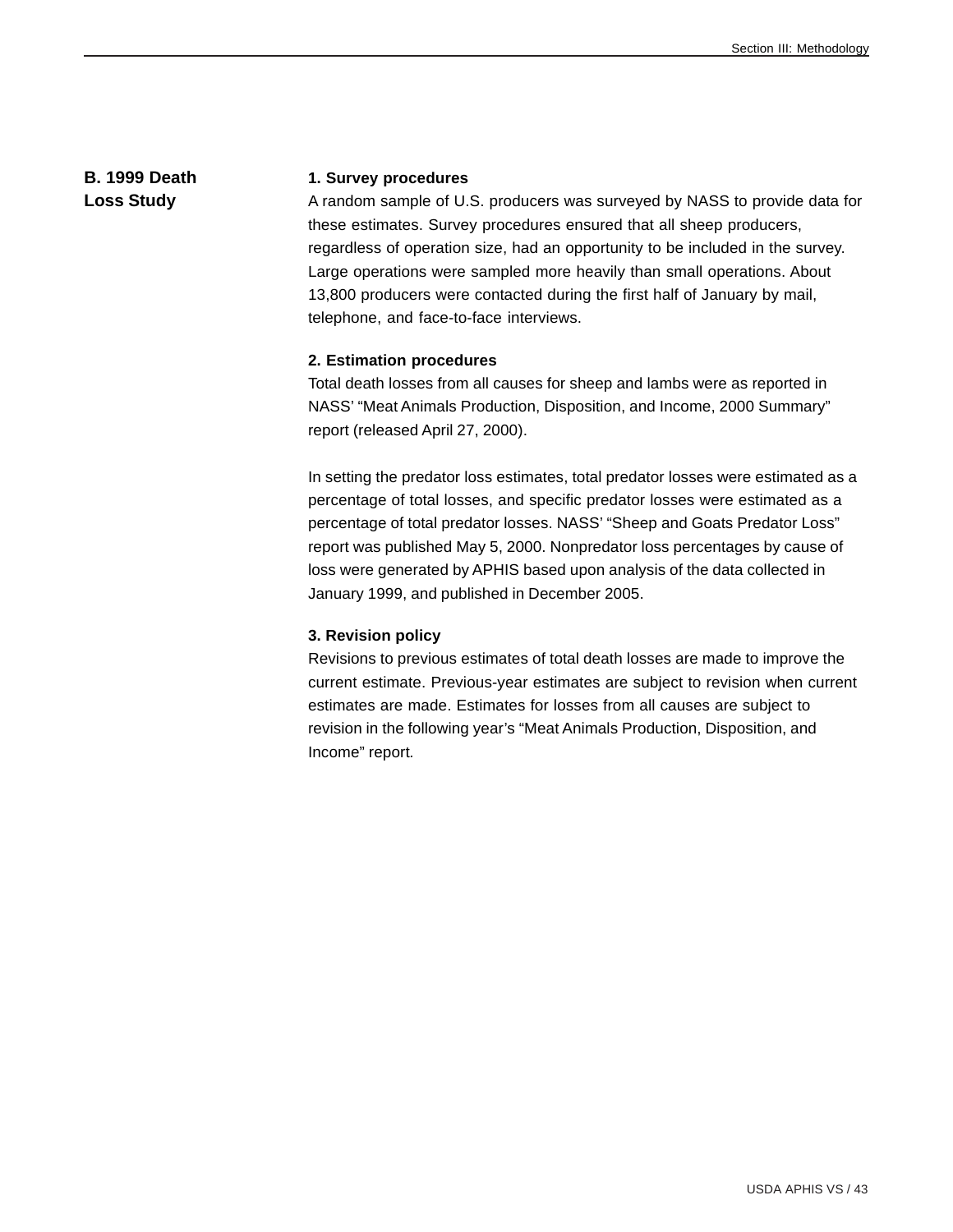## B. 1999 Death Loss Study

### 1. Survey procedures

A random sample of U.S. producers was surveyed by NASS to provide data for these estimates. Survey procedures ensured that all sheep producers, regardless of operation size, had an opportunity to be included in the survey. Large operations were sampled more heavily than small operations. About 13,800 producers were contacted during the first half of January by mail, telephone, and face-to-face interviews.

### 2. Estimation procedures

Total death losses from all causes for sheep and lambs were as reported in NASS' "Meat Animals Production, Disposition, and Income, 2000 Summary" report (released April 27, 2000).

In setting the predator loss estimates, total predator losses were estimated as a percentage of total losses, and specific predator losses were estimated as a percentage of total predator losses. NASS' "Sheep and Goats Predator Loss" report was published May 5, 2000. Nonpredator loss percentages by cause of loss were generated by APHIS based upon analysis of the data collected in January 1999, and published in December 2005.

### 3. Revision policy

Revisions to previous estimates of total death losses are made to improve the current estimate. Previous-year estimates are subject to revision when current estimates are made. Estimates for losses from all causes are subject to revision in the following year's "Meat Animals Production, Disposition, and Income" report.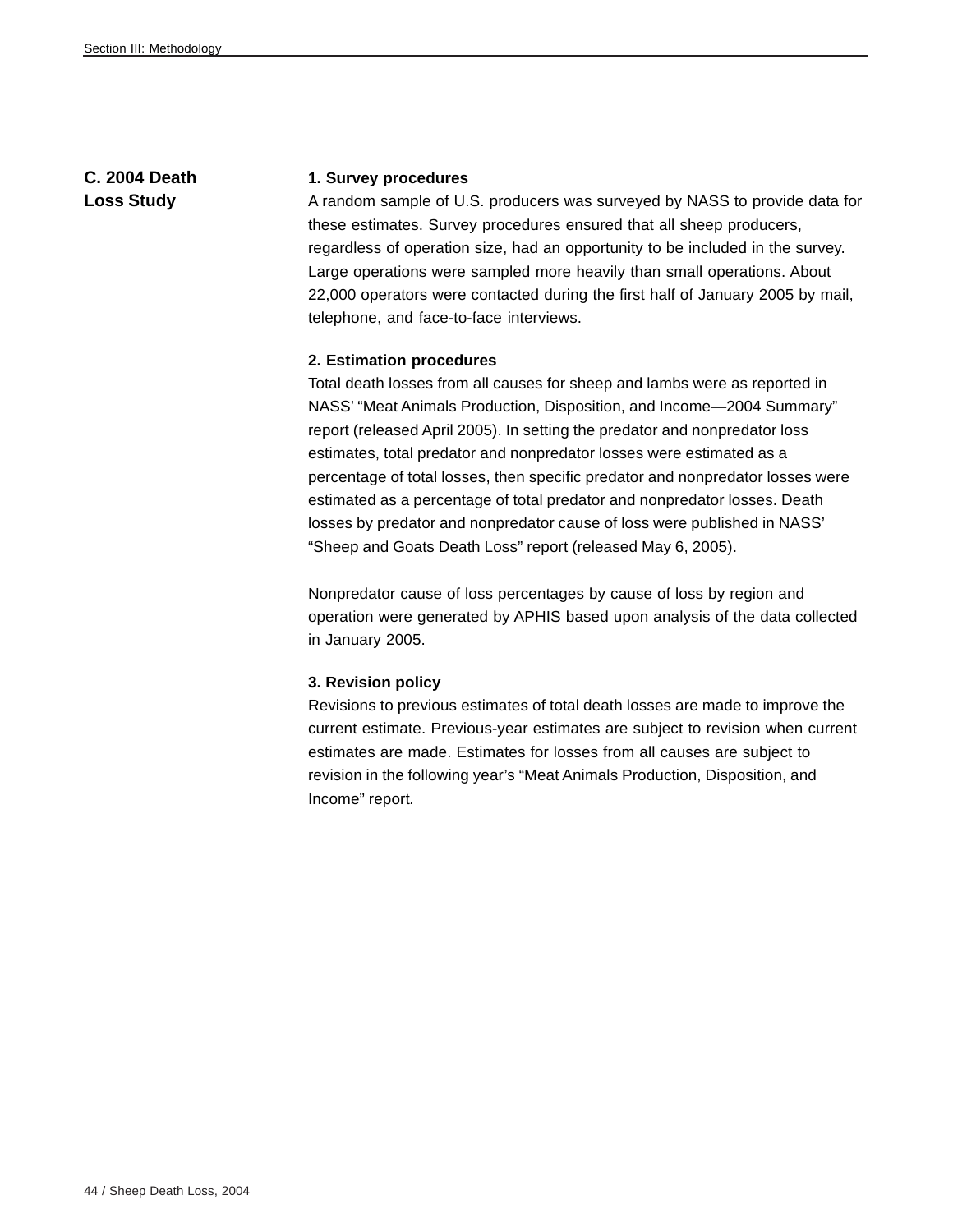## C. 2004 Death Loss Study

**1. Survey procedures**

A random sample of U.S. producers was surveyed by NASS to provide data for these estimates. Survey procedures ensured that all sheep producers, regardless of operation size, had an opportunity to be included in the survey. Large operations were sampled more heavily than small operations. About 22,000 operators were contacted during the first half of January 2005 by mail, telephone, and face-to-face interviews.

**2. Estimation procedures**

Total death losses from all causes for sheep and lambs were as reported in NASS' "Meat Animals Production, Disposition, and Income—2004 Summary" report (released April 2005). In setting the predator and nonpredator loss estimates, total predator and nonpredator losses were estimated as a percentage of total losses, then specific predator and nonpredator losses were estimated as a percentage of total predator and nonpredator losses. Death losses by predator and nonpredator cause of loss were published in NASS' "Sheep and Goats Death Loss" report (released May 6, 2005).

Nonpredator cause of loss percentages by cause of loss by region and operation were generated by APHIS based upon analysis of the data collected in January 2005.

**3. Revision policy**

Revisions to previous estimates of total death losses are made to improve the current estimate. Previous-year estimates are subject to revision when current estimates are made. Estimates for losses from all causes are subject to revision in the following year's "Meat Animals Production, Disposition, and Income" report.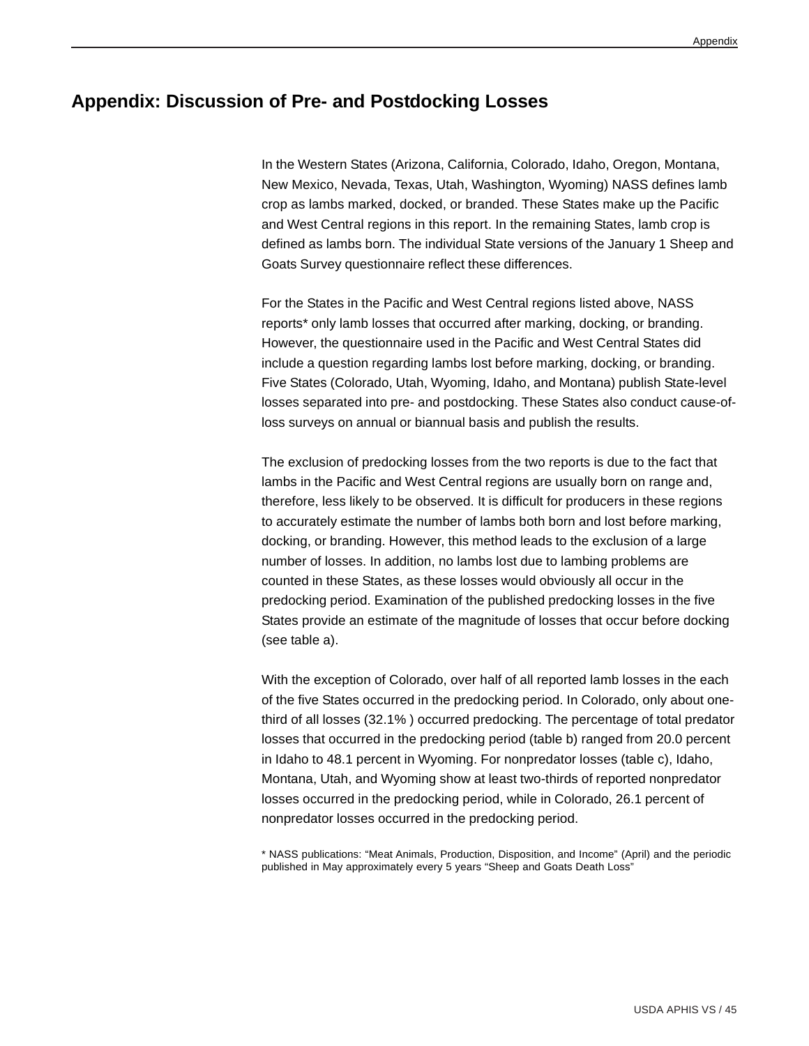# Appendix: Discussion of Pre- and Postdocking Losses

In the Western States (Arizona, California, Colorado, Idaho, Oregon, Montana, New Mexico, Nevada, Texas, Utah, Washington, Wyoming) NASS defines lamb crop as lambs marked, docked, or branded. These States make up the Pacific and West Central regions in this report. In the remaining States, lamb crop is defined as lambs born. The individual State versions of the January 1 Sheep and Goats Survey questionnaire reflect these differences.

For the States in the Pacific and West Central regions listed above, NASS reports* only lamb losses that occurred after marking, docking, or branding. However, the questionnaire used in the Pacific and West Central States did include a question regarding lambs lost before marking, docking, or branding. Five States (Colorado, Utah, Wyoming, Idaho, and Montana) publish State-level losses separated into pre- and postdocking. These States also conduct cause-of-loss surveys on annual or biannual basis and publish the results.

The exclusion of predocking losses from the two reports is due to the fact that lambs in the Pacific and West Central regions are usually born on range and, therefore, less likely to be observed. It is difficult for producers in these regions to accurately estimate the number of lambs both born and lost before marking, docking, or branding. However, this method leads to the exclusion of a large number of losses. In addition, no lambs lost due to lambing problems are counted in these States, as these losses would obviously all occur in the predocking period. Examination of the published predocking losses in the five States provide an estimate of the magnitude of losses that occur before docking (see table a).

With the exception of Colorado, over half of all reported lamb losses in the each of the five States occurred in the predocking period. In Colorado, only about one-third of all losses (32.1% ) occurred predocking. The percentage of total predator losses that occurred in the predocking period (table b) ranged from 20.0 percent in Idaho to 48.1 percent in Wyoming. For nonpredator losses (table c), Idaho, Montana, Utah, and Wyoming show at least two-thirds of reported nonpredator losses occurred in the predocking period, while in Colorado, 26.1 percent of nonpredator losses occurred in the predocking period.

* NASS publications: "Meat Animals, Production, Disposition, and Income" (April) and the periodic published in May approximately every 5 years "Sheep and Goats Death Loss"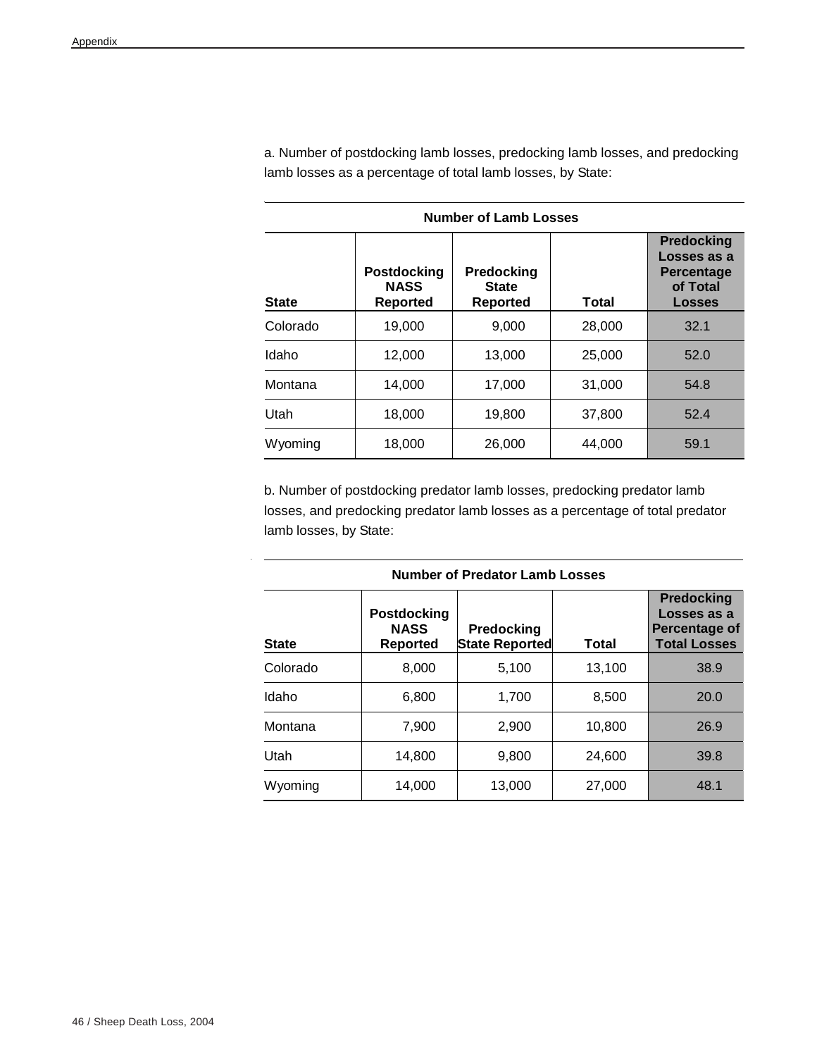a. Number of postdocking lamb losses, predocking lamb losses, and predocking lamb losses as a percentage of total lamb losses, by State:

| Number of Lamb Losses | | | | |
|---|---|---|---|---|
| **State** | **Postdocking NASS Reported** | **Predocking State Reported** | **Total** | **Predocking Losses as a Percentage of Total Losses** |
| Colorado | 19,000 | 9,000 | 28,000 | 32.1 |
| Idaho | 12,000 | 13,000 | 25,000 | 52.0 |
| Montana | 14,000 | 17,000 | 31,000 | 54.8 |
| Utah | 18,000 | 19,800 | 37,800 | 52.4 |
| Wyoming | 18,000 | 26,000 | 44,000 | 59.1 |

b. Number of postdocking predator lamb losses, predocking predator lamb losses, and predocking predator lamb losses as a percentage of total predator lamb losses, by State:

| Number of Predator Lamb Losses | | | | |
|---|---|---|---|---|
| **State** | **Postdocking NASS Reported** | **Predocking State Reported** | **Total** | **Predocking Losses as a Percentage of Total Losses** |
| Colorado | 8,000 | 5,100 | 13,100 | 38.9 |
| Idaho | 6,800 | 1,700 | 8,500 | 20.0 |
| Montana | 7,900 | 2,900 | 10,800 | 26.9 |
| Utah | 14,800 | 9,800 | 24,600 | 39.8 |
| Wyoming | 14,000 | 13,000 | 27,000 | 48.1 |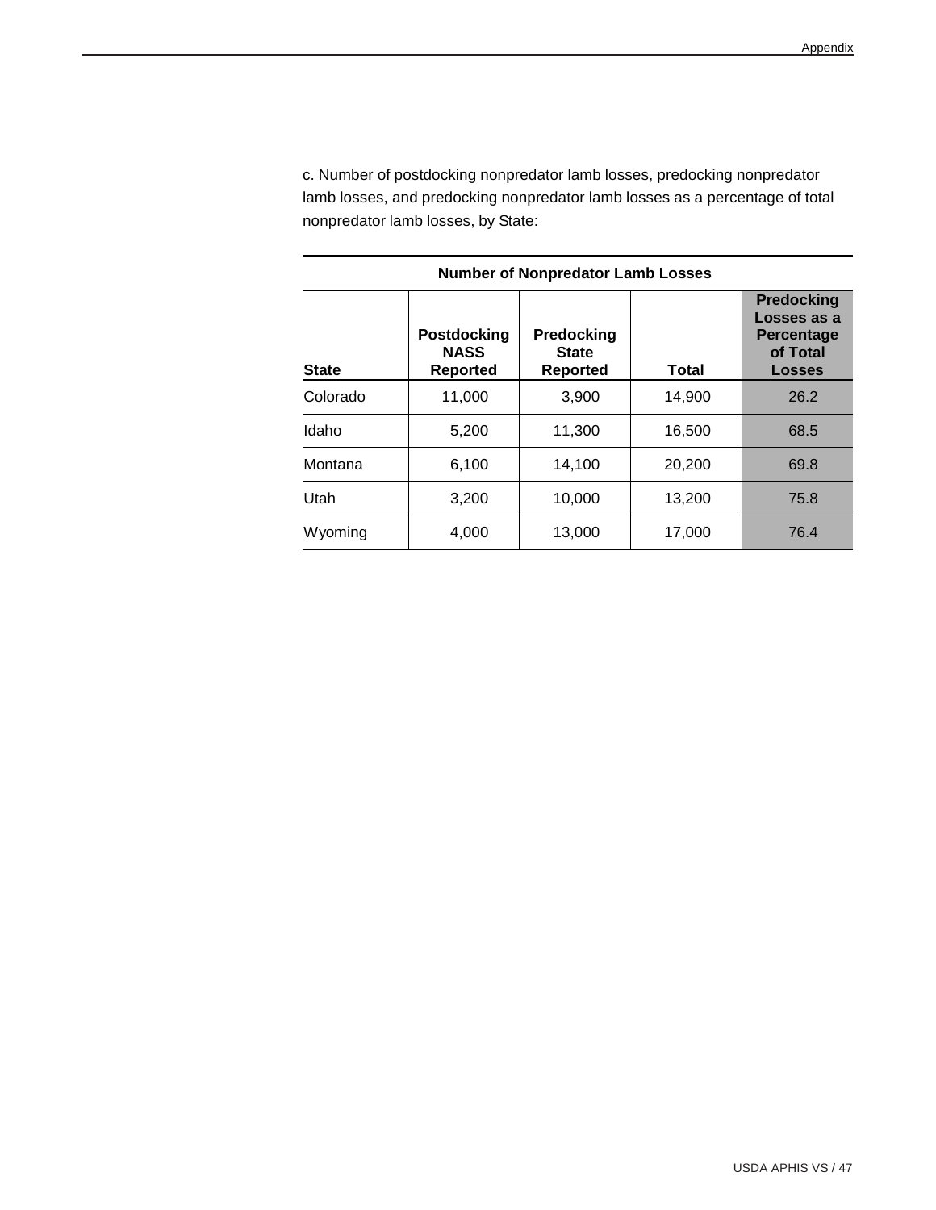c. Number of postdocking nonpredator lamb losses, predocking nonpredator lamb losses, and predocking nonpredator lamb losses as a percentage of total nonpredator lamb losses, by State:

| Number of Nonpredator Lamb Losses | | | | |
|---|---|---|---|---|
| **State** | **Postdocking NASS Reported** | **Predocking State Reported** | **Total** | **Predocking Losses as a Percentage of Total Losses** |
| Colorado | 11,000 | 3,900 | 14,900 | 26.2 |
| Idaho | 5,200 | 11,300 | 16,500 | 68.5 |
| Montana | 6,100 | 14,100 | 20,200 | 69.8 |
| Utah | 3,200 | 10,000 | 13,200 | 75.8 |
| Wyoming | 4,000 | 13,000 | 17,000 | 76.4 |